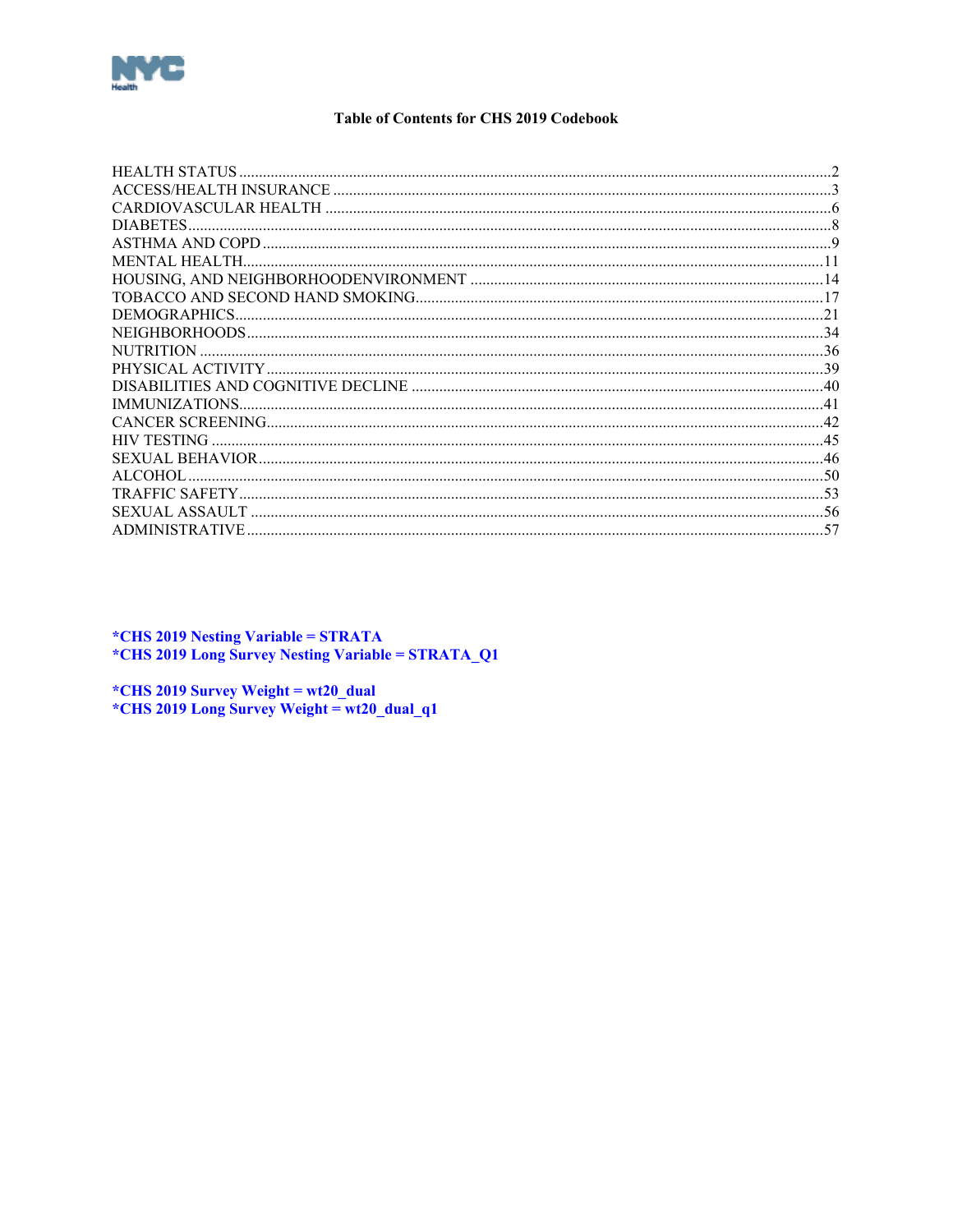# Table of Contents for CHS 2019 Codebook

HEALTH STATUS ..................................................................................................2
ACCESS/HEALTH INSURANCE ..................................................................................3
CARDIOVASCULAR HEALTH ......................................................................................6
DIABETES..............................................................................................................8
ASTHMA AND COPD ...............................................................................................9
MENTAL HEALTH..................................................................................................11
HOUSING, AND NEIGHBORHOODENVIRONMENT .......................................................14
TOBACCO AND SECOND HAND SMOKING.....................................................................17
DEMOGRAPHICS....................................................................................................21
NEIGHBORHOODS..................................................................................................34
NUTRITION ..........................................................................................................36
PHYSICAL ACTIVITY ..............................................................................................39
DISABILITIES AND COGNITIVE DECLINE .....................................................................40
IMMUNIZATIONS....................................................................................................41
CANCER SCREENING...............................................................................................42
HIV TESTING .........................................................................................................45
SEXUAL BEHAVIOR.................................................................................................46
ALCOHOL ..............................................................................................................50
TRAFFIC SAFETY.....................................................................................................53
SEXUAL ASSAULT ...................................................................................................56
ADMINISTRATIVE ...................................................................................................57

**\*CHS 2019 Nesting Variable = STRATA**
**\*CHS 2019 Long Survey Nesting Variable = STRATA_Q1**

**\*CHS 2019 Survey Weight = wt20_dual**
**\*CHS 2019 Long Survey Weight = wt20_dual_q1**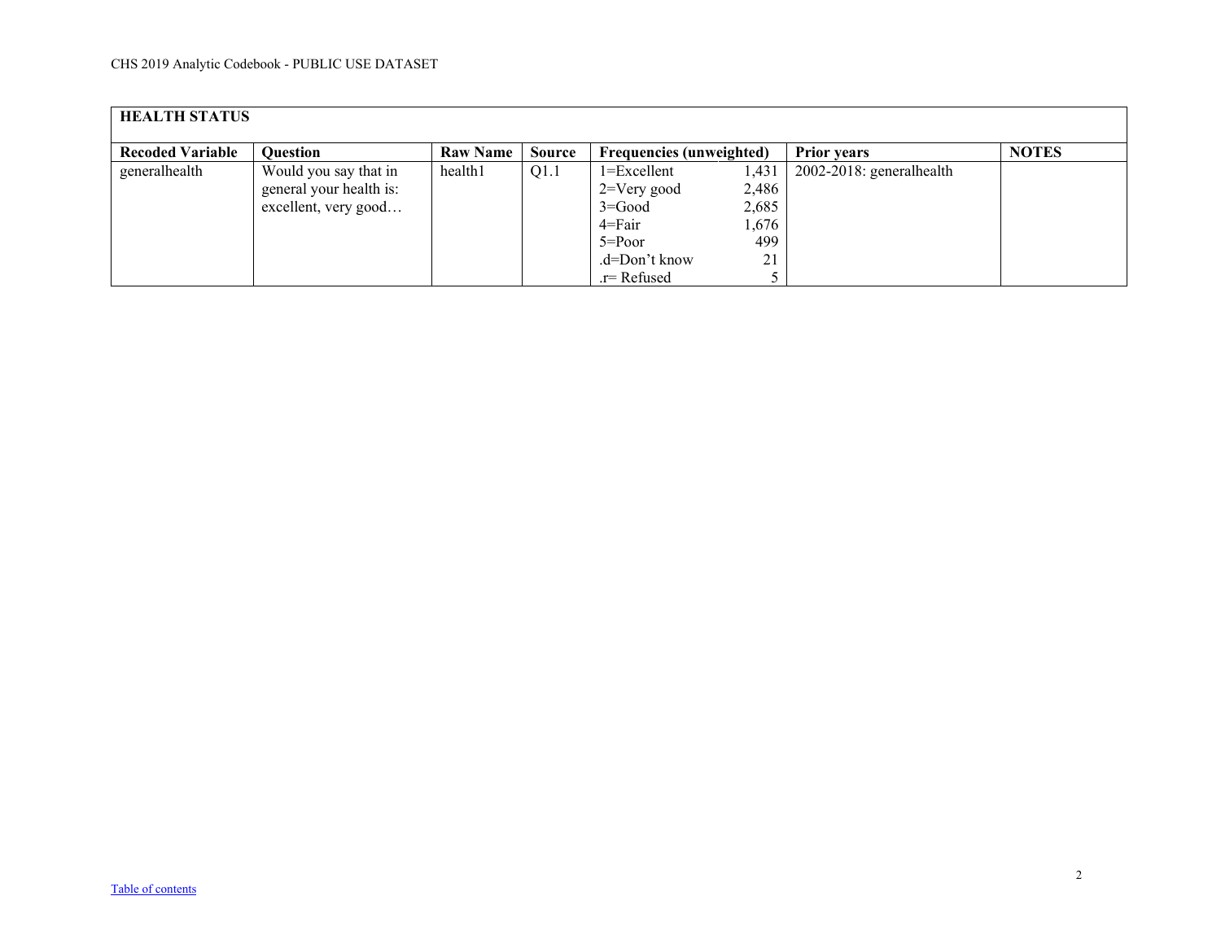| HEALTH STATUS | | | | | | | |
|---|---|---|---|---|---|---|---|
| **Recoded Variable** | **Question** | **Raw Name** | **Source** | **Frequencies (unweighted)** | | **Prior years** | **NOTES** |
| generalhealth | Would you say that in general your health is: excellent, very good… | health1 | Q1.1 | 1=Excellent | 1,431 | 2002-2018: generalhealth | |
| | | | | 2=Very good | 2,486 | | |
| | | | | 3=Good | 2,685 | | |
| | | | | 4=Fair | 1,676 | | |
| | | | | 5=Poor | 499 | | |
| | | | | .d=Don't know | 21 | | |
| | | | | .r= Refused | 5 | | |

Table of contents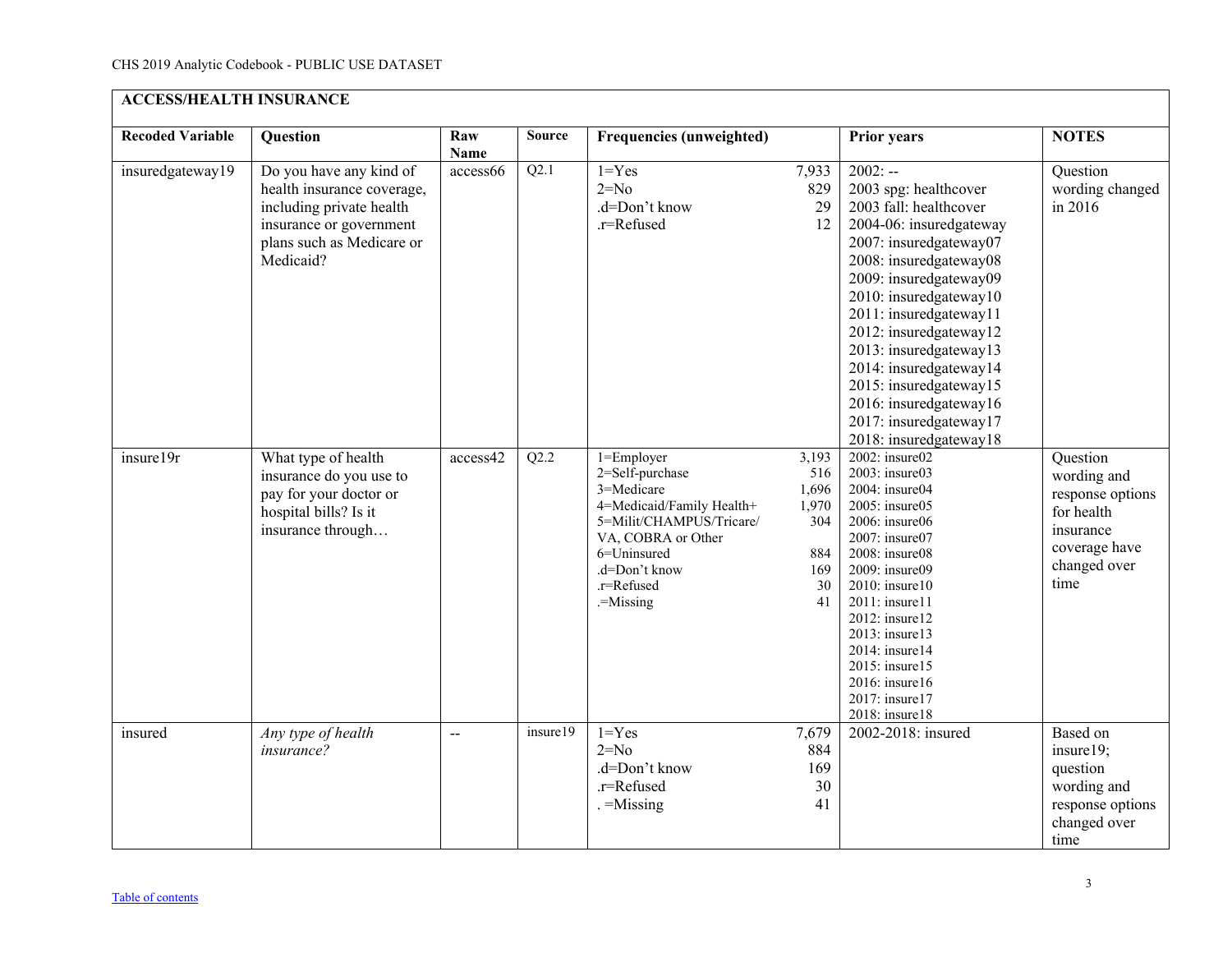CHS 2019 Analytic Codebook - PUBLIC USE DATASET

| ACCESS/HEALTH INSURANCE | | | | | | | |
|---|---|---|---|---|---|---|---|
| **Recoded Variable** | **Question** | **Raw Name** | **Source** | **Frequencies (unweighted)** | | **Prior years** | **NOTES** |
| insuredgateway19 | Do you have any kind of health insurance coverage, including private health insurance or government plans such as Medicare or Medicaid? | access66 | Q2.1 | 1=Yes<br>2=No<br>.d=Don't know<br>.r=Refused | 7,933<br>829<br>29<br>12 | 2002: --<br>2003 spg: healthcover<br>2003 fall: healthcover<br>2004-06: insuredgateway<br>2007: insuredgateway07<br>2008: insuredgateway08<br>2009: insuredgateway09<br>2010: insuredgateway10<br>2011: insuredgateway11<br>2012: insuredgateway12<br>2013: insuredgateway13<br>2014: insuredgateway14<br>2015: insuredgateway15<br>2016: insuredgateway16<br>2017: insuredgateway17<br>2018: insuredgateway18 | Question wording changed in 2016 |
| insure19r | What type of health insurance do you use to pay for your doctor or hospital bills? Is it insurance through… | access42 | Q2.2 | 1=Employer<br>2=Self-purchase<br>3=Medicare<br>4=Medicaid/Family Health+<br>5=Milit/CHAMPUS/Tricare/ VA, COBRA or Other<br>6=Uninsured<br>.d=Don't know<br>.r=Refused<br>.=Missing | 3,193<br>516<br>1,696<br>1,970<br>304<br><br>884<br>169<br>30<br>41 | 2002: insure02<br>2003: insure03<br>2004: insure04<br>2005: insure05<br>2006: insure06<br>2007: insure07<br>2008: insure08<br>2009: insure09<br>2010: insure10<br>2011: insure11<br>2012: insure12<br>2013: insure13<br>2014: insure14<br>2015: insure15<br>2016: insure16<br>2017: insure17<br>2018: insure18 | Question wording and response options for health insurance coverage have changed over time |
| insured | *Any type of health insurance?* | -- | insure19 | 1=Yes<br>2=No<br>.d=Don't know<br>.r=Refused<br>. =Missing | 7,679<br>884<br>169<br>30<br>41 | 2002-2018: insured | Based on insure19; question wording and response options changed over time |

Table of contents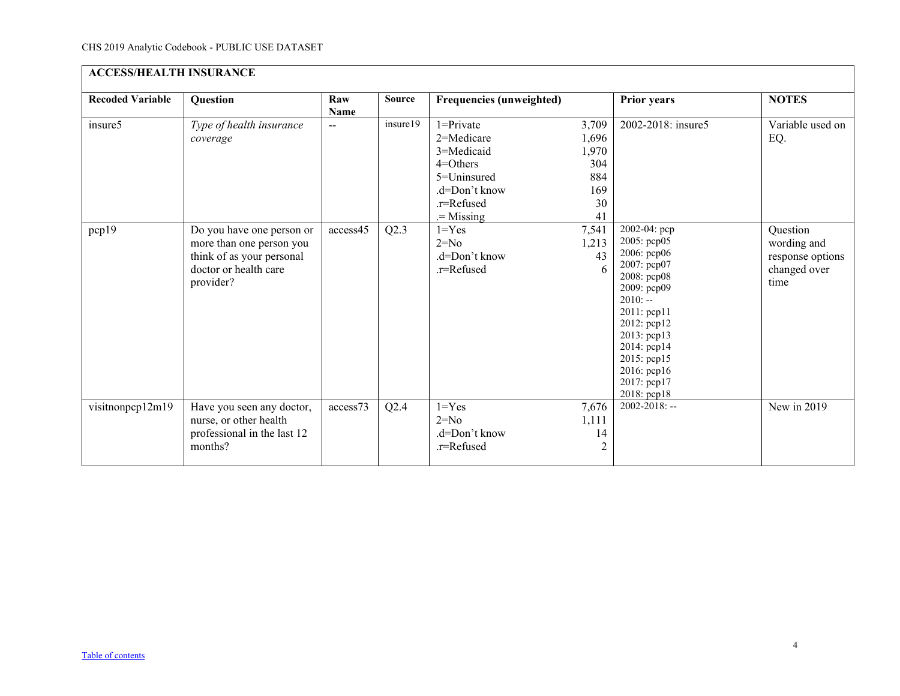| ACCESS/HEALTH INSURANCE | | | | | | | |
|---|---|---|---|---|---|---|---|
| **Recoded Variable** | **Question** | **Raw Name** | **Source** | **Frequencies (unweighted)** | | **Prior years** | **NOTES** |
| insure5 | *Type of health insurance coverage* | -- | insure19 | 1=Private<br>2=Medicare<br>3=Medicaid<br>4=Others<br>5=Uninsured<br>.d=Don't know<br>.r=Refused<br>.= Missing | 3,709<br>1,696<br>1,970<br>304<br>884<br>169<br>30<br>41 | 2002-2018: insure5 | Variable used on EQ. |
| pcp19 | Do you have one person or more than one person you think of as your personal doctor or health care provider? | access45 | Q2.3 | 1=Yes<br>2=No<br>.d=Don't know<br>.r=Refused | 7,541<br>1,213<br>43<br>6 | 2002-04: pcp<br>2005: pcp05<br>2006: pcp06<br>2007: pcp07<br>2008: pcp08<br>2009: pcp09<br>2010: --<br>2011: pcp11<br>2012: pcp12<br>2013: pcp13<br>2014: pcp14<br>2015: pcp15<br>2016: pcp16<br>2017: pcp17<br>2018: pcp18 | Question wording and response options changed over time |
| visitnonpcp12m19 | Have you seen any doctor, nurse, or other health professional in the last 12 months? | access73 | Q2.4 | 1=Yes<br>2=No<br>.d=Don't know<br>.r=Refused | 7,676<br>1,111<br>14<br>2 | 2002-2018: -- | New in 2019 |

Table of contents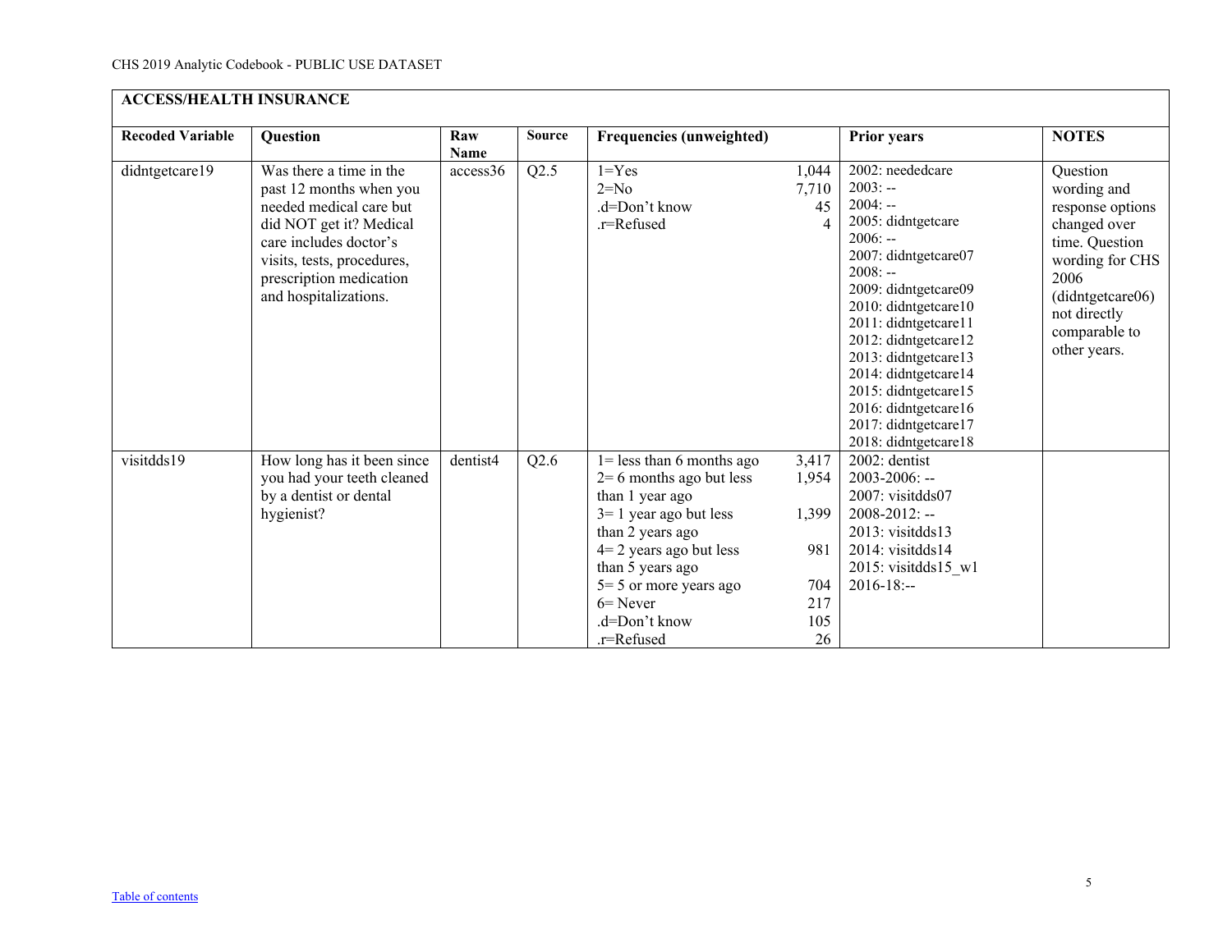| ACCESS/HEALTH INSURANCE | | | | | | |
|---|---|---|---|---|---|---|
| **Recoded Variable** | **Question** | **Raw Name** | **Source** | **Frequencies (unweighted)** | **Prior years** | **NOTES** |
| didntgetcare19 | Was there a time in the past 12 months when you needed medical care but did NOT get it? Medical care includes doctor's visits, tests, procedures, prescription medication and hospitalizations. | access36 | Q2.5 | 1=Yes 1,044<br>2=No 7,710<br>.d=Don't know 45<br>.r=Refused 4 | 2002: neededcare<br>2003: --<br>2004: --<br>2005: didntgetcare<br>2006: --<br>2007: didntgetcare07<br>2008: --<br>2009: didntgetcare09<br>2010: didntgetcare10<br>2011: didntgetcare11<br>2012: didntgetcare12<br>2013: didntgetcare13<br>2014: didntgetcare14<br>2015: didntgetcare15<br>2016: didntgetcare16<br>2017: didntgetcare17<br>2018: didntgetcare18 | Question wording and response options changed over time. Question wording for CHS 2006 (didntgetcare06) not directly comparable to other years. |
| visitdds19 | How long has it been since you had your teeth cleaned by a dentist or dental hygienist? | dentist4 | Q2.6 | 1= less than 6 months ago 3,417<br>2= 6 months ago but less than 1 year ago 1,954<br>3= 1 year ago but less than 2 years ago 1,399<br>4= 2 years ago but less than 5 years ago 981<br>5= 5 or more years ago 704<br>6= Never 217<br>.d=Don't know 105<br>.r=Refused 26 | 2002: dentist<br>2003-2006: --<br>2007: visitdds07<br>2008-2012: --<br>2013: visitdds13<br>2014: visitdds14<br>2015: visitdds15_w1<br>2016-18:-- | |

Table of contents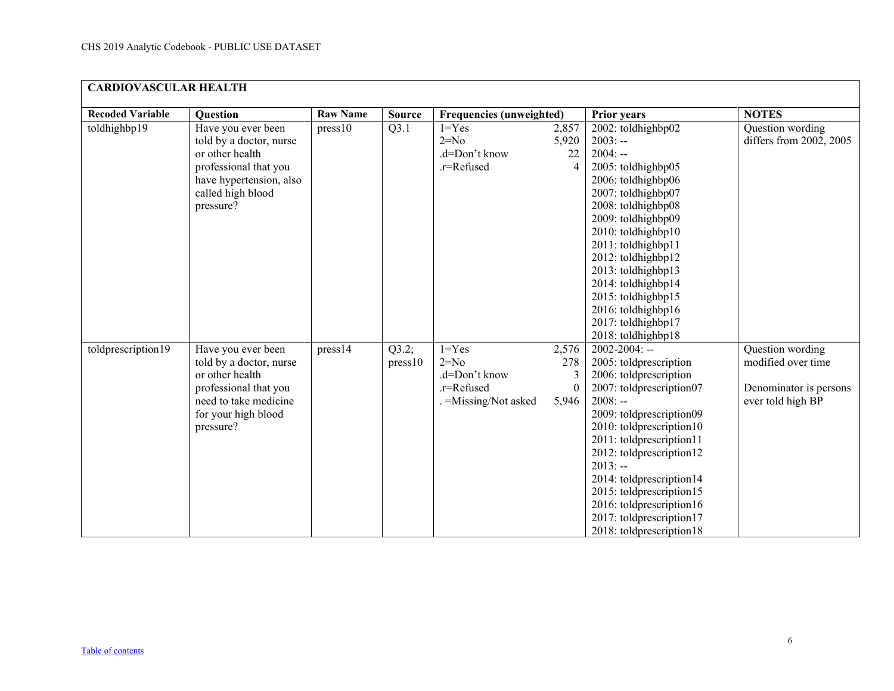## CARDIOVASCULAR HEALTH

| Recoded Variable | Question | Raw Name | Source | Frequencies (unweighted) | | Prior years | NOTES |
|---|---|---|---|---|---|---|---|
| toldhighbp19 | Have you ever been told by a doctor, nurse or other health professional that you have hypertension, also called high blood pressure? | press10 | Q3.1 | 1=Yes<br>2=No<br>.d=Don't know<br>.r=Refused | 2,857<br>5,920<br>22<br>4 | 2002: toldhighbp02<br>2003: --<br>2004: --<br>2005: toldhighbp05<br>2006: toldhighbp06<br>2007: toldhighbp07<br>2008: toldhighbp08<br>2009: toldhighbp09<br>2010: toldhighbp10<br>2011: toldhighbp11<br>2012: toldhighbp12<br>2013: toldhighbp13<br>2014: toldhighbp14<br>2015: toldhighbp15<br>2016: toldhighbp16<br>2017: toldhighbp17<br>2018: toldhighbp18 | Question wording differs from 2002, 2005 |
| toldprescription19 | Have you ever been told by a doctor, nurse or other health professional that you need to take medicine for your high blood pressure? | press14 | Q3.2; press10 | 1=Yes<br>2=No<br>.d=Don't know<br>.r=Refused<br>. =Missing/Not asked | 2,576<br>278<br>3<br>0<br>5,946 | 2002-2004: --<br>2005: toldprescription<br>2006: toldprescription<br>2007: toldprescription07<br>2008: --<br>2009: toldprescription09<br>2010: toldprescription10<br>2011: toldprescription11<br>2012: toldprescription12<br>2013: --<br>2014: toldprescription14<br>2015: toldprescription15<br>2016: toldprescription16<br>2017: toldprescription17<br>2018: toldprescription18 | Question wording modified over time<br><br>Denominator is persons ever told high BP |

[Table of contents](#)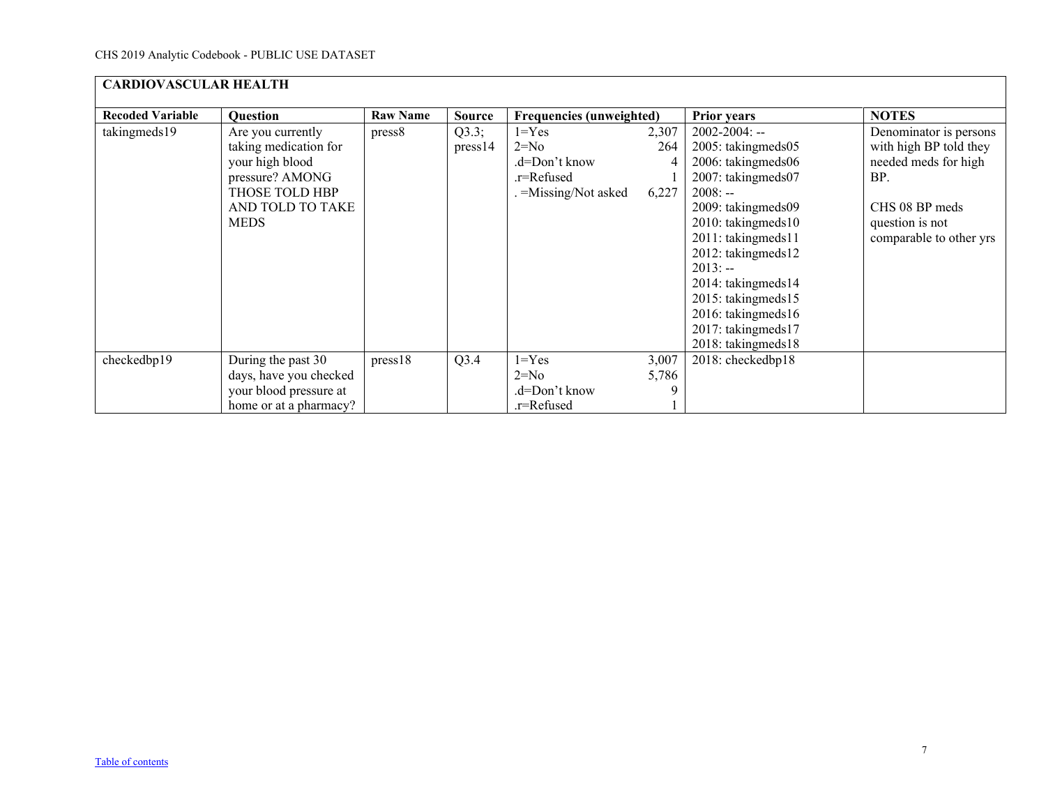| CARDIOVASCULAR HEALTH | | | | | | |
|---|---|---|---|---|---|---|
| **Recoded Variable** | **Question** | **Raw Name** | **Source** | **Frequencies (unweighted)** | **Prior years** | **NOTES** |
| takingmeds19 | Are you currently taking medication for your high blood pressure? AMONG THOSE TOLD HBP AND TOLD TO TAKE MEDS | press8 | Q3.3; press14 | 1=Yes 2,307<br>2=No 264<br>.d=Don't know 4<br>.r=Refused 1<br>. =Missing/Not asked 6,227 | 2002-2004: --<br>2005: takingmeds05<br>2006: takingmeds06<br>2007: takingmeds07<br>2008: --<br>2009: takingmeds09<br>2010: takingmeds10<br>2011: takingmeds11<br>2012: takingmeds12<br>2013: --<br>2014: takingmeds14<br>2015: takingmeds15<br>2016: takingmeds16<br>2017: takingmeds17<br>2018: takingmeds18 | Denominator is persons with high BP told they needed meds for high BP.<br><br>CHS 08 BP meds question is not comparable to other yrs |
| checkedbp19 | During the past 30 days, have you checked your blood pressure at home or at a pharmacy? | press18 | Q3.4 | 1=Yes 3,007<br>2=No 5,786<br>.d=Don't know 9<br>.r=Refused 1 | 2018: checkedbp18 | |

Table of contents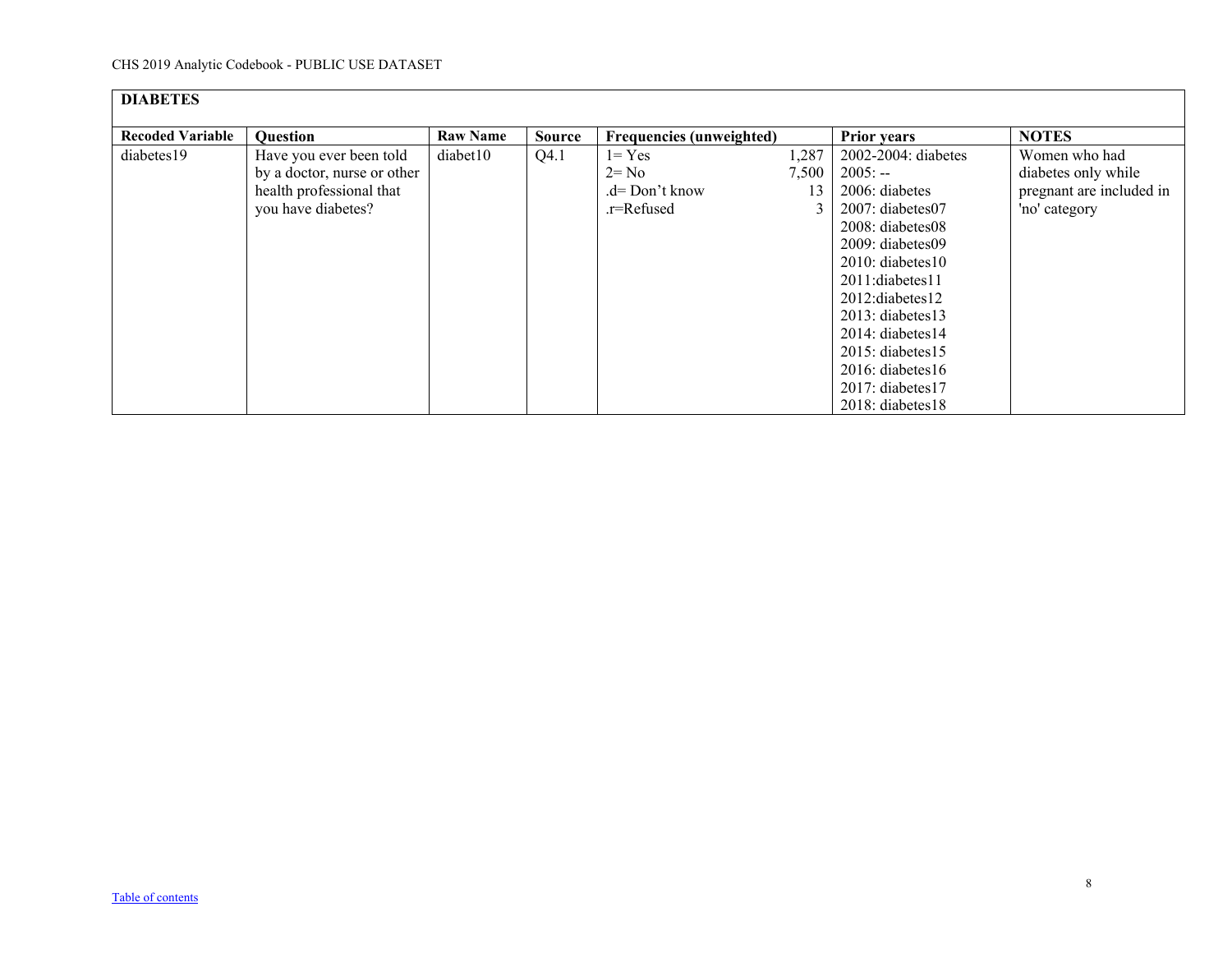| DIABETES | | | | | | |
|---|---|---|---|---|---|---|
| **Recoded Variable** | **Question** | **Raw Name** | **Source** | **Frequencies (unweighted)** | **Prior years** | **NOTES** |
| diabetes19 | Have you ever been told by a doctor, nurse or other health professional that you have diabetes? | diabet10 | Q4.1 | 1= Yes 1,287<br>2= No 7,500<br>.d= Don't know 13<br>.r=Refused 3 | 2002-2004: diabetes<br>2005: --<br>2006: diabetes<br>2007: diabetes07<br>2008: diabetes08<br>2009: diabetes09<br>2010: diabetes10<br>2011:diabetes11<br>2012:diabetes12<br>2013: diabetes13<br>2014: diabetes14<br>2015: diabetes15<br>2016: diabetes16<br>2017: diabetes17<br>2018: diabetes18 | Women who had diabetes only while pregnant are included in 'no' category |

Table of contents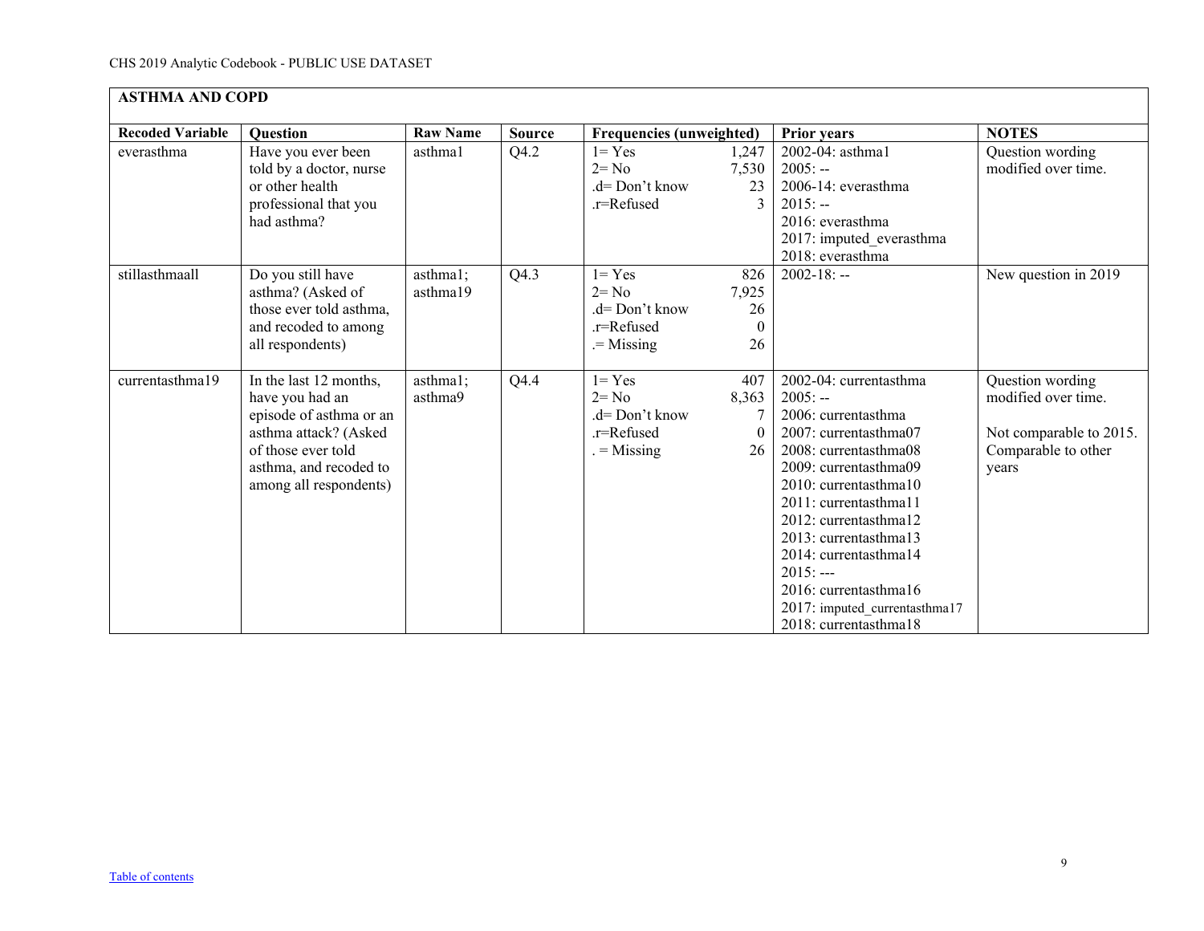## ASTHMA AND COPD

| Recoded Variable | Question | Raw Name | Source | Frequencies (unweighted) | Prior years | NOTES |
|---|---|---|---|---|---|---|
| everasthma | Have you ever been told by a doctor, nurse or other health professional that you had asthma? | asthma1 | Q4.2 | 1= Yes 1,247<br>2= No 7,530<br>.d= Don't know 23<br>.r=Refused 3 | 2002-04: asthma1<br>2005: --<br>2006-14: everasthma<br>2015: --<br>2016: everasthma<br>2017: imputed_everasthma<br>2018: everasthma | Question wording modified over time. |
| stillasthmaall | Do you still have asthma? (Asked of those ever told asthma, and recoded to among all respondents) | asthma1; asthma19 | Q4.3 | 1= Yes 826<br>2= No 7,925<br>.d= Don't know 26<br>.r=Refused 0<br>.= Missing 26 | 2002-18: -- | New question in 2019 |
| currentasthma19 | In the last 12 months, have you had an episode of asthma or an asthma attack? (Asked of those ever told asthma, and recoded to among all respondents) | asthma1; asthma9 | Q4.4 | 1= Yes 407<br>2= No 8,363<br>.d= Don't know 7<br>.r=Refused 0<br>. = Missing 26 | 2002-04: currentasthma<br>2005: --<br>2006: currentasthma<br>2007: currentasthma07<br>2008: currentasthma08<br>2009: currentasthma09<br>2010: currentasthma10<br>2011: currentasthma11<br>2012: currentasthma12<br>2013: currentasthma13<br>2014: currentasthma14<br>2015: ---<br>2016: currentasthma16<br>2017: imputed_currentasthma17<br>2018: currentasthma18 | Question wording modified over time.<br><br>Not comparable to 2015. Comparable to other years |

Table of contents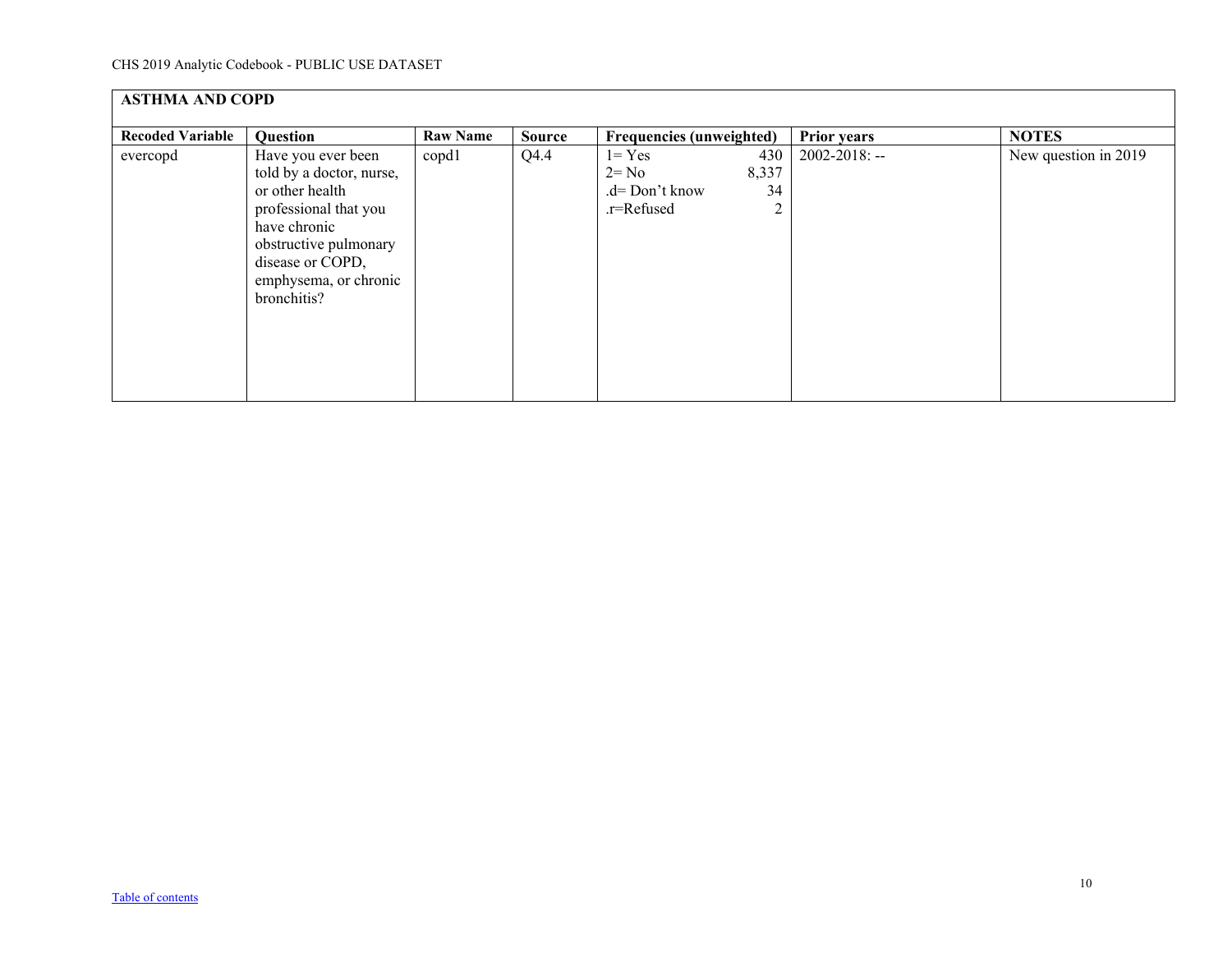## ASTHMA AND COPD

| Recoded Variable | Question | Raw Name | Source | Frequencies (unweighted) | Prior years | NOTES |
|---|---|---|---|---|---|---|
| evercopd | Have you ever been told by a doctor, nurse, or other health professional that you have chronic obstructive pulmonary disease or COPD, emphysema, or chronic bronchitis? | copd1 | Q4.4 | 1= Yes 430<br>2= No 8,337<br>.d= Don't know 34<br>.r=Refused 2 | 2002-2018: -- | New question in 2019 |

Table of contents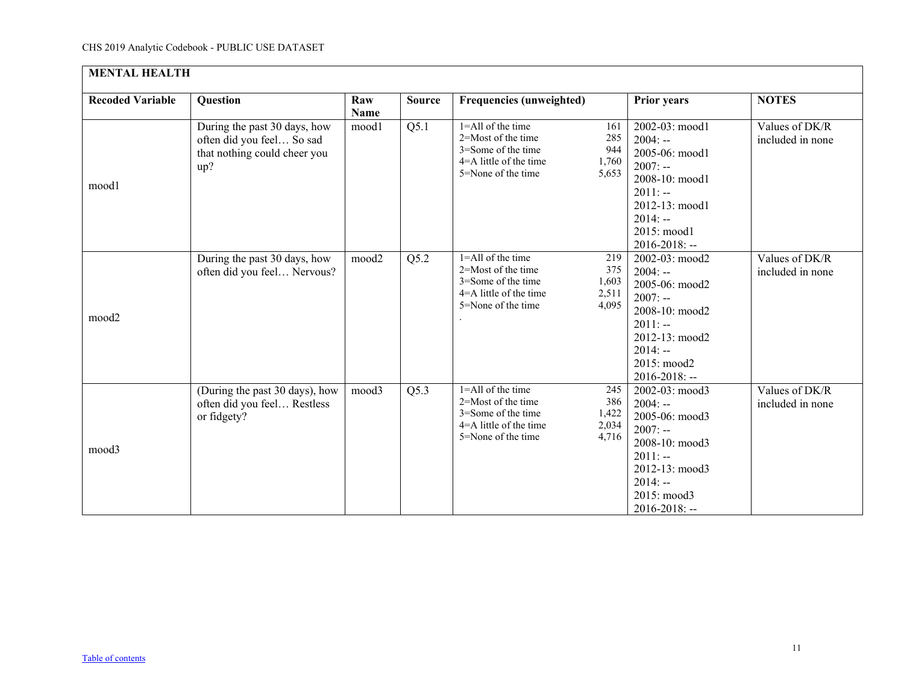| MENTAL HEALTH | | | | | | |
|---|---|---|---|---|---|---|
| **Recoded Variable** | **Question** | **Raw Name** | **Source** | **Frequencies (unweighted)** | **Prior years** | **NOTES** |
| mood1 | During the past 30 days, how often did you feel… So sad that nothing could cheer you up? | mood1 | Q5.1 | 1=All of the time 161<br>2=Most of the time 285<br>3=Some of the time 944<br>4=A little of the time 1,760<br>5=None of the time 5,653 | 2002-03: mood1<br>2004: --<br>2005-06: mood1<br>2007: --<br>2008-10: mood1<br>2011: --<br>2012-13: mood1<br>2014: --<br>2015: mood1<br>2016-2018: -- | Values of DK/R included in none |
| mood2 | During the past 30 days, how often did you feel… Nervous? | mood2 | Q5.2 | 1=All of the time 219<br>2=Most of the time 375<br>3=Some of the time 1,603<br>4=A little of the time 2,511<br>5=None of the time 4,095<br>. | 2002-03: mood2<br>2004: --<br>2005-06: mood2<br>2007: --<br>2008-10: mood2<br>2011: --<br>2012-13: mood2<br>2014: --<br>2015: mood2<br>2016-2018: -- | Values of DK/R included in none |
| mood3 | (During the past 30 days), how often did you feel… Restless or fidgety? | mood3 | Q5.3 | 1=All of the time 245<br>2=Most of the time 386<br>3=Some of the time 1,422<br>4=A little of the time 2,034<br>5=None of the time 4,716 | 2002-03: mood3<br>2004: --<br>2005-06: mood3<br>2007: --<br>2008-10: mood3<br>2011: --<br>2012-13: mood3<br>2014: --<br>2015: mood3<br>2016-2018: -- | Values of DK/R included in none |

Table of contents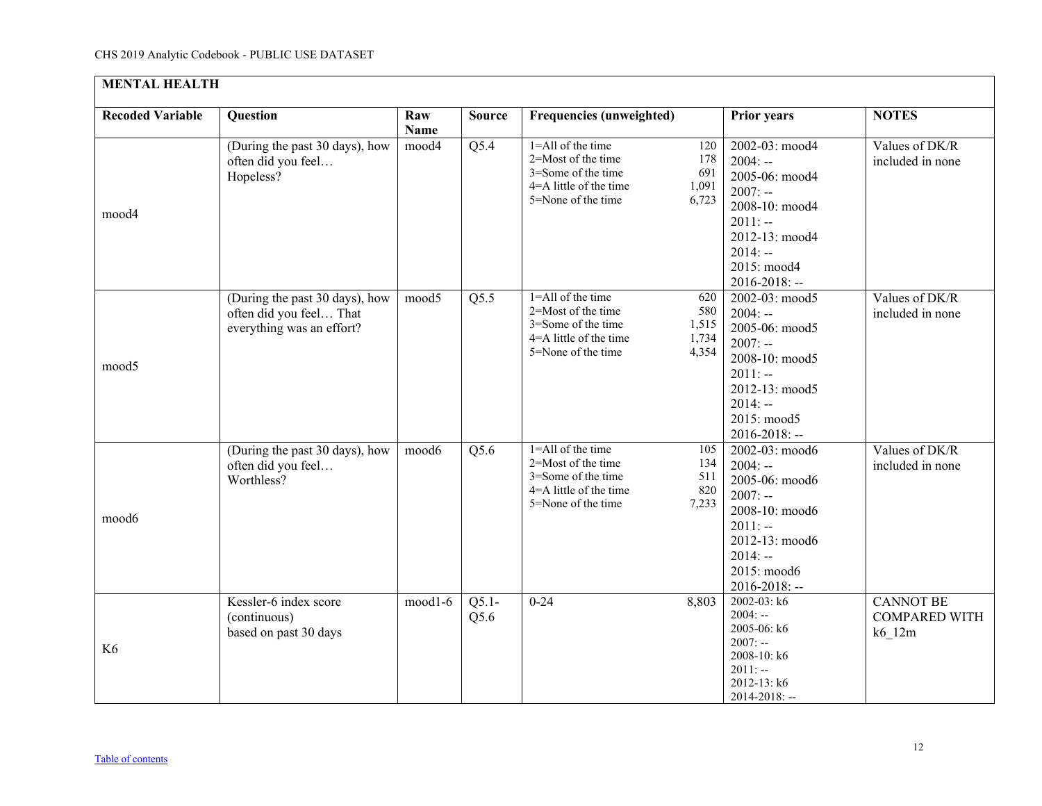## MENTAL HEALTH

| Recoded Variable | Question | Raw Name | Source | Frequencies (unweighted) | | Prior years | NOTES |
|---|---|---|---|---|---|---|---|
| mood4 | (During the past 30 days), how often did you feel… Hopeless? | mood4 | Q5.4 | 1=All of the time<br>2=Most of the time<br>3=Some of the time<br>4=A little of the time<br>5=None of the time | 120<br>178<br>691<br>1,091<br>6,723 | 2002-03: mood4<br>2004: --<br>2005-06: mood4<br>2007: --<br>2008-10: mood4<br>2011: --<br>2012-13: mood4<br>2014: --<br>2015: mood4<br>2016-2018: -- | Values of DK/R included in none |
| mood5 | (During the past 30 days), how often did you feel… That everything was an effort? | mood5 | Q5.5 | 1=All of the time<br>2=Most of the time<br>3=Some of the time<br>4=A little of the time<br>5=None of the time | 620<br>580<br>1,515<br>1,734<br>4,354 | 2002-03: mood5<br>2004: --<br>2005-06: mood5<br>2007: --<br>2008-10: mood5<br>2011: --<br>2012-13: mood5<br>2014: --<br>2015: mood5<br>2016-2018: -- | Values of DK/R included in none |
| mood6 | (During the past 30 days), how often did you feel… Worthless? | mood6 | Q5.6 | 1=All of the time<br>2=Most of the time<br>3=Some of the time<br>4=A little of the time<br>5=None of the time | 105<br>134<br>511<br>820<br>7,233 | 2002-03: mood6<br>2004: --<br>2005-06: mood6<br>2007: --<br>2008-10: mood6<br>2011: --<br>2012-13: mood6<br>2014: --<br>2015: mood6<br>2016-2018: -- | Values of DK/R included in none |
| K6 | Kessler-6 index score (continuous) based on past 30 days | mood1-6 | Q5.1-Q5.6 | 0-24 | 8,803 | 2002-03: k6<br>2004: --<br>2005-06: k6<br>2007: --<br>2008-10: k6<br>2011: --<br>2012-13: k6<br>2014-2018: -- | CANNOT BE COMPARED WITH k6_12m |

Table of contents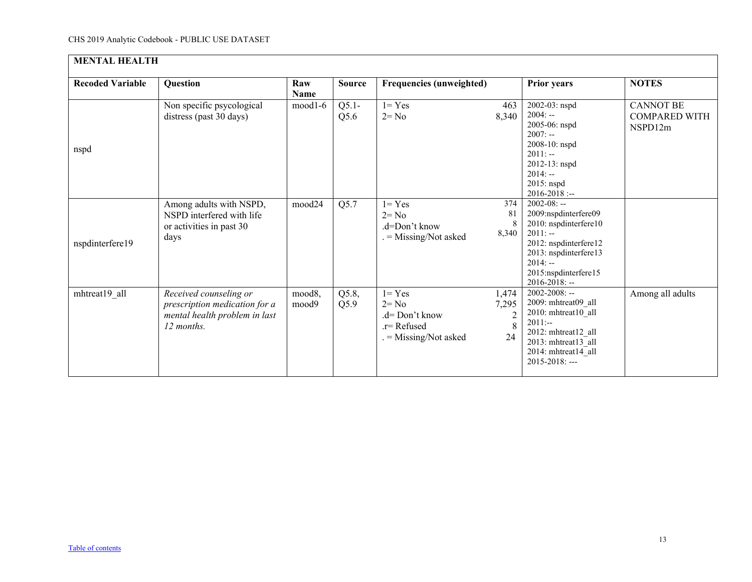| MENTAL HEALTH | | | | | | |
|---|---|---|---|---|---|---|
| **Recoded Variable** | **Question** | **Raw Name** | **Source** | **Frequencies (unweighted)** | **Prior years** | **NOTES** |
| nspd | Non specific psycological distress (past 30 days) | mood1-6 | Q5.1-Q5.6 | 1= Yes 463<br>2= No 8,340 | 2002-03: nspd<br>2004: --<br>2005-06: nspd<br>2007: --<br>2008-10: nspd<br>2011: --<br>2012-13: nspd<br>2014: --<br>2015: nspd<br>2016-2018 :-- | CANNOT BE COMPARED WITH NSPD12m |
| nspdinterfere19 | Among adults with NSPD, NSPD interfered with life or activities in past 30 days | mood24 | Q5.7 | 1= Yes 374<br>2= No 81<br>.d=Don't know 8<br>. = Missing/Not asked 8,340 | 2002-08: --<br>2009:nspdinterfere09<br>2010: nspdinterfere10<br>2011: --<br>2012: nspdinterfere12<br>2013: nspdinterfere13<br>2014: --<br>2015:nspdinterfere15<br>2016-2018: -- | |
| mhtreat19_all | *Received counseling or prescription medication for a mental health problem in last 12 months.* | mood8, mood9 | Q5.8, Q5.9 | 1= Yes 1,474<br>2= No 7,295<br>.d= Don't know 2<br>.r= Refused 8<br>. = Missing/Not asked 24 | 2002-2008: --<br>2009: mhtreat09_all<br>2010: mhtreat10_all<br>2011:--<br>2012: mhtreat12_all<br>2013: mhtreat13_all<br>2014: mhtreat14_all<br>2015-2018: --- | Among all adults |

[Table of contents](#)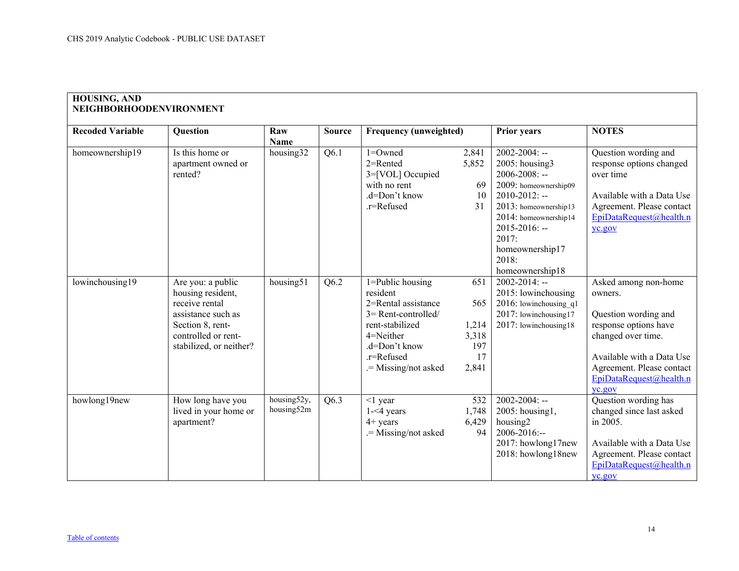| HOUSING, AND NEIGHBORHOODENVIRONMENT | | | | | | |
|---|---|---|---|---|---|---|
| **Recoded Variable** | **Question** | **Raw Name** | **Source** | **Frequency (unweighted)** | **Prior years** | **NOTES** |
| homeownership19 | Is this home or apartment owned or rented? | housing32 | Q6.1 | 1=Owned 2,841<br>2=Rented 5,852<br>3=[VOL] Occupied with no rent 69<br>.d=Don't know 10<br>.r=Refused 31 | 2002-2004: --<br>2005: housing3<br>2006-2008: --<br>2009: homeownership09<br>2010-2012: --<br>2013: homeownership13<br>2014: homeownership14<br>2015-2016: --<br>2017: homeownership17<br>2018: homeownership18 | Question wording and response options changed over time<br><br>Available with a Data Use Agreement. Please contact EpiDataRequest@health.nyc.gov |
| lowinchousing19 | Are you: a public housing resident, receive rental assistance such as Section 8, rent-controlled or rent-stabilized, or neither? | housing51 | Q6.2 | 1=Public housing resident 651<br>2=Rental assistance 565<br>3= Rent-controlled/ rent-stabilized 1,214<br>4=Neither 3,318<br>.d=Don't know 197<br>.r=Refused 17<br>.= Missing/not asked 2,841 | 2002-2014: --<br>2015: lowinchousing<br>2016: lowinchousing_q1<br>2017: lowinchousing17<br>2017: lowinchousing18 | Asked among non-home owners.<br><br>Question wording and response options have changed over time.<br><br>Available with a Data Use Agreement. Please contact EpiDataRequest@health.nyc.gov |
| howlong19new | How long have you lived in your home or apartment? | housing52y, housing52m | Q6.3 | <1 year 532<br>1-<4 years 1,748<br>4+ years 6,429<br>.= Missing/not asked 94 | 2002-2004: --<br>2005: housing1, housing2<br>2006-2016:--<br>2017: howlong17new<br>2018: howlong18new | Question wording has changed since last asked in 2005.<br><br>Available with a Data Use Agreement. Please contact EpiDataRequest@health.nyc.gov |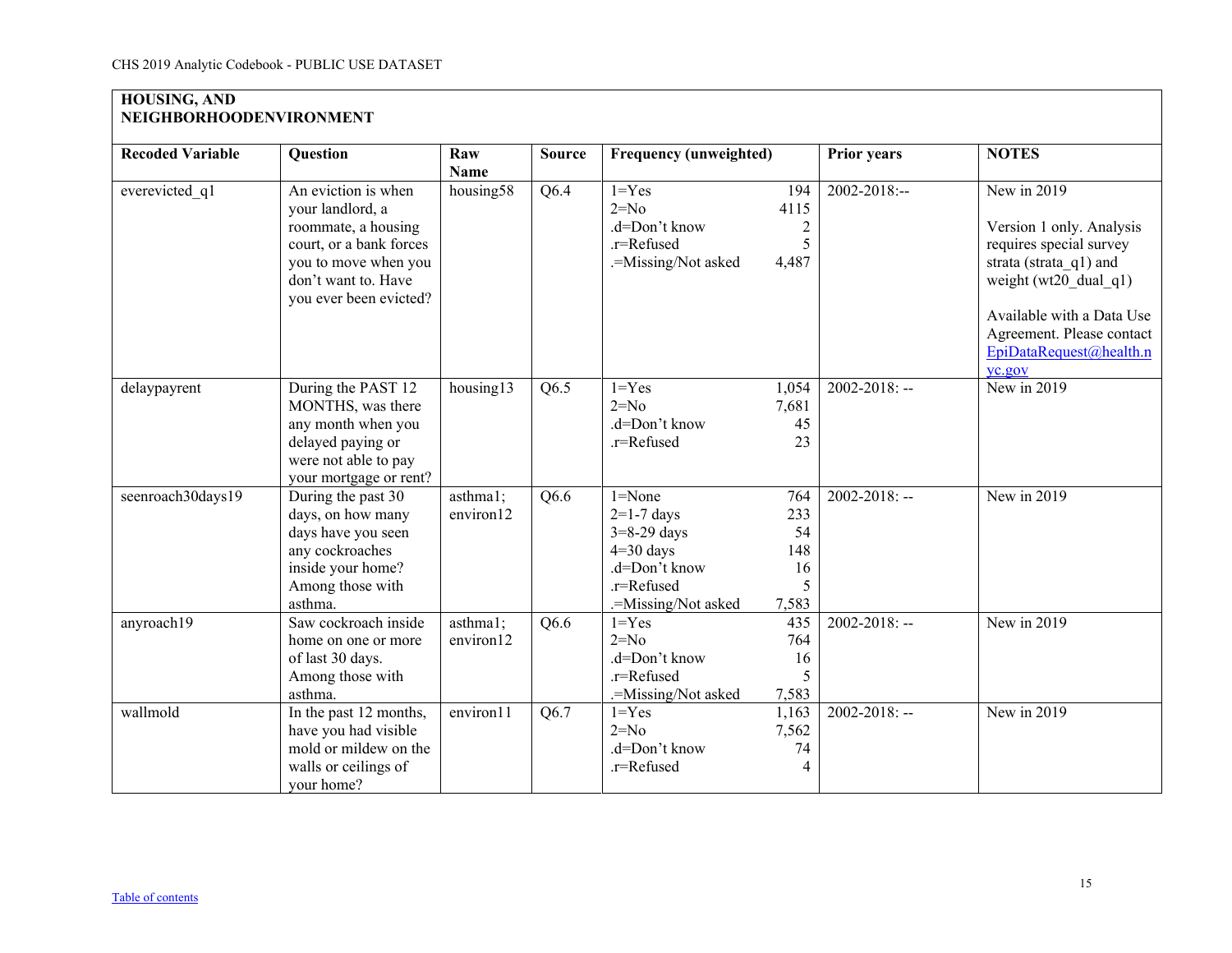## HOUSING, AND NEIGHBORHOODENVIRONMENT

| Recoded Variable | Question | Raw Name | Source | Frequency (unweighted) | Prior years | NOTES |
|---|---|---|---|---|---|---|
| everevicted_q1 | An eviction is when your landlord, a roommate, a housing court, or a bank forces you to move when you don't want to. Have you ever been evicted? | housing58 | Q6.4 | 1=Yes 194<br>2=No 4115<br>.d=Don't know 2<br>.r=Refused 5<br>.=Missing/Not asked 4,487 | 2002-2018:-- | New in 2019<br><br>Version 1 only. Analysis requires special survey strata (strata_q1) and weight (wt20_dual_q1)<br><br>Available with a Data Use Agreement. Please contact EpiDataRequest@health.nyc.gov |
| delaypayrent | During the PAST 12 MONTHS, was there any month when you delayed paying or were not able to pay your mortgage or rent? | housing13 | Q6.5 | 1=Yes 1,054<br>2=No 7,681<br>.d=Don't know 45<br>.r=Refused 23 | 2002-2018: -- | New in 2019 |
| seenroach30days19 | During the past 30 days, on how many days have you seen any cockroaches inside your home? Among those with asthma. | asthma1; environ12 | Q6.6 | 1=None 764<br>2=1-7 days 233<br>3=8-29 days 54<br>4=30 days 148<br>.d=Don't know 16<br>.r=Refused 5<br>.=Missing/Not asked 7,583 | 2002-2018: -- | New in 2019 |
| anyroach19 | Saw cockroach inside home on one or more of last 30 days. Among those with asthma. | asthma1; environ12 | Q6.6 | 1=Yes 435<br>2=No 764<br>.d=Don't know 16<br>.r=Refused 5<br>.=Missing/Not asked 7,583 | 2002-2018: -- | New in 2019 |
| wallmold | In the past 12 months, have you had visible mold or mildew on the walls or ceilings of your home? | environ11 | Q6.7 | 1=Yes 1,163<br>2=No 7,562<br>.d=Don't know 74<br>.r=Refused 4 | 2002-2018: -- | New in 2019 |

Table of contents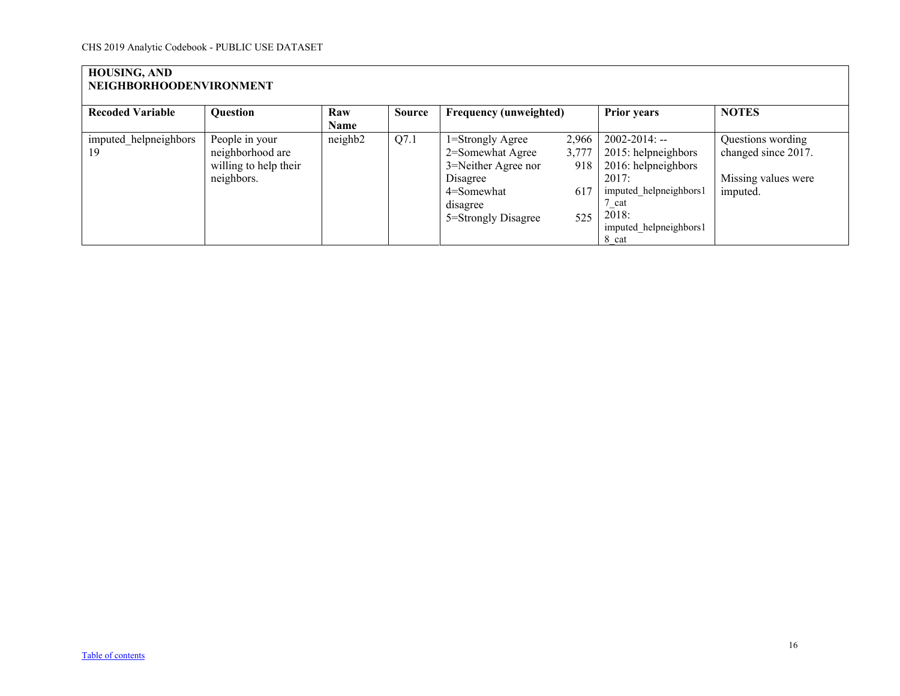| HOUSING, AND NEIGHBORHOODENVIRONMENT | | | | | | | |
|---|---|---|---|---|---|---|---|
| **Recoded Variable** | **Question** | **Raw Name** | **Source** | **Frequency (unweighted)** | | **Prior years** | **NOTES** |
| imputed_helpneighbors19 | People in your neighborhood are willing to help their neighbors. | neighb2 | Q7.1 | 1=Strongly Agree<br>2=Somewhat Agree<br>3=Neither Agree nor Disagree<br>4=Somewhat disagree<br>5=Strongly Disagree | 2,966<br>3,777<br>918<br>617<br>525 | 2002-2014: --<br>2015: helpneighbors<br>2016: helpneighbors<br>2017: imputed_helpneighbors17_cat<br>2018: imputed_helpneighbors18_cat | Questions wording changed since 2017.<br><br>Missing values were imputed. |

[Table of contents](#)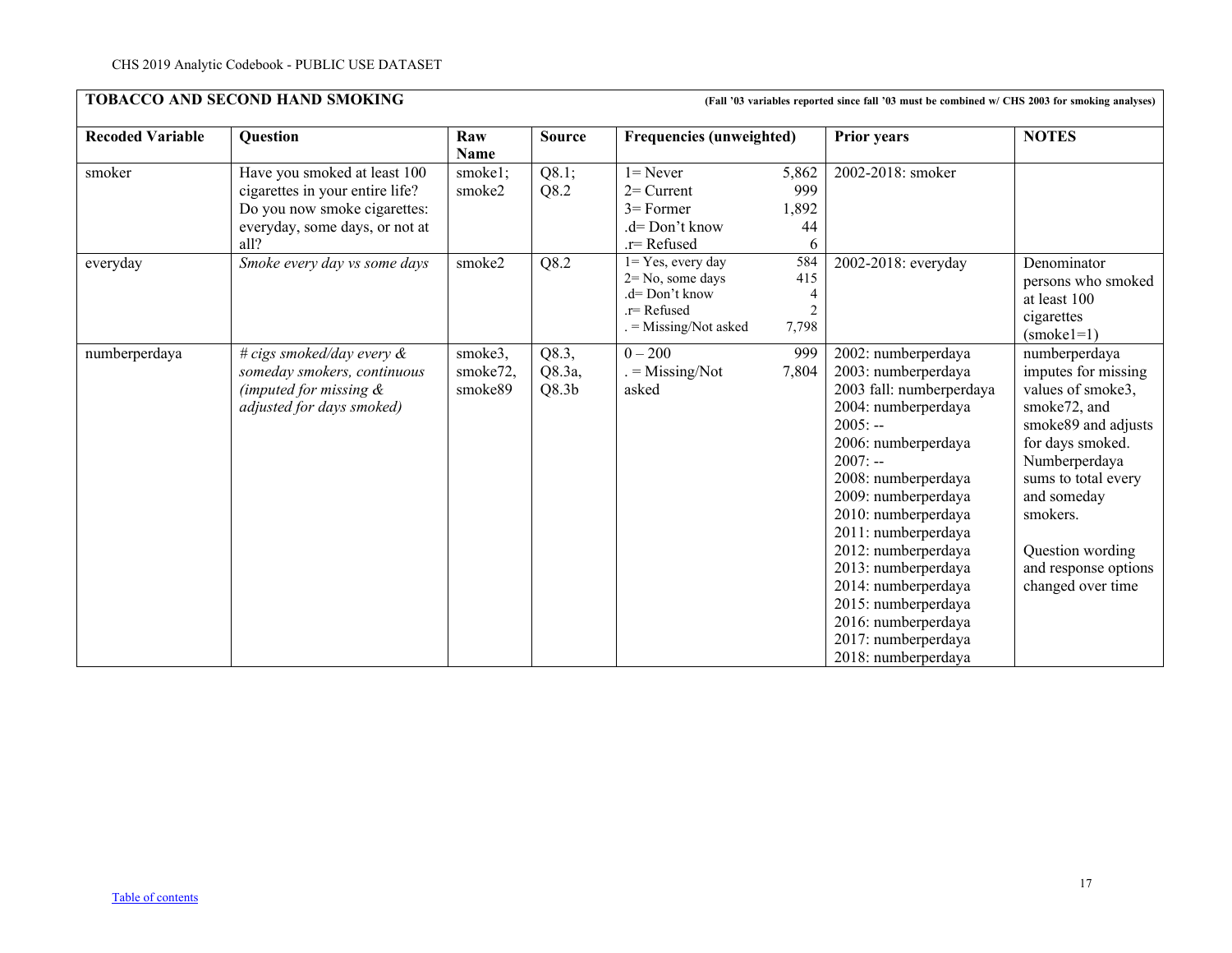## TOBACCO AND SECOND HAND SMOKING

**(Fall '03 variables reported since fall '03 must be combined w/ CHS 2003 for smoking analyses)**

| Recoded Variable | Question | Raw Name | Source | Frequencies (unweighted) | Prior years | NOTES |
|---|---|---|---|---|---|---|
| smoker | Have you smoked at least 100 cigarettes in your entire life? Do you now smoke cigarettes: everyday, some days, or not at all? | smoke1; smoke2 | Q8.1; Q8.2 | 1= Never 5,862<br>2= Current 999<br>3= Former 1,892<br>.d= Don't know 44<br>.r= Refused 6 | 2002-2018: smoker | |
| everyday | *Smoke every day vs some days* | smoke2 | Q8.2 | 1= Yes, every day 584<br>2= No, some days 415<br>.d= Don't know 4<br>.r= Refused 2<br>. = Missing/Not asked 7,798 | 2002-2018: everyday | Denominator persons who smoked at least 100 cigarettes (smoke1=1) |
| numberperdaya | *# cigs smoked/day every & someday smokers, continuous (imputed for missing & adjusted for days smoked)* | smoke3, smoke72, smoke89 | Q8.3, Q8.3a, Q8.3b | 0 – 200 999<br>. = Missing/Not asked 7,804 | 2002: numberperdaya<br>2003: numberperdaya<br>2003 fall: numberperdaya<br>2004: numberperdaya<br>2005: --<br>2006: numberperdaya<br>2007: --<br>2008: numberperdaya<br>2009: numberperdaya<br>2010: numberperdaya<br>2011: numberperdaya<br>2012: numberperdaya<br>2013: numberperdaya<br>2014: numberperdaya<br>2015: numberperdaya<br>2016: numberperdaya<br>2017: numberperdaya<br>2018: numberperdaya | numberperdaya imputes for missing values of smoke3, smoke72, and smoke89 and adjusts for days smoked. Numberperdaya sums to total every and someday smokers.<br><br>Question wording and response options changed over time |

Table of contents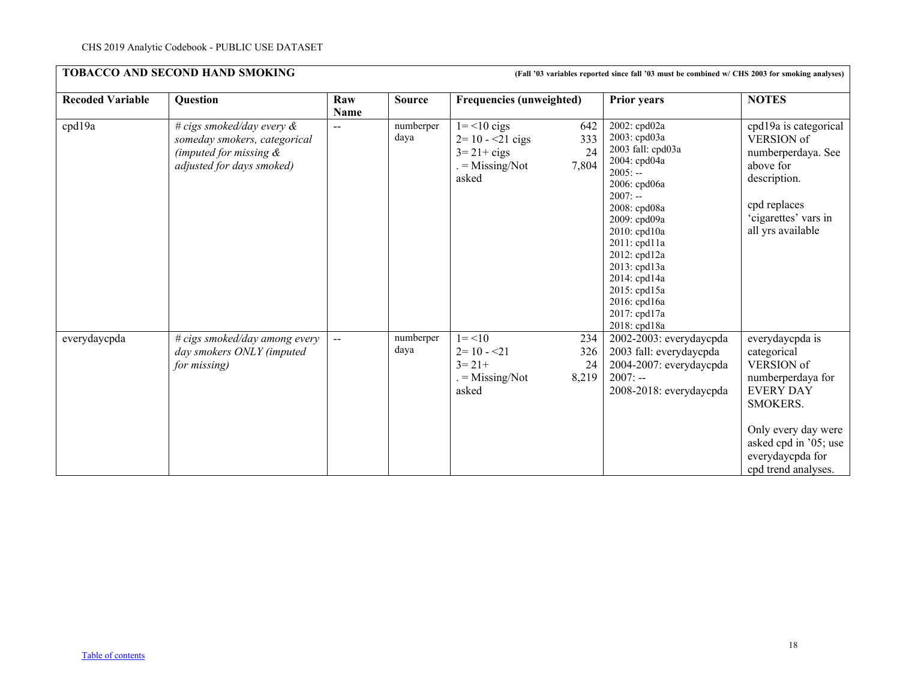## TOBACCO AND SECOND HAND SMOKING

**(Fall '03 variables reported since fall '03 must be combined w/ CHS 2003 for smoking analyses)**

| Recoded Variable | Question | Raw Name | Source | Frequencies (unweighted) | Prior years | NOTES |
|---|---|---|---|---|---|---|
| cpd19a | *# cigs smoked/day every & someday smokers, categorical (imputed for missing & adjusted for days smoked)* | -- | numberperdaya | 1= <10 cigs 642<br>2= 10 - <21 cigs 333<br>3= 21+ cigs 24<br>. = Missing/Not asked 7,804 | 2002: cpd02a<br>2003: cpd03a<br>2003 fall: cpd03a<br>2004: cpd04a<br>2005: --<br>2006: cpd06a<br>2007: --<br>2008: cpd08a<br>2009: cpd09a<br>2010: cpd10a<br>2011: cpd11a<br>2012: cpd12a<br>2013: cpd13a<br>2014: cpd14a<br>2015: cpd15a<br>2016: cpd16a<br>2017: cpd17a<br>2018: cpd18a | cpd19a is categorical VERSION of numberperdaya. See above for description.<br><br>cpd replaces 'cigarettes' vars in all yrs available |
| everydaycpda | *# cigs smoked/day among every day smokers ONLY (imputed for missing)* | -- | numberperdaya | 1= <10 234<br>2= 10 - <21 326<br>3= 21+ 24<br>. = Missing/Not asked 8,219 | 2002-2003: everydaycpda<br>2003 fall: everydaycpda<br>2004-2007: everydaycpda<br>2007: --<br>2008-2018: everydaycpda | everydaycpda is categorical VERSION of numberperdaya for EVERY DAY SMOKERS.<br><br>Only every day were asked cpd in '05; use everydaycpda for cpd trend analyses. |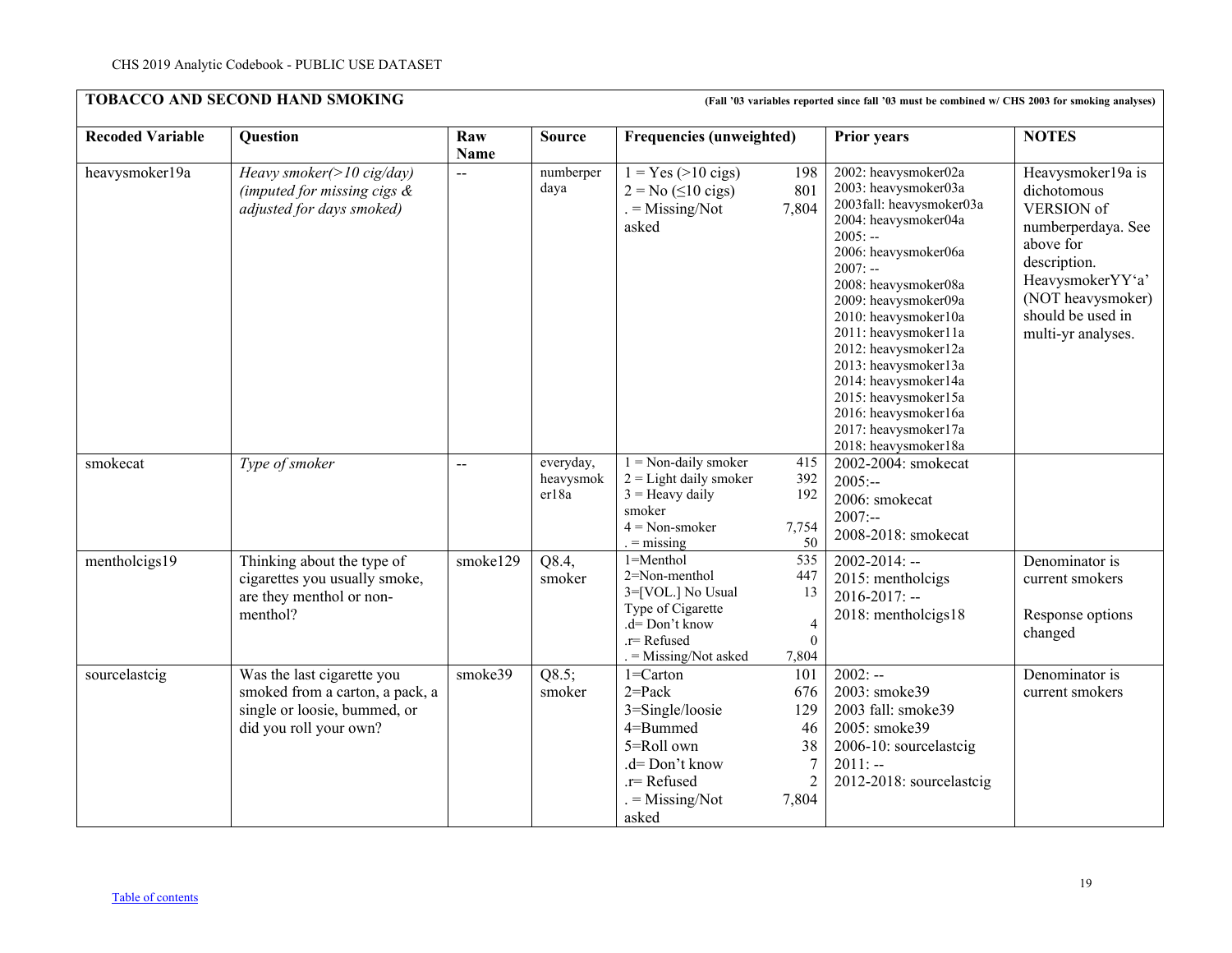## TOBACCO AND SECOND HAND SMOKING

**(Fall '03 variables reported since fall '03 must be combined w/ CHS 2003 for smoking analyses)**

| Recoded Variable | Question | Raw Name | Source | Frequencies (unweighted) | Prior years | NOTES |
|---|---|---|---|---|---|---|
| heavysmoker19a | *Heavy smoker(>10 cig/day) (imputed for missing cigs & adjusted for days smoked)* | -- | numberperdaya | 1 = Yes (>10 cigs) 198<br>2 = No (≤10 cigs) 801<br>. = Missing/Not asked 7,804 | 2002: heavysmoker02a<br>2003: heavysmoker03a<br>2003fall: heavysmoker03a<br>2004: heavysmoker04a<br>2005: --<br>2006: heavysmoker06a<br>2007: --<br>2008: heavysmoker08a<br>2009: heavysmoker09a<br>2010: heavysmoker10a<br>2011: heavysmoker11a<br>2012: heavysmoker12a<br>2013: heavysmoker13a<br>2014: heavysmoker14a<br>2015: heavysmoker15a<br>2016: heavysmoker16a<br>2017: heavysmoker17a<br>2018: heavysmoker18a | Heavysmoker19a is dichotomous VERSION of numberperdaya. See above for description. HeavysmokerYY'a' (NOT heavysmoker) should be used in multi-yr analyses. |
| smokecat | *Type of smoker* | -- | everyday, heavysmoker18a | 1 = Non-daily smoker 415<br>2 = Light daily smoker 392<br>3 = Heavy daily smoker 192<br>4 = Non-smoker 7,754<br>. = missing 50 | 2002-2004: smokecat<br>2005:--<br>2006: smokecat<br>2007:--<br>2008-2018: smokecat | |
| mentholcigs19 | Thinking about the type of cigarettes you usually smoke, are they menthol or non-menthol? | smoke129 | Q8.4, smoker | 1=Menthol 535<br>2=Non-menthol 447<br>3=[VOL.] No Usual Type of Cigarette 13<br>.d= Don't know 4<br>.r= Refused 0<br>. = Missing/Not asked 7,804 | 2002-2014: --<br>2015: mentholcigs<br>2016-2017: --<br>2018: mentholcigs18 | Denominator is current smokers<br><br>Response options changed |
| sourcelastcig | Was the last cigarette you smoked from a carton, a pack, a single or loosie, bummed, or did you roll your own? | smoke39 | Q8.5; smoker | 1=Carton 101<br>2=Pack 676<br>3=Single/loosie 129<br>4=Bummed 46<br>5=Roll own 38<br>.d= Don't know 7<br>.r= Refused 2<br>. = Missing/Not asked 7,804 | 2002: --<br>2003: smoke39<br>2003 fall: smoke39<br>2005: smoke39<br>2006-10: sourcelastcig<br>2011: --<br>2012-2018: sourcelastcig | Denominator is current smokers |

Table of contents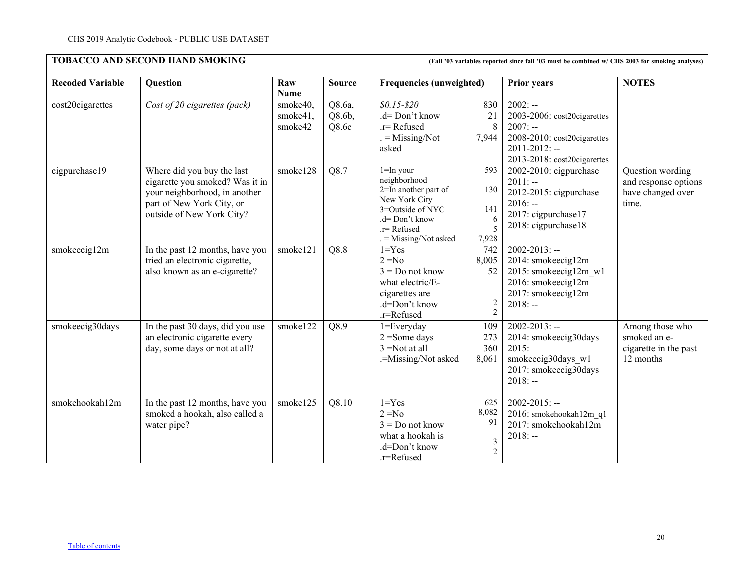CHS 2019 Analytic Codebook - PUBLIC USE DATASET

| **TOBACCO AND SECOND HAND SMOKING** | | | | | **(Fall '03 variables reported since fall '03 must be combined w/ CHS 2003 for smoking analyses)** | |
|---|---|---|---|---|---|---|
| **Recoded Variable** | **Question** | **Raw Name** | **Source** | **Frequencies (unweighted)** | **Prior years** | **NOTES** |
| cost20cigarettes | *Cost of 20 cigarettes (pack)* | smoke40, smoke41, smoke42 | Q8.6a, Q8.6b, Q8.6c | *$0.15-$20* 830<br>.d= Don't know 21<br>.r= Refused 8<br>. = Missing/Not asked 7,944 | 2002: --<br>2003-2006: cost20cigarettes<br>2007: --<br>2008-2010: cost20cigarettes<br>2011-2012: --<br>2013-2018: cost20cigarettes | |
| cigpurchase19 | Where did you buy the last cigarette you smoked? Was it in your neighborhood, in another part of New York City, or outside of New York City? | smoke128 | Q8.7 | 1=In your neighborhood 593<br>2=In another part of New York City 130<br>3=Outside of NYC 141<br>.d= Don't know 6<br>.r= Refused 5<br>. = Missing/Not asked 7,928 | 2002-2010: cigpurchase<br>2011: --<br>2012-2015: cigpurchase<br>2016: --<br>2017: cigpurchase17<br>2018: cigpurchase18 | Question wording and response options have changed over time. |
| smokeecig12m | In the past 12 months, have you tried an electronic cigarette, also known as an e-cigarette? | smoke121 | Q8.8 | 1=Yes 742<br>2 =No 8,005<br>3 = Do not know what electric/E-cigarettes are 52<br>.d=Don't know 2<br>.r=Refused 2 | 2002-2013: --<br>2014: smokeecig12m<br>2015: smokeecig12m_w1<br>2016: smokeecig12m<br>2017: smokeecig12m<br>2018: -- | |
| smokeecig30days | In the past 30 days, did you use an electronic cigarette every day, some days or not at all? | smoke122 | Q8.9 | 1=Everyday 109<br>2 =Some days 273<br>3 =Not at all 360<br>.=Missing/Not asked 8,061 | 2002-2013: --<br>2014: smokeecig30days<br>2015: smokeecig30days_w1<br>2017: smokeecig30days<br>2018: -- | Among those who smoked an e-cigarette in the past 12 months |
| smokehookah12m | In the past 12 months, have you smoked a hookah, also called a water pipe? | smoke125 | Q8.10 | 1=Yes 625<br>2 =No 8,082<br>3 = Do not know what a hookah is 91<br>.d=Don't know 3<br>.r=Refused 2 | 2002-2015: --<br>2016: smokehookah12m_q1<br>2017: smokehookah12m<br>2018: -- | |

Table of contents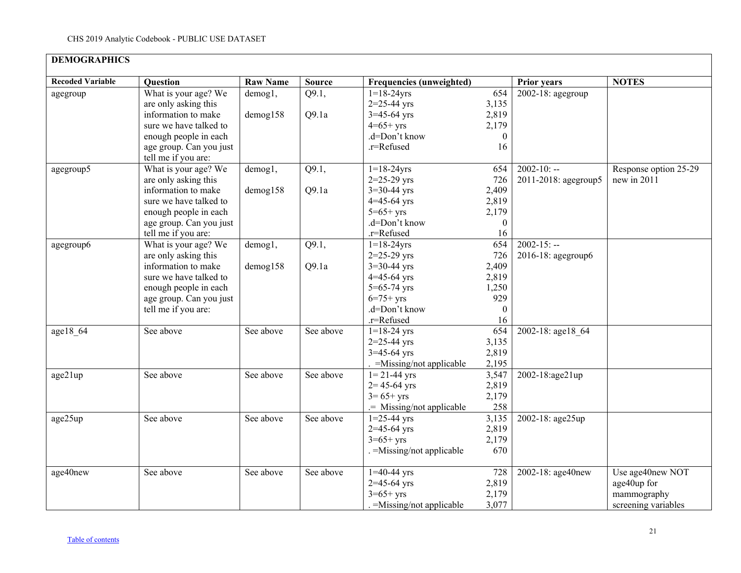## DEMOGRAPHICS

| Recoded Variable | Question | Raw Name | Source | Frequencies (unweighted) | | Prior years | NOTES |
|---|---|---|---|---|---|---|---|
| agegroup | What is your age? We are only asking this information to make sure we have talked to enough people in each age group. Can you just tell me if you are: | demog1, demog158 | Q9.1, Q9.1a | 1=18-24yrs<br>2=25-44 yrs<br>3=45-64 yrs<br>4=65+ yrs<br>.d=Don't know<br>.r=Refused | 654<br>3,135<br>2,819<br>2,179<br>0<br>16 | 2002-18: agegroup | |
| agegroup5 | What is your age? We are only asking this information to make sure we have talked to enough people in each age group. Can you just tell me if you are: | demog1, demog158 | Q9.1, Q9.1a | 1=18-24yrs<br>2=25-29 yrs<br>3=30-44 yrs<br>4=45-64 yrs<br>5=65+ yrs<br>.d=Don't know<br>.r=Refused | 654<br>726<br>2,409<br>2,819<br>2,179<br>0<br>16 | 2002-10: --<br>2011-2018: agegroup5 | Response option 25-29 new in 2011 |
| agegroup6 | What is your age? We are only asking this information to make sure we have talked to enough people in each age group. Can you just tell me if you are: | demog1, demog158 | Q9.1, Q9.1a | 1=18-24yrs<br>2=25-29 yrs<br>3=30-44 yrs<br>4=45-64 yrs<br>5=65-74 yrs<br>6=75+ yrs<br>.d=Don't know<br>.r=Refused | 654<br>726<br>2,409<br>2,819<br>1,250<br>929<br>0<br>16 | 2002-15: --<br>2016-18: agegroup6 | |
| age18_64 | See above | See above | See above | 1=18-24 yrs<br>2=25-44 yrs<br>3=45-64 yrs<br>. =Missing/not applicable | 654<br>3,135<br>2,819<br>2,195 | 2002-18: age18_64 | |
| age21up | See above | See above | See above | 1= 21-44 yrs<br>2= 45-64 yrs<br>3= 65+ yrs<br>.= Missing/not applicable | 3,547<br>2,819<br>2,179<br>258 | 2002-18:age21up | |
| age25up | See above | See above | See above | 1=25-44 yrs<br>2=45-64 yrs<br>3=65+ yrs<br>. =Missing/not applicable | 3,135<br>2,819<br>2,179<br>670 | 2002-18: age25up | |
| age40new | See above | See above | See above | 1=40-44 yrs<br>2=45-64 yrs<br>3=65+ yrs<br>. =Missing/not applicable | 728<br>2,819<br>2,179<br>3,077 | 2002-18: age40new | Use age40new NOT age40up for mammography screening variables |

Table of contents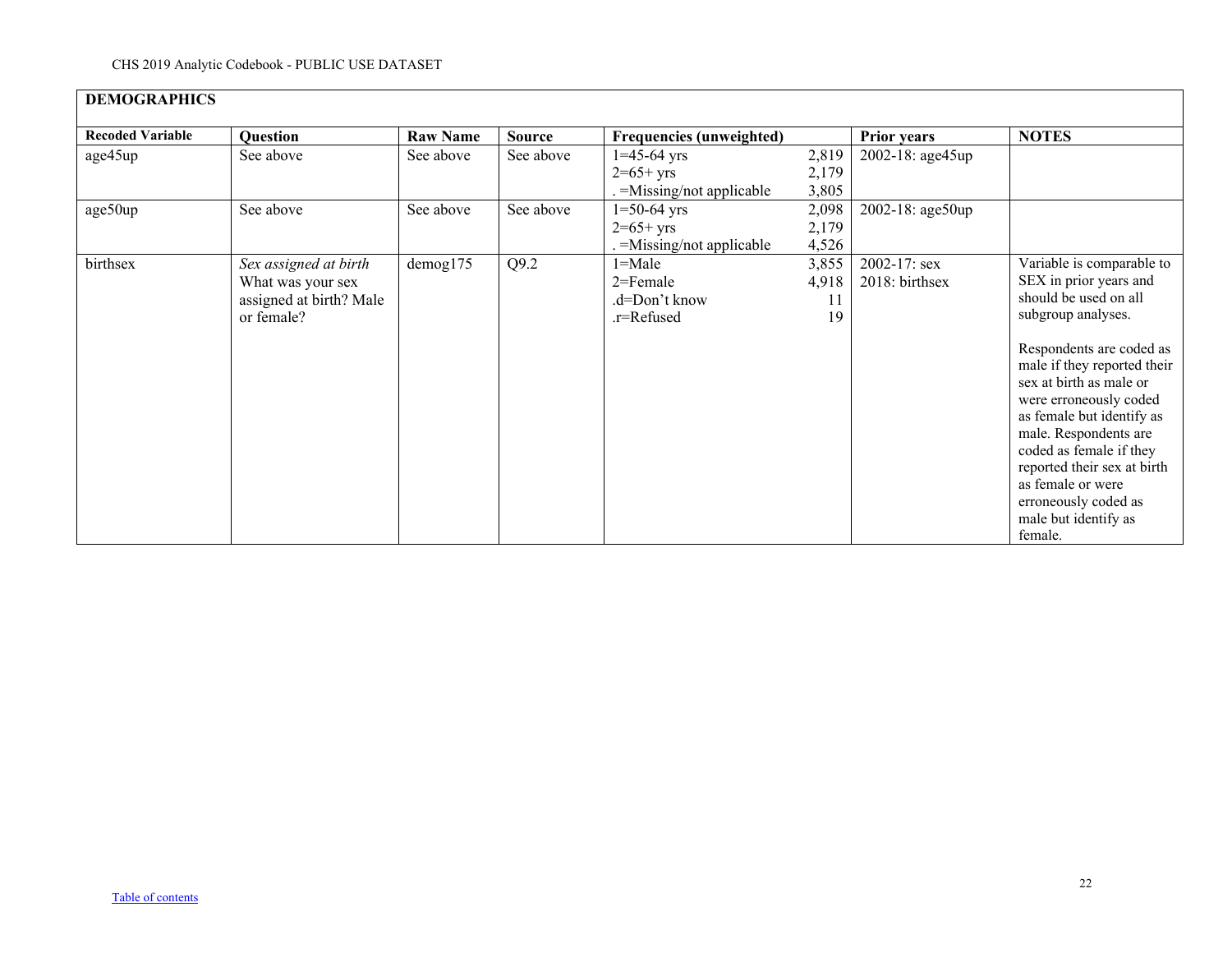| DEMOGRAPHICS | | | | | | |
|---|---|---|---|---|---|---|
| **Recoded Variable** | **Question** | **Raw Name** | **Source** | **Frequencies (unweighted)** | **Prior years** | **NOTES** |
| age45up | See above | See above | See above | 1=45-64 yrs 2,819<br>2=65+ yrs 2,179<br>. =Missing/not applicable 3,805 | 2002-18: age45up | |
| age50up | See above | See above | See above | 1=50-64 yrs 2,098<br>2=65+ yrs 2,179<br>. =Missing/not applicable 4,526 | 2002-18: age50up | |
| birthsex | *Sex assigned at birth*<br>What was your sex assigned at birth? Male or female? | demog175 | Q9.2 | 1=Male 3,855<br>2=Female 4,918<br>.d=Don't know 11<br>.r=Refused 19 | 2002-17: sex<br>2018: birthsex | Variable is comparable to SEX in prior years and should be used on all subgroup analyses.<br><br>Respondents are coded as male if they reported their sex at birth as male or were erroneously coded as female but identify as male. Respondents are coded as female if they reported their sex at birth as female or were erroneously coded as male but identify as female. |

Table of contents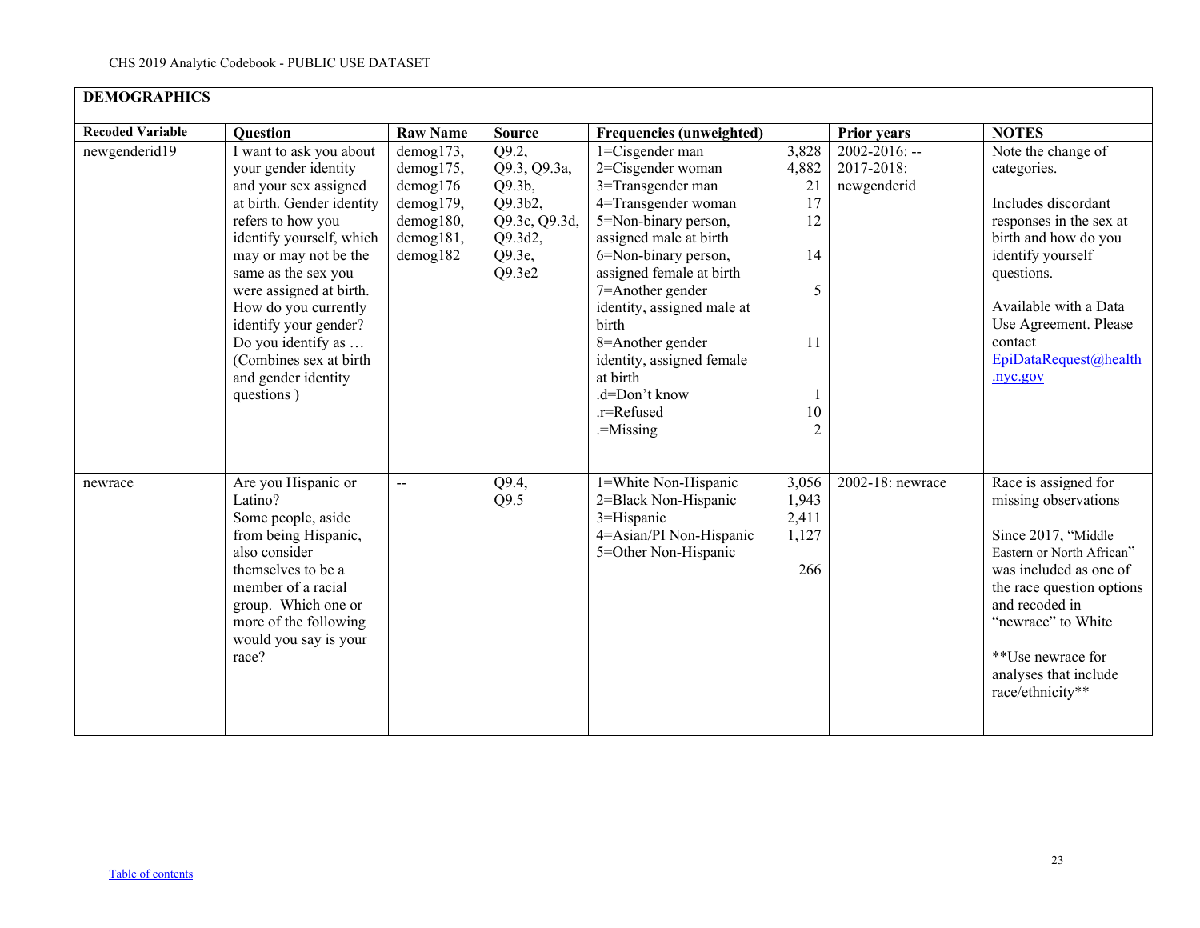CHS 2019 Analytic Codebook - PUBLIC USE DATASET

**DEMOGRAPHICS**

| Recoded Variable | Question | Raw Name | Source | Frequencies (unweighted) | | Prior years | NOTES |
|---|---|---|---|---|---|---|---|
| newgenderid19 | I want to ask you about your gender identity and your sex assigned at birth. Gender identity refers to how you identify yourself, which may or may not be the same as the sex you were assigned at birth. How do you currently identify your gender? Do you identify as … (Combines sex at birth and gender identity questions ) | demog173, demog175, demog176 demog179, demog180, demog181, demog182 | Q9.2, Q9.3, Q9.3a, Q9.3b, Q9.3b2, Q9.3c, Q9.3d, Q9.3d2, Q9.3e, Q9.3e2 | 1=Cisgender man<br>2=Cisgender woman<br>3=Transgender man<br>4=Transgender woman<br>5=Non-binary person, assigned male at birth<br>6=Non-binary person, assigned female at birth<br>7=Another gender identity, assigned male at birth<br>8=Another gender identity, assigned female at birth<br>.d=Don't know<br>.r=Refused<br>.=Missing | 3,828<br>4,882<br>21<br>17<br>12<br>14<br>5<br>11<br>1<br>10<br>2 | 2002-2016: --<br>2017-2018: newgenderid | Note the change of categories.<br><br>Includes discordant responses in the sex at birth and how do you identify yourself questions.<br><br>Available with a Data Use Agreement. Please contact EpiDataRequest@health.nyc.gov |
| newrace | Are you Hispanic or Latino?<br>Some people, aside from being Hispanic, also consider themselves to be a member of a racial group. Which one or more of the following would you say is your race? | -- | Q9.4, Q9.5 | 1=White Non-Hispanic<br>2=Black Non-Hispanic<br>3=Hispanic<br>4=Asian/PI Non-Hispanic<br>5=Other Non-Hispanic | 3,056<br>1,943<br>2,411<br>1,127<br>266 | 2002-18: newrace | Race is assigned for missing observations<br><br>Since 2017, "Middle Eastern or North African" was included as one of the race question options and recoded in "newrace" to White<br><br>**Use newrace for analyses that include race/ethnicity** |

Table of contents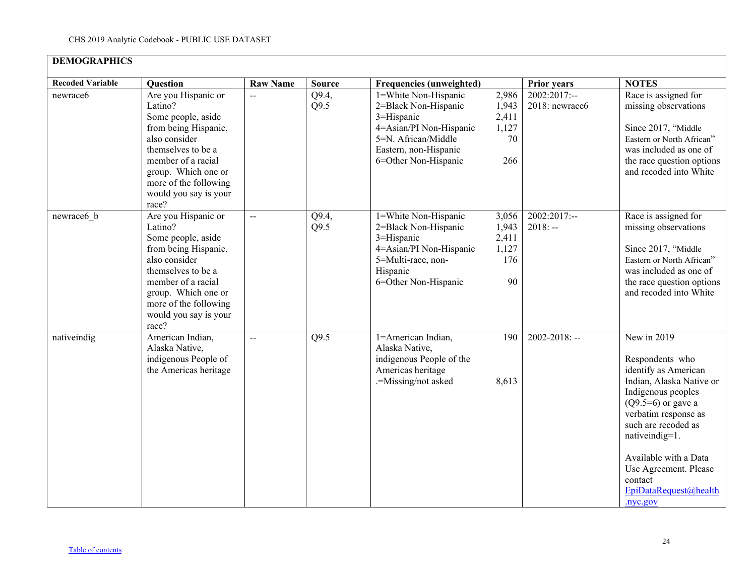**DEMOGRAPHICS**

| Recoded Variable | Question | Raw Name | Source | Frequencies (unweighted) | | Prior years | NOTES |
|---|---|---|---|---|---|---|---|
| newrace6 | Are you Hispanic or Latino? Some people, aside from being Hispanic, also consider themselves to be a member of a racial group. Which one or more of the following would you say is your race? | -- | Q9.4, Q9.5 | 1=White Non-Hispanic<br>2=Black Non-Hispanic<br>3=Hispanic<br>4=Asian/PI Non-Hispanic<br>5=N. African/Middle Eastern, non-Hispanic<br>6=Other Non-Hispanic | 2,986<br>1,943<br>2,411<br>1,127<br>70<br><br>266 | 2002:2017:--<br>2018: newrace6 | Race is assigned for missing observations<br><br>Since 2017, "Middle Eastern or North African" was included as one of the race question options and recoded into White |
| newrace6_b | Are you Hispanic or Latino? Some people, aside from being Hispanic, also consider themselves to be a member of a racial group. Which one or more of the following would you say is your race? | -- | Q9.4, Q9.5 | 1=White Non-Hispanic<br>2=Black Non-Hispanic<br>3=Hispanic<br>4=Asian/PI Non-Hispanic<br>5=Multi-race, non-Hispanic<br>6=Other Non-Hispanic | 3,056<br>1,943<br>2,411<br>1,127<br>176<br><br>90 | 2002:2017:--<br>2018: -- | Race is assigned for missing observations<br><br>Since 2017, "Middle Eastern or North African" was included as one of the race question options and recoded into White |
| nativeindig | American Indian, Alaska Native, indigenous People of the Americas heritage | -- | Q9.5 | 1=American Indian, Alaska Native, indigenous People of the Americas heritage<br>.=Missing/not asked | 190<br><br><br><br>8,613 | 2002-2018: -- | New in 2019<br><br>Respondents who identify as American Indian, Alaska Native or Indigenous peoples (Q9.5=6) or gave a verbatim response as such are recoded as nativeindig=1.<br><br>Available with a Data Use Agreement. Please contact EpiDataRequest@health.nyc.gov |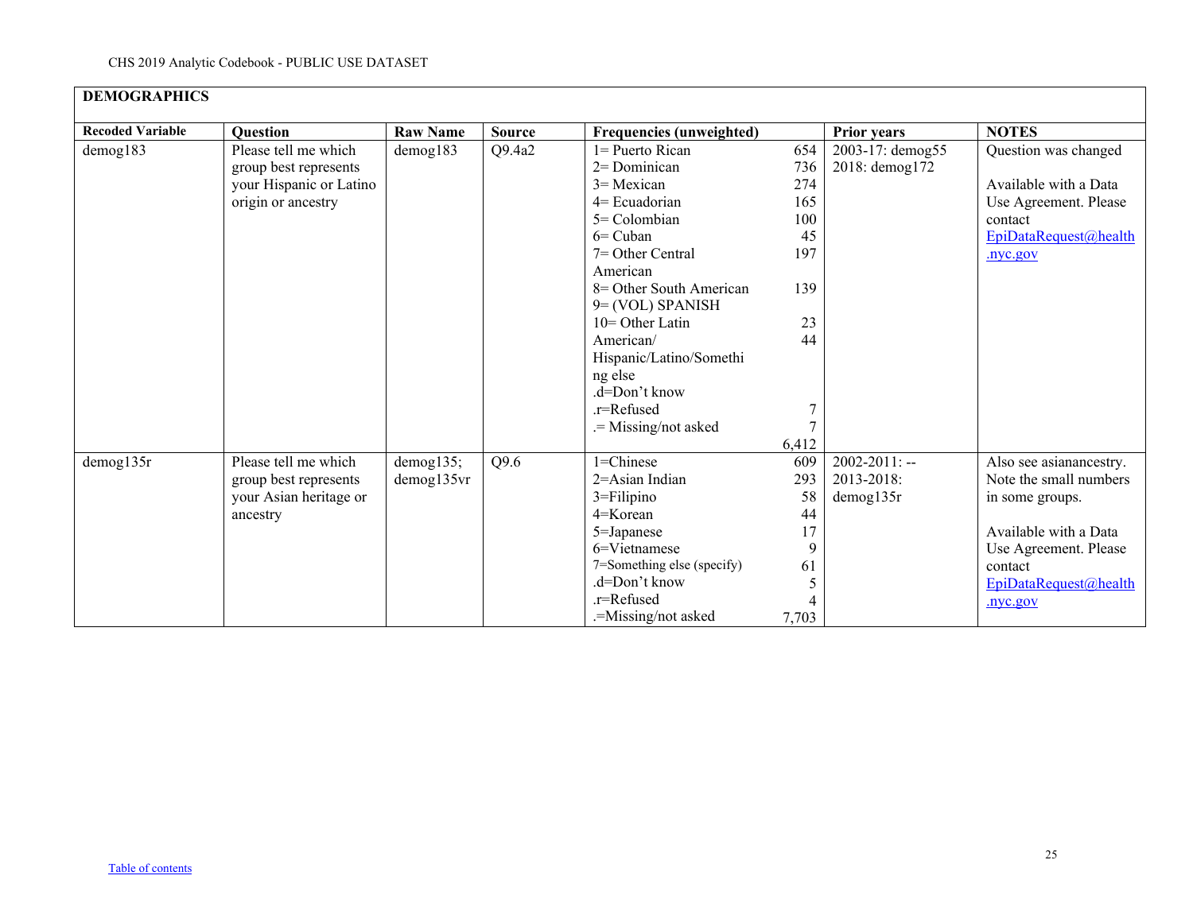| DEMOGRAPHICS | | | | | | |
|---|---|---|---|---|---|---|
| **Recoded Variable** | **Question** | **Raw Name** | **Source** | **Frequencies (unweighted)** | **Prior years** | **NOTES** |
| demog183 | Please tell me which group best represents your Hispanic or Latino origin or ancestry | demog183 | Q9.4a2 | 1= Puerto Rican 654<br>2= Dominican 736<br>3= Mexican 274<br>4= Ecuadorian 165<br>5= Colombian 100<br>6= Cuban 45<br>7= Other Central American 197<br>8= Other South American 139<br>9= (VOL) SPANISH 23<br>10= Other Latin American/ Hispanic/Latino/Something else 44<br>.d=Don't know 7<br>.r=Refused 7<br>.= Missing/not asked 6,412 | 2003-17: demog55<br>2018: demog172 | Question was changed<br><br>Available with a Data Use Agreement. Please contact EpiDataRequest@health.nyc.gov |
| demog135r | Please tell me which group best represents your Asian heritage or ancestry | demog135; demog135vr | Q9.6 | 1=Chinese 609<br>2=Asian Indian 293<br>3=Filipino 58<br>4=Korean 44<br>5=Japanese 17<br>6=Vietnamese 9<br>7=Something else (specify) 61<br>.d=Don't know 5<br>.r=Refused 4<br>.=Missing/not asked 7,703 | 2002-2011: --<br>2013-2018: demog135r | Also see asianancestry. Note the small numbers in some groups.<br><br>Available with a Data Use Agreement. Please contact EpiDataRequest@health.nyc.gov |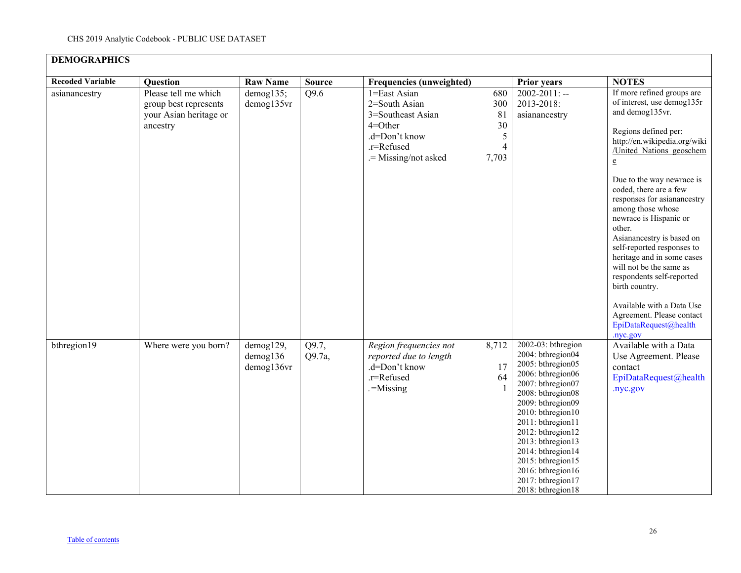## DEMOGRAPHICS

| Recoded Variable | Question | Raw Name | Source | Frequencies (unweighted) | | Prior years | NOTES |
|---|---|---|---|---|---|---|---|
| asianancestry | Please tell me which group best represents your Asian heritage or ancestry | demog135; demog135vr | Q9.6 | 1=East Asian<br>2=South Asian<br>3=Southeast Asian<br>4=Other<br>.d=Don't know<br>.r=Refused<br>.= Missing/not asked | 680<br>300<br>81<br>30<br>5<br>4<br>7,703 | 2002-2011: --<br>2013-2018: asianancestry | If more refined groups are of interest, use demog135r and demog135vr.<br><br>Regions defined per: http://en.wikipedia.org/wiki/United_Nations_geoscheme<br><br>Due to the way newrace is coded, there are a few responses for asianancestry among those whose newrace is Hispanic or other.<br>Asianancestry is based on self-reported responses to heritage and in some cases will not be the same as respondents self-reported birth country.<br><br>Available with a Data Use Agreement. Please contact EpiDataRequest@health.nyc.gov |
| bthregion19 | Where were you born? | demog129, demog136 demog136vr | Q9.7, Q9.7a, | *Region frequencies not reported due to length*<br>.d=Don't know<br>.r=Refused<br>.=Missing | 8,712<br><br>17<br>64<br>1 | 2002-03: bthregion<br>2004: bthregion04<br>2005: bthregion05<br>2006: bthregion06<br>2007: bthregion07<br>2008: bthregion08<br>2009: bthregion09<br>2010: bthregion10<br>2011: bthregion11<br>2012: bthregion12<br>2013: bthregion13<br>2014: bthregion14<br>2015: bthregion15<br>2016: bthregion16<br>2017: bthregion17<br>2018: bthregion18 | Available with a Data Use Agreement. Please contact EpiDataRequest@health.nyc.gov |

Table of contents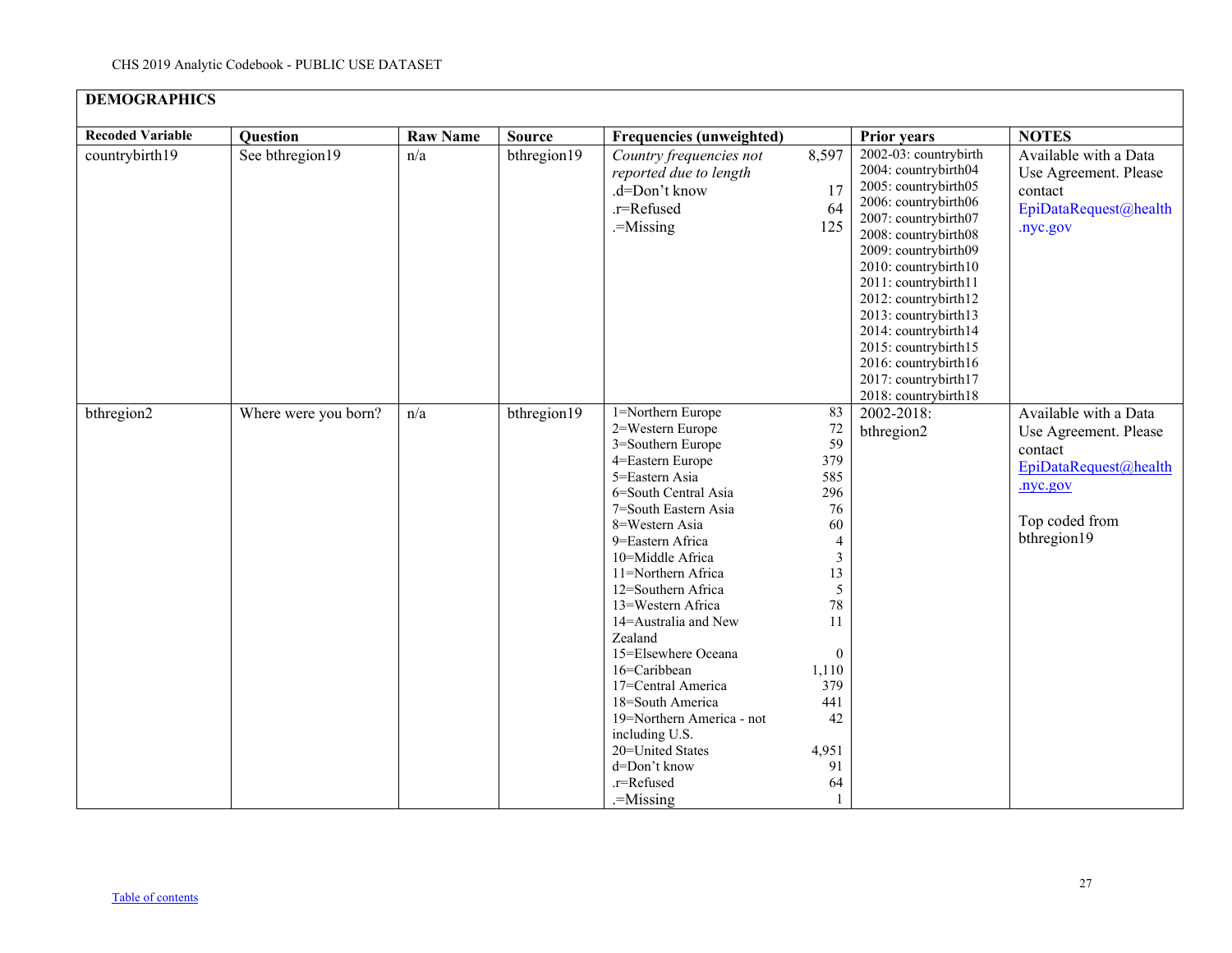## DEMOGRAPHICS

| Recoded Variable | Question | Raw Name | Source | Frequencies (unweighted) | | Prior years | NOTES |
|---|---|---|---|---|---|---|---|
| countrybirth19 | See bthregion19 | n/a | bthregion19 | *Country frequencies not reported due to length*<br>.d=Don't know<br>.r=Refused<br>.=Missing | 8,597<br>17<br>64<br>125 | 2002-03: countrybirth<br>2004: countrybirth04<br>2005: countrybirth05<br>2006: countrybirth06<br>2007: countrybirth07<br>2008: countrybirth08<br>2009: countrybirth09<br>2010: countrybirth10<br>2011: countrybirth11<br>2012: countrybirth12<br>2013: countrybirth13<br>2014: countrybirth14<br>2015: countrybirth15<br>2016: countrybirth16<br>2017: countrybirth17<br>2018: countrybirth18 | Available with a Data Use Agreement. Please contact EpiDataRequest@health.nyc.gov |
| bthregion2 | Where were you born? | n/a | bthregion19 | 1=Northern Europe<br>2=Western Europe<br>3=Southern Europe<br>4=Eastern Europe<br>5=Eastern Asia<br>6=South Central Asia<br>7=South Eastern Asia<br>8=Western Asia<br>9=Eastern Africa<br>10=Middle Africa<br>11=Northern Africa<br>12=Southern Africa<br>13=Western Africa<br>14=Australia and New Zealand<br>15=Elsewhere Oceana<br>16=Caribbean<br>17=Central America<br>18=South America<br>19=Northern America - not including U.S.<br>20=United States<br>d=Don't know<br>.r=Refused<br>.=Missing | 83<br>72<br>59<br>379<br>585<br>296<br>76<br>60<br>4<br>3<br>13<br>5<br>78<br>11<br>0<br>1,110<br>379<br>441<br>42<br>4,951<br>91<br>64<br>1 | 2002-2018: bthregion2 | Available with a Data Use Agreement. Please contact EpiDataRequest@health.nyc.gov<br><br>Top coded from bthregion19 |

Table of contents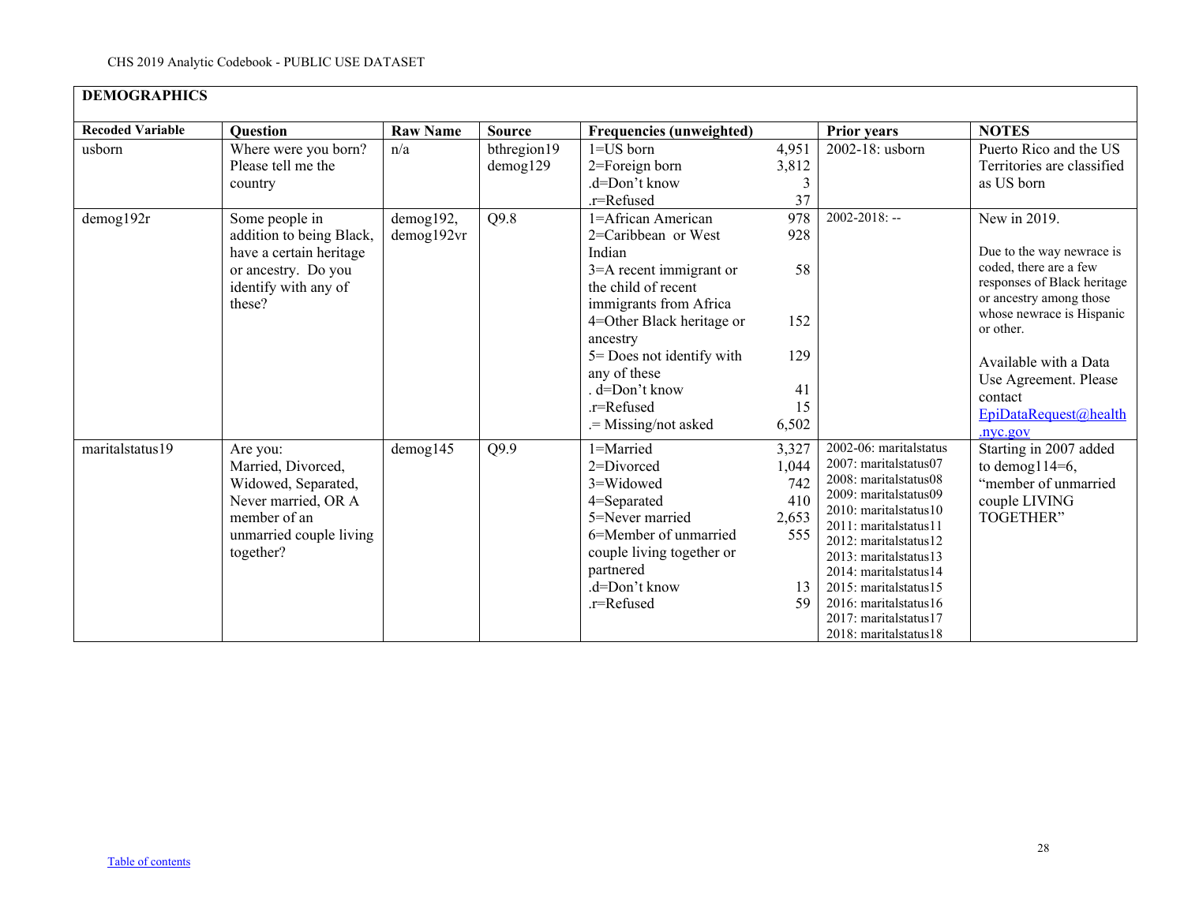## DEMOGRAPHICS

| Recoded Variable | Question | Raw Name | Source | Frequencies (unweighted) | | Prior years | NOTES |
|---|---|---|---|---|---|---|---|
| usborn | Where were you born? Please tell me the country | n/a | bthregion19 demog129 | 1=US born<br>2=Foreign born<br>.d=Don't know<br>.r=Refused | 4,951<br>3,812<br>3<br>37 | 2002-18: usborn | Puerto Rico and the US Territories are classified as US born |
| demog192r | Some people in addition to being Black, have a certain heritage or ancestry. Do you identify with any of these? | demog192, demog192vr | Q9.8 | 1=African American<br>2=Caribbean or West Indian<br>3=A recent immigrant or the child of recent immigrants from Africa<br>4=Other Black heritage or ancestry<br>5= Does not identify with any of these<br>. d=Don't know<br>.r=Refused<br>.= Missing/not asked | 978<br>928<br>58<br>152<br>129<br>41<br>15<br>6,502 | 2002-2018: -- | New in 2019.<br><br>Due to the way newrace is coded, there are a few responses of Black heritage or ancestry among those whose newrace is Hispanic or other.<br><br>Available with a Data Use Agreement. Please contact EpiDataRequest@health.nyc.gov |
| maritalstatus19 | Are you: Married, Divorced, Widowed, Separated, Never married, OR A member of an unmarried couple living together? | demog145 | Q9.9 | 1=Married<br>2=Divorced<br>3=Widowed<br>4=Separated<br>5=Never married<br>6=Member of unmarried couple living together or partnered<br>.d=Don't know<br>.r=Refused | 3,327<br>1,044<br>742<br>410<br>2,653<br>555<br>13<br>59 | 2002-06: maritalstatus<br>2007: maritalstatus07<br>2008: maritalstatus08<br>2009: maritalstatus09<br>2010: maritalstatus10<br>2011: maritalstatus11<br>2012: maritalstatus12<br>2013: maritalstatus13<br>2014: maritalstatus14<br>2015: maritalstatus15<br>2016: maritalstatus16<br>2017: maritalstatus17<br>2018: maritalstatus18 | Starting in 2007 added to demog114=6, "member of unmarried couple LIVING TOGETHER" |

Table of contents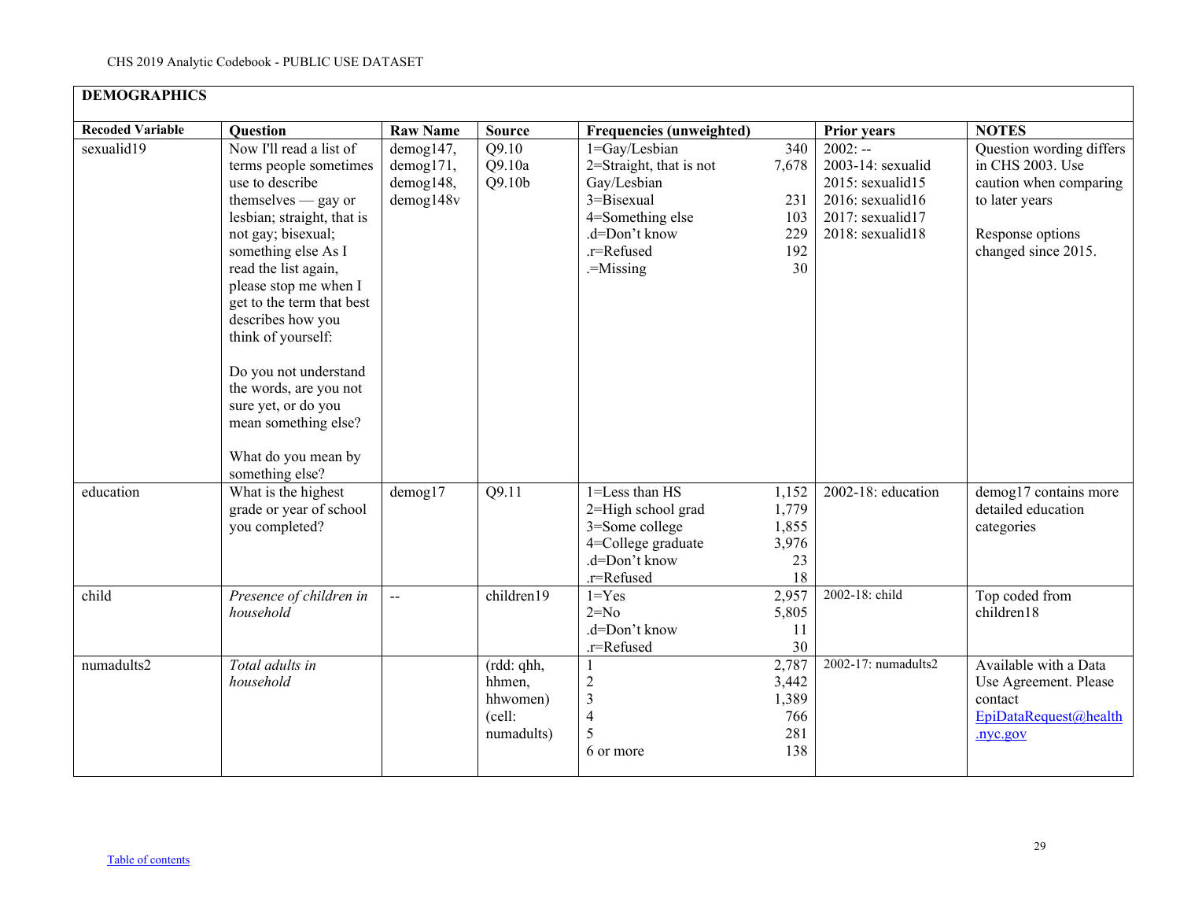| **DEMOGRAPHICS** | | | | | | |
|---|---|---|---|---|---|---|
| **Recoded Variable** | **Question** | **Raw Name** | **Source** | **Frequencies (unweighted)** | **Prior years** | **NOTES** |
| sexualid19 | Now I'll read a list of terms people sometimes use to describe themselves — gay or lesbian; straight, that is not gay; bisexual; something else As I read the list again, please stop me when I get to the term that best describes how you think of yourself:<br><br>Do you not understand the words, are you not sure yet, or do you mean something else?<br><br>What do you mean by something else? | demog147, demog171, demog148, demog148v | Q9.10 Q9.10a Q9.10b | 1=Gay/Lesbian 340<br>2=Straight, that is not Gay/Lesbian 7,678<br>3=Bisexual 231<br>4=Something else 103<br>.d=Don't know 229<br>.r=Refused 192<br>.=Missing 30 | 2002: --<br>2003-14: sexualid<br>2015: sexualid15<br>2016: sexualid16<br>2017: sexualid17<br>2018: sexualid18 | Question wording differs in CHS 2003. Use caution when comparing to later years<br><br>Response options changed since 2015. |
| education | What is the highest grade or year of school you completed? | demog17 | Q9.11 | 1=Less than HS 1,152<br>2=High school grad 1,779<br>3=Some college 1,855<br>4=College graduate 3,976<br>.d=Don't know 23<br>.r=Refused 18 | 2002-18: education | demog17 contains more detailed education categories |
| child | *Presence of children in household* | -- | children19 | 1=Yes 2,957<br>2=No 5,805<br>.d=Don't know 11<br>.r=Refused 30 | 2002-18: child | Top coded from children18 |
| numadults2 | *Total adults in household* | | (rdd: qhh, hhmen, hhwomen) (cell: numadults) | 1 2,787<br>2 3,442<br>3 1,389<br>4 766<br>5 281<br>6 or more 138 | 2002-17: numadults2 | Available with a Data Use Agreement. Please contact EpiDataRequest@health.nyc.gov |

Table of contents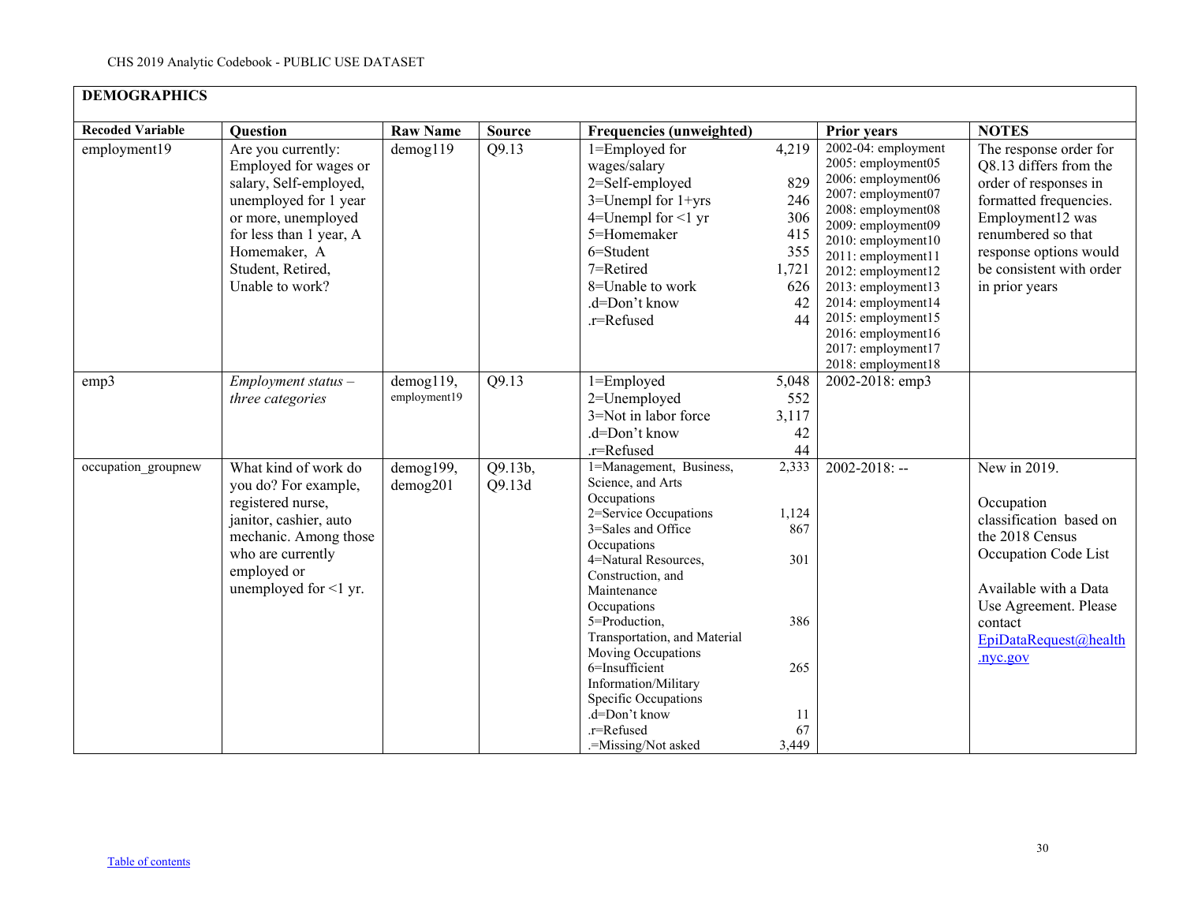## DEMOGRAPHICS

| Recoded Variable | Question | Raw Name | Source | Frequencies (unweighted) | | Prior years | NOTES |
|---|---|---|---|---|---|---|---|
| employment19 | Are you currently: Employed for wages or salary, Self-employed, unemployed for 1 year or more, unemployed for less than 1 year, A Homemaker, A Student, Retired, Unable to work? | demog119 | Q9.13 | 1=Employed for wages/salary<br>2=Self-employed<br>3=Unempl for 1+yrs<br>4=Unempl for <1 yr<br>5=Homemaker<br>6=Student<br>7=Retired<br>8=Unable to work<br>.d=Don't know<br>.r=Refused | 4,219<br>829<br>246<br>306<br>415<br>355<br>1,721<br>626<br>42<br>44 | 2002-04: employment<br>2005: employment05<br>2006: employment06<br>2007: employment07<br>2008: employment08<br>2009: employment09<br>2010: employment10<br>2011: employment11<br>2012: employment12<br>2013: employment13<br>2014: employment14<br>2015: employment15<br>2016: employment16<br>2017: employment17<br>2018: employment18 | The response order for Q8.13 differs from the order of responses in formatted frequencies. Employment12 was renumbered so that response options would be consistent with order in prior years |
| emp3 | *Employment status – three categories* | demog119, employment19 | Q9.13 | 1=Employed<br>2=Unemployed<br>3=Not in labor force<br>.d=Don't know<br>.r=Refused | 5,048<br>552<br>3,117<br>42<br>44 | 2002-2018: emp3 | |
| occupation_groupnew | What kind of work do you do? For example, registered nurse, janitor, cashier, auto mechanic. Among those who are currently employed or unemployed for <1 yr. | demog199, demog201 | Q9.13b, Q9.13d | 1=Management, Business, Science, and Arts Occupations<br>2=Service Occupations<br>3=Sales and Office Occupations<br>4=Natural Resources, Construction, and Maintenance Occupations<br>5=Production, Transportation, and Material Moving Occupations<br>6=Insufficient Information/Military Specific Occupations<br>.d=Don't know<br>.r=Refused<br>.=Missing/Not asked | 2,333<br>1,124<br>867<br>301<br>386<br>265<br>11<br>67<br>3,449 | 2002-2018: -- | New in 2019.<br><br>Occupation classification based on the 2018 Census Occupation Code List<br><br>Available with a Data Use Agreement. Please contact EpiDataRequest@health.nyc.gov |

Table of contents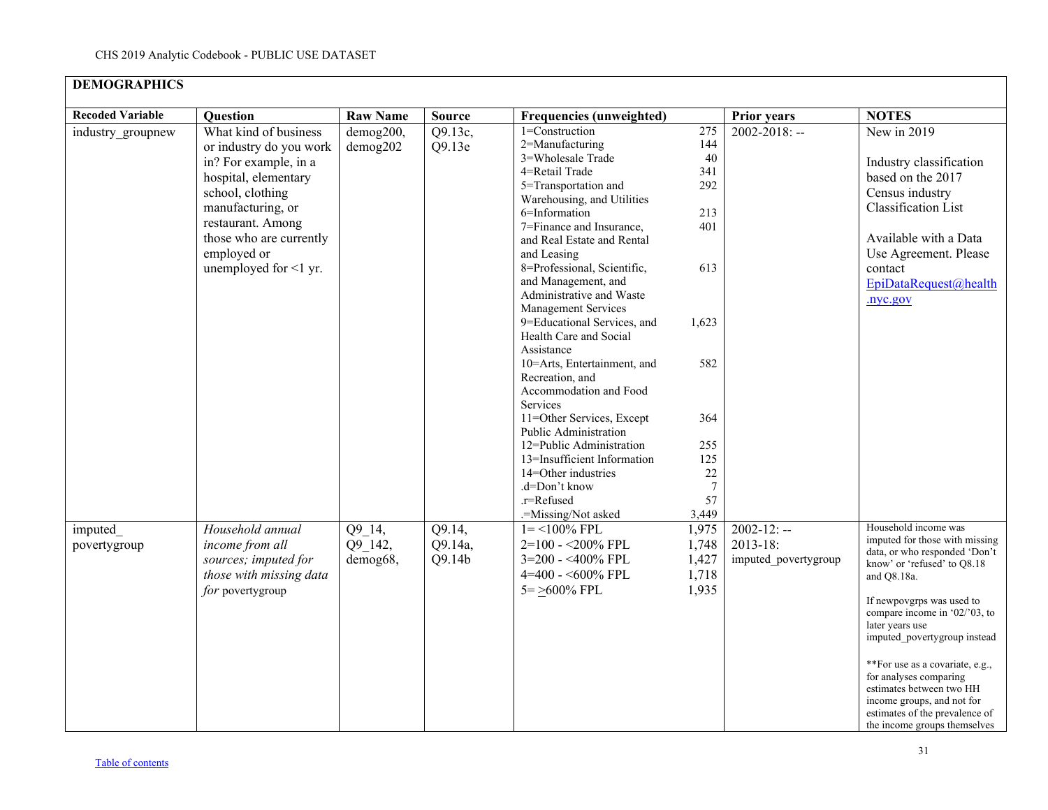## DEMOGRAPHICS

| Recoded Variable | Question | Raw Name | Source | Frequencies (unweighted) | | Prior years | NOTES |
|---|---|---|---|---|---|---|---|
| industry_groupnew | What kind of business or industry do you work in? For example, in a hospital, elementary school, clothing manufacturing, or restaurant. Among those who are currently employed or unemployed for <1 yr. | demog200, demog202 | Q9.13c, Q9.13e | 1=Construction<br>2=Manufacturing<br>3=Wholesale Trade<br>4=Retail Trade<br>5=Transportation and Warehousing, and Utilities<br>6=Information<br>7=Finance and Insurance, and Real Estate and Rental and Leasing<br>8=Professional, Scientific, and Management, and Administrative and Waste Management Services<br>9=Educational Services, and Health Care and Social Assistance<br>10=Arts, Entertainment, and Recreation, and Accommodation and Food Services<br>11=Other Services, Except Public Administration<br>12=Public Administration<br>13=Insufficient Information<br>14=Other industries<br>.d=Don't know<br>.r=Refused<br>.=Missing/Not asked | 275<br>144<br>40<br>341<br>292<br>213<br>401<br>613<br>1,623<br>582<br>364<br>255<br>125<br>22<br>7<br>57<br>3,449 | 2002-2018: -- | New in 2019<br><br>Industry classification based on the 2017 Census industry Classification List<br><br>Available with a Data Use Agreement. Please contact EpiDataRequest@health.nyc.gov |
| imputed_ povertygroup | *Household annual income from all sources; imputed for those with missing data for* povertygroup | Q9_14, Q9_142, demog68, | Q9.14, Q9.14a, Q9.14b | 1= <100% FPL<br>2=100 - <200% FPL<br>3=200 - <400% FPL<br>4=400 - <600% FPL<br>5= ≥600% FPL | 1,975<br>1,748<br>1,427<br>1,718<br>1,935 | 2002-12: --<br>2013-18: imputed_povertygroup | Household income was imputed for those with missing data, or who responded 'Don't know' or 'refused' to Q8.18 and Q8.18a.<br><br>If newpovgrps was used to compare income in '02/'03, to later years use imputed_povertygroup instead<br><br>**For use as a covariate, e.g., for analyses comparing estimates between two HH income groups, and not for estimates of the prevalence of the income groups themselves |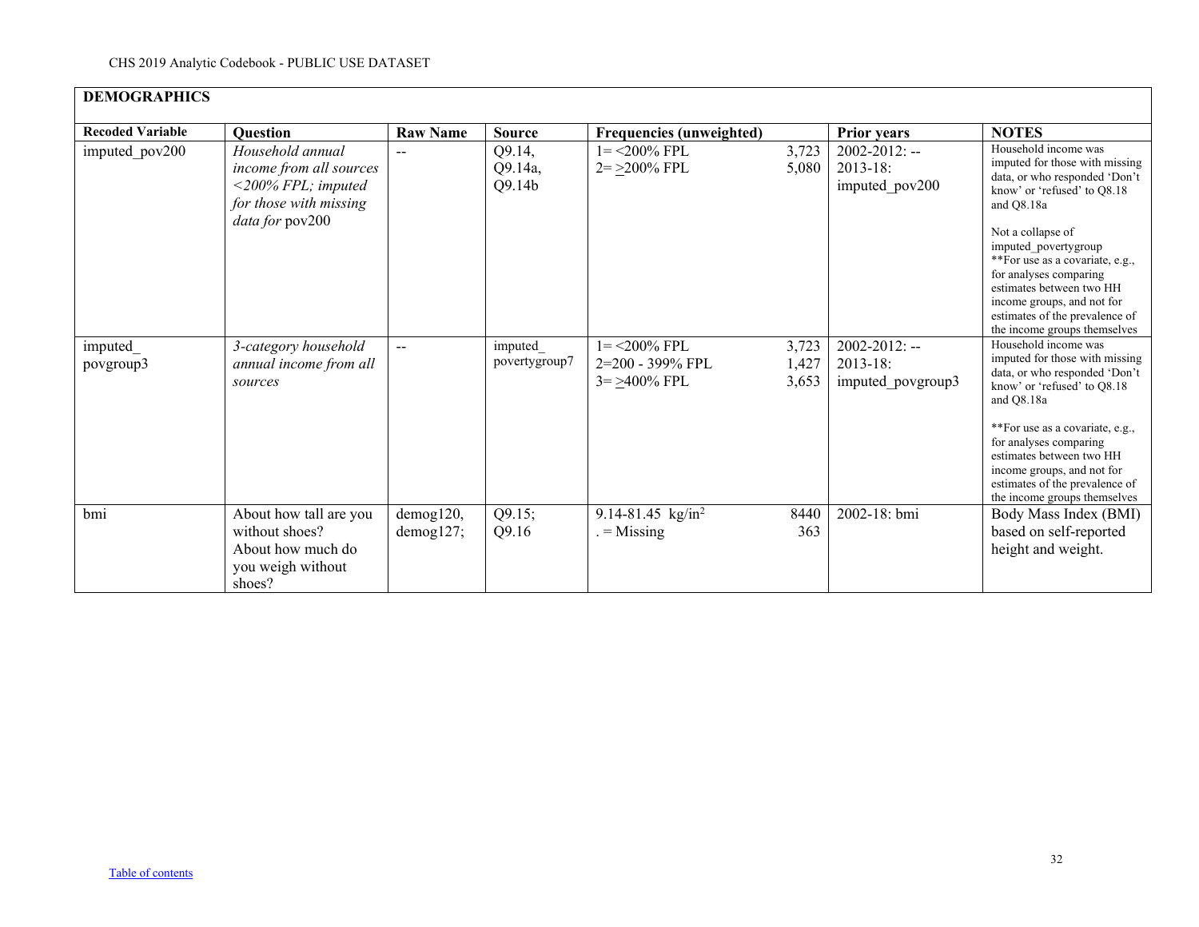**DEMOGRAPHICS**

| Recoded Variable | Question | Raw Name | Source | Frequencies (unweighted) | | Prior years | NOTES |
|---|---|---|---|---|---|---|---|
| imputed_pov200 | *Household annual income from all sources <200% FPL; imputed for those with missing data for* pov200 | -- | Q9.14, Q9.14a, Q9.14b | 1= <200% FPL<br>2= >200% FPL | 3,723<br>5,080 | 2002-2012: --<br>2013-18: imputed_pov200 | Household income was imputed for those with missing data, or who responded 'Don't know' or 'refused' to Q8.18 and Q8.18a<br><br>Not a collapse of imputed_povertygroup<br>**For use as a covariate, e.g., for analyses comparing estimates between two HH income groups, and not for estimates of the prevalence of the income groups themselves |
| imputed_povgroup3 | *3-category household annual income from all sources* | -- | imputed_povertygroup7 | 1= <200% FPL<br>2=200 - 399% FPL<br>3= >400% FPL | 3,723<br>1,427<br>3,653 | 2002-2012: --<br>2013-18: imputed_povgroup3 | Household income was imputed for those with missing data, or who responded 'Don't know' or 'refused' to Q8.18 and Q8.18a<br><br>**For use as a covariate, e.g., for analyses comparing estimates between two HH income groups, and not for estimates of the prevalence of the income groups themselves |
| bmi | About how tall are you without shoes? About how much do you weigh without shoes? | demog120, demog127; | Q9.15; Q9.16 | 9.14-81.45 kg/in$^2$<br>. = Missing | 8440<br>363 | 2002-18: bmi | Body Mass Index (BMI) based on self-reported height and weight. |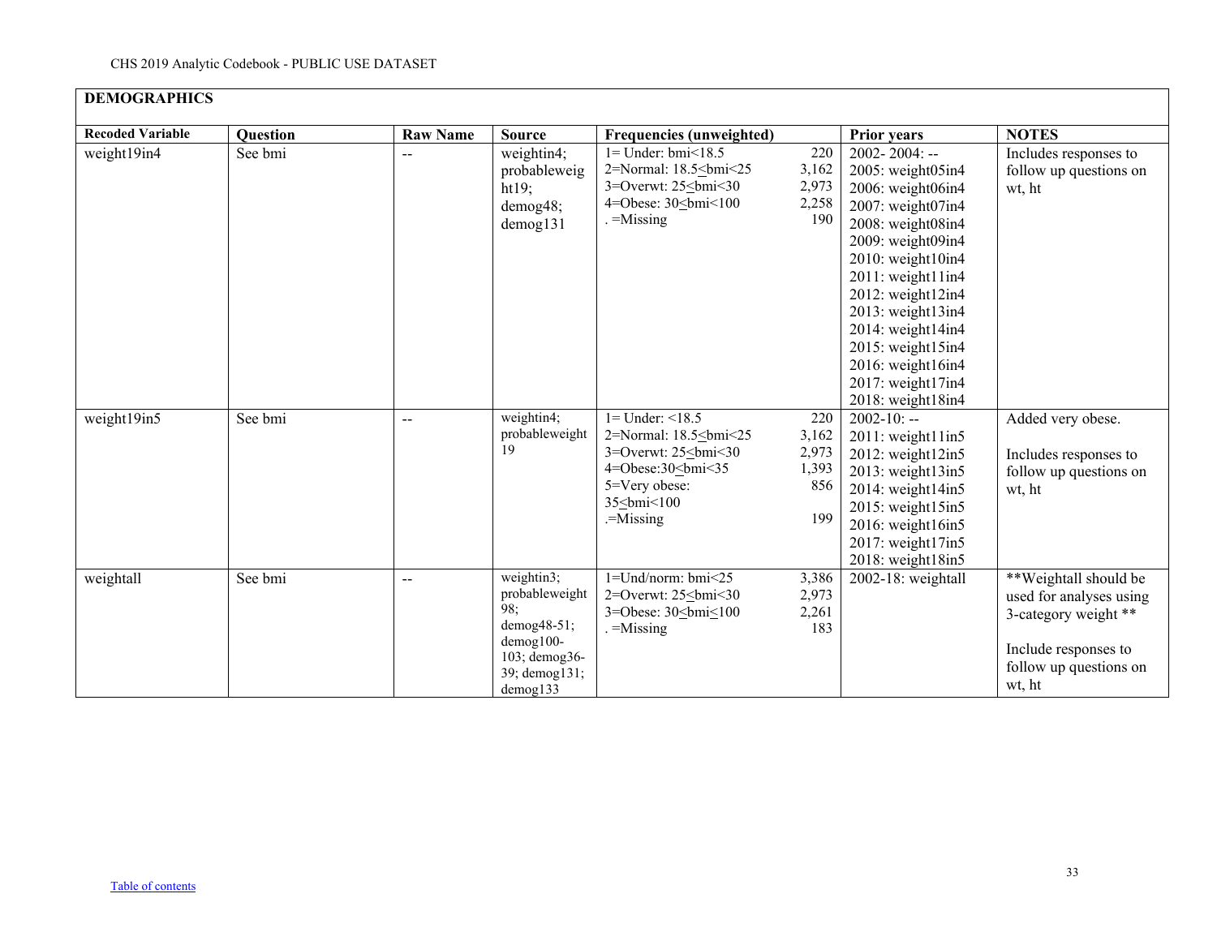## DEMOGRAPHICS

| Recoded Variable | Question | Raw Name | Source | Frequencies (unweighted) | | Prior years | NOTES |
|---|---|---|---|---|---|---|---|
| weight19in4 | See bmi | -- | weightin4; probableweight19; demog48; demog131 | 1= Under: bmi<18.5<br>2=Normal: 18.5≤bmi<25<br>3=Overwt: 25≤bmi<30<br>4=Obese: 30≤bmi<100<br>. =Missing | 220<br>3,162<br>2,973<br>2,258<br>190 | 2002- 2004: --<br>2005: weight05in4<br>2006: weight06in4<br>2007: weight07in4<br>2008: weight08in4<br>2009: weight09in4<br>2010: weight10in4<br>2011: weight11in4<br>2012: weight12in4<br>2013: weight13in4<br>2014: weight14in4<br>2015: weight15in4<br>2016: weight16in4<br>2017: weight17in4<br>2018: weight18in4 | Includes responses to follow up questions on wt, ht |
| weight19in5 | See bmi | -- | weightin4; probableweight19 | 1= Under: <18.5<br>2=Normal: 18.5≤bmi<25<br>3=Overwt: 25≤bmi<30<br>4=Obese:30≤bmi<35<br>5=Very obese: 35≤bmi<100<br>.=Missing | 220<br>3,162<br>2,973<br>1,393<br>856<br>199 | 2002-10: --<br>2011: weight11in5<br>2012: weight12in5<br>2013: weight13in5<br>2014: weight14in5<br>2015: weight15in5<br>2016: weight16in5<br>2017: weight17in5<br>2018: weight18in5 | Added very obese.<br><br>Includes responses to follow up questions on wt, ht |
| weightall | See bmi | -- | weightin3; probableweight98; demog48-51; demog100-103; demog36-39; demog131; demog133 | 1=Und/norm: bmi<25<br>2=Overwt: 25≤bmi<30<br>3=Obese: 30≤bmi≤100<br>. =Missing | 3,386<br>2,973<br>2,261<br>183 | 2002-18: weightall | **Weightall should be used for analyses using 3-category weight **<br><br>Include responses to follow up questions on wt, ht |

Table of contents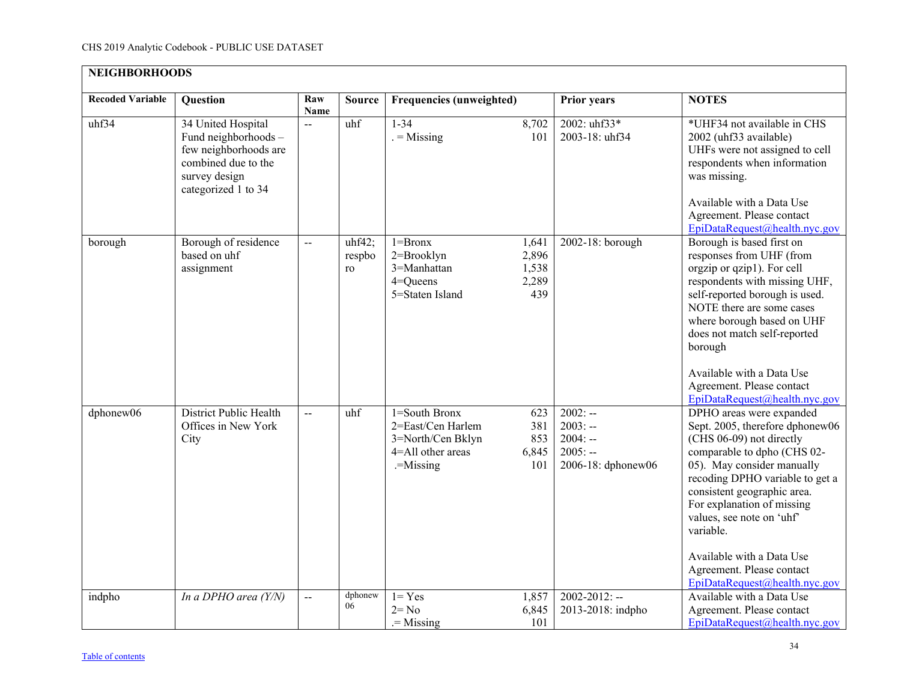| NEIGHBORHOODS | | | | | | |
|---|---|---|---|---|---|---|
| **Recoded Variable** | **Question** | **Raw Name** | **Source** | **Frequencies (unweighted)** | **Prior years** | **NOTES** |
| uhf34 | 34 United Hospital Fund neighborhoods – few neighborhoods are combined due to the survey design categorized 1 to 34 | -- | uhf | 1-34 8,702<br>. = Missing 101 | 2002: uhf33*<br>2003-18: uhf34 | *UHF34 not available in CHS 2002 (uhf33 available)<br>UHFs were not assigned to cell respondents when information was missing.<br><br>Available with a Data Use Agreement. Please contact EpiDataRequest@health.nyc.gov |
| borough | Borough of residence based on uhf assignment | -- | uhf42; respboro | 1=Bronx 1,641<br>2=Brooklyn 2,896<br>3=Manhattan 1,538<br>4=Queens 2,289<br>5=Staten Island 439 | 2002-18: borough | Borough is based first on responses from UHF (from orgzip or qzip1). For cell respondents with missing UHF, self-reported borough is used. NOTE there are some cases where borough based on UHF does not match self-reported borough<br><br>Available with a Data Use Agreement. Please contact EpiDataRequest@health.nyc.gov |
| dphonew06 | District Public Health Offices in New York City | -- | uhf | 1=South Bronx 623<br>2=East/Cen Harlem 381<br>3=North/Cen Bklyn 853<br>4=All other areas 6,845<br>.=Missing 101 | 2002: --<br>2003: --<br>2004: --<br>2005: --<br>2006-18: dphonew06 | DPHO areas were expanded Sept. 2005, therefore dphonew06 (CHS 06-09) not directly comparable to dpho (CHS 02-05). May consider manually recoding DPHO variable to get a consistent geographic area. For explanation of missing values, see note on 'uhf' variable.<br><br>Available with a Data Use Agreement. Please contact EpiDataRequest@health.nyc.gov |
| indpho | *In a DPHO area (Y/N)* | -- | dphonew06 | 1= Yes 1,857<br>2= No 6,845<br>.= Missing 101 | 2002-2012: --<br>2013-2018: indpho | Available with a Data Use Agreement. Please contact EpiDataRequest@health.nyc.gov |

Table of contents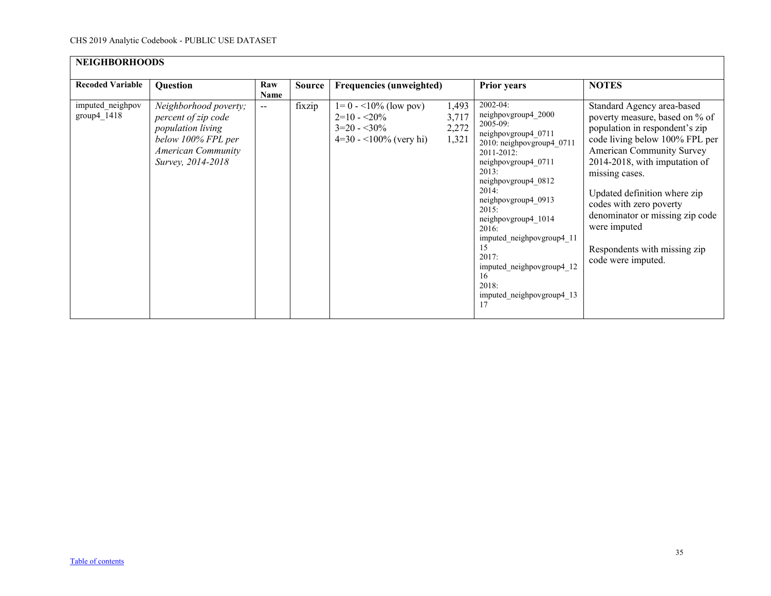CHS 2019 Analytic Codebook - PUBLIC USE DATASET

**NEIGHBORHOODS**

| Recoded Variable | Question | Raw Name | Source | Frequencies (unweighted) | | Prior years | NOTES |
|---|---|---|---|---|---|---|---|
| imputed_neighpovgroup4_1418 | *Neighborhood poverty; percent of zip code population living below 100% FPL per American Community Survey, 2014-2018* | -- | fixzip | 1= 0 - <10% (low pov)<br>2=10 - <20%<br>3=20 - <30%<br>4=30 - <100% (very hi) | 1,493<br>3,717<br>2,272<br>1,321 | 2002-04: neighpovgroup4_2000<br>2005-09: neighpovgroup4_0711<br>2010: neighpovgroup4_0711<br>2011-2012: neighpovgroup4_0711<br>2013: neighpovgroup4_0812<br>2014: neighpovgroup4_0913<br>2015: neighpovgroup4_1014<br>2016: imputed_neighpovgroup4_1115<br>2017: imputed_neighpovgroup4_1216<br>2018: imputed_neighpovgroup4_1317 | Standard Agency area-based poverty measure, based on % of population in respondent's zip code living below 100% FPL per American Community Survey 2014-2018, with imputation of missing cases.<br><br>Updated definition where zip codes with zero poverty denominator or missing zip code were imputed<br><br>Respondents with missing zip code were imputed. |

Table of contents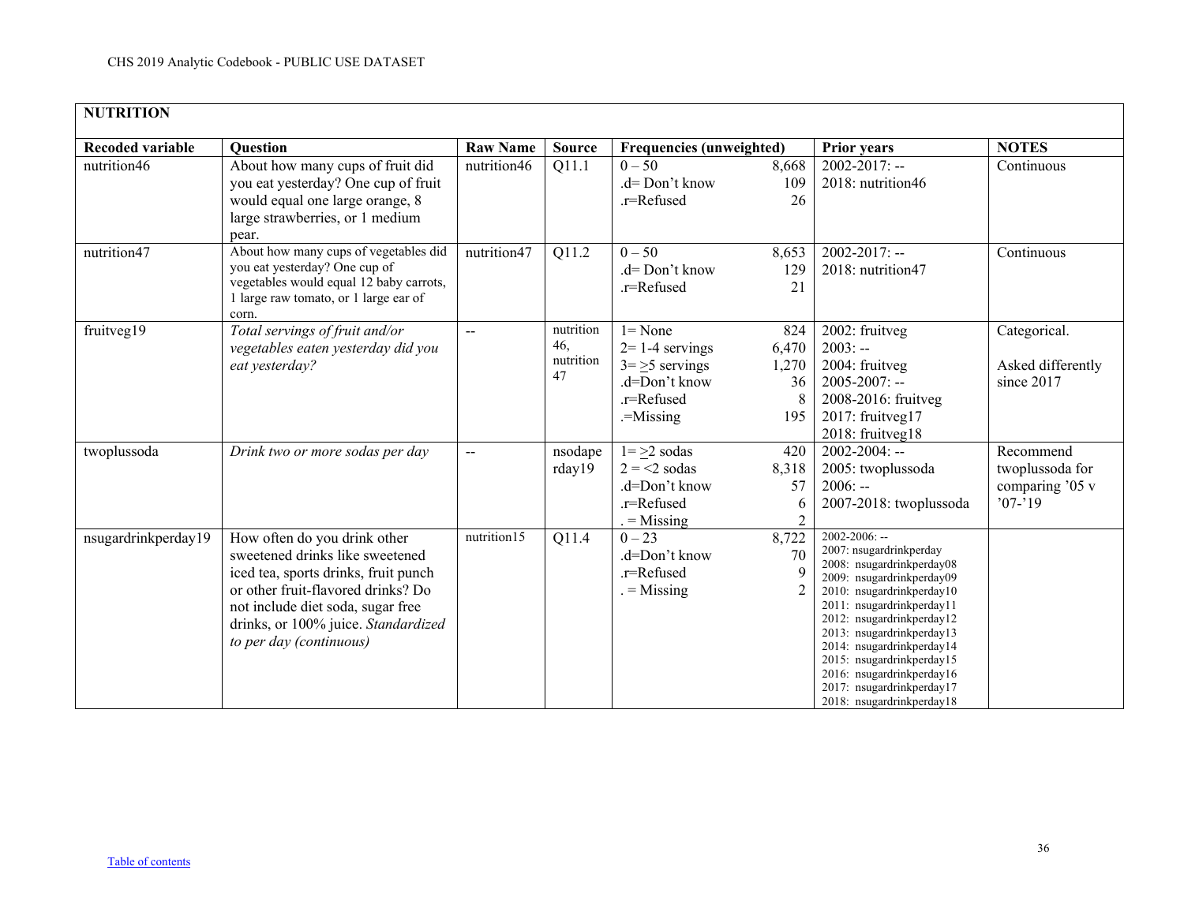| NUTRITION | | | | | | |
|---|---|---|---|---|---|---|
| **Recoded variable** | **Question** | **Raw Name** | **Source** | **Frequencies (unweighted)** | **Prior years** | **NOTES** |
| nutrition46 | About how many cups of fruit did you eat yesterday? One cup of fruit would equal one large orange, 8 large strawberries, or 1 medium pear. | nutrition46 | Q11.1 | 0 – 50 8,668<br>.d= Don't know 109<br>.r=Refused 26 | 2002-2017: --<br>2018: nutrition46 | Continuous |
| nutrition47 | About how many cups of vegetables did you eat yesterday? One cup of vegetables would equal 12 baby carrots, 1 large raw tomato, or 1 large ear of corn. | nutrition47 | Q11.2 | 0 – 50 8,653<br>.d= Don't know 129<br>.r=Refused 21 | 2002-2017: --<br>2018: nutrition47 | Continuous |
| fruitveg19 | *Total servings of fruit and/or vegetables eaten yesterday did you eat yesterday?* | -- | nutrition 46, nutrition 47 | 1= None 824<br>2= 1-4 servings 6,470<br>3= ≥5 servings 1,270<br>.d=Don't know 36<br>.r=Refused 8<br>.=Missing 195 | 2002: fruitveg<br>2003: --<br>2004: fruitveg<br>2005-2007: --<br>2008-2016: fruitveg<br>2017: fruitveg17<br>2018: fruitveg18 | Categorical.<br><br>Asked differently since 2017 |
| twoplussoda | *Drink two or more sodas per day* | -- | nsodaperday19 | 1= ≥2 sodas 420<br>2 = <2 sodas 8,318<br>.d=Don't know 57<br>.r=Refused 6<br>. = Missing 2 | 2002-2004: --<br>2005: twoplussoda<br>2006: --<br>2007-2018: twoplussoda | Recommend twoplussoda for comparing '05 v '07-'19 |
| nsugardrinkperday19 | How often do you drink other sweetened drinks like sweetened iced tea, sports drinks, fruit punch or other fruit-flavored drinks? Do not include diet soda, sugar free drinks, or 100% juice. *Standardized to per day (continuous)* | nutrition15 | Q11.4 | 0 – 23 8,722<br>.d=Don't know 70<br>.r=Refused 9<br>. = Missing 2 | 2002-2006: --<br>2007: nsugardrinkperday<br>2008: nsugardrinkperday08<br>2009: nsugardrinkperday09<br>2010: nsugardrinkperday10<br>2011: nsugardrinkperday11<br>2012: nsugardrinkperday12<br>2013: nsugardrinkperday13<br>2014: nsugardrinkperday14<br>2015: nsugardrinkperday15<br>2016: nsugardrinkperday16<br>2017: nsugardrinkperday17<br>2018: nsugardrinkperday18 | |

Table of contents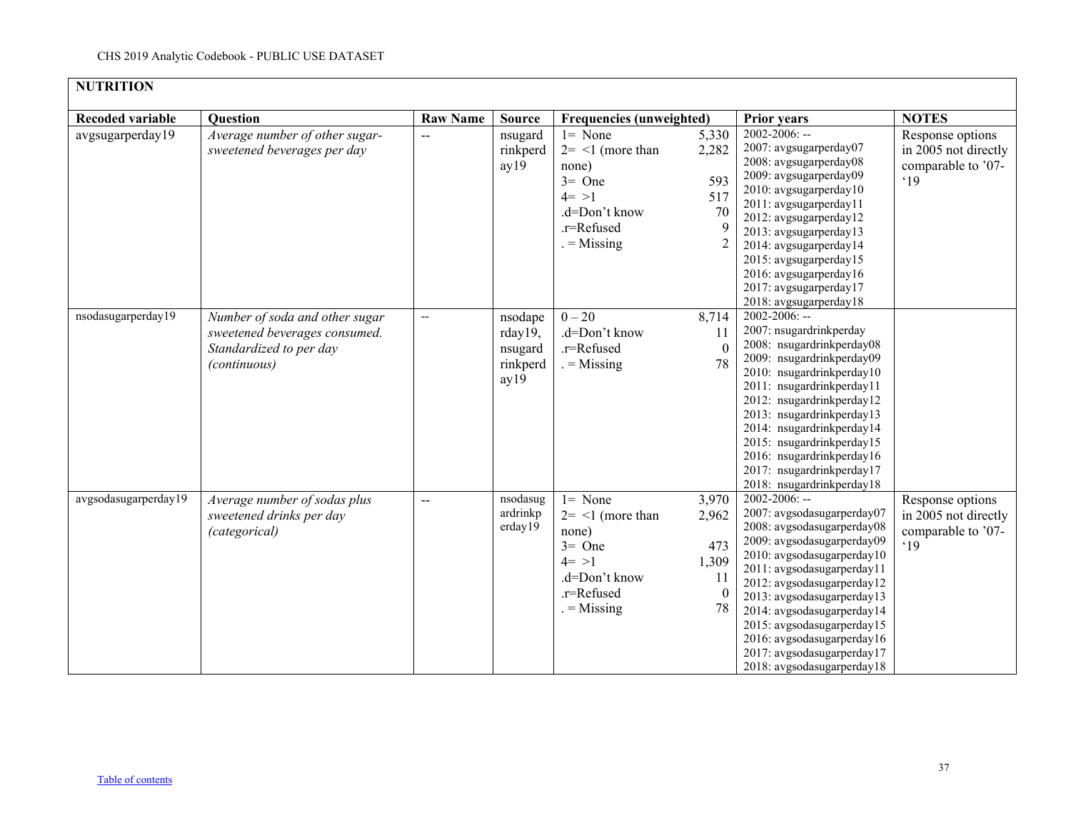| NUTRITION | | | | | | |
|---|---|---|---|---|---|---|
| **Recoded variable** | **Question** | **Raw Name** | **Source** | **Frequencies (unweighted)** | **Prior years** | **NOTES** |
| avgsugarperday19 | *Average number of other sugar-sweetened beverages per day* | -- | nsugardrinkperday19 | 1= None 5,330<br>2= <1 (more than none) 2,282<br>3= One 593<br>4= >1 517<br>.d=Don't know 70<br>.r=Refused 9<br>. = Missing 2 | 2002-2006: --<br>2007: avgsugarperday07<br>2008: avgsugarperday08<br>2009: avgsugarperday09<br>2010: avgsugarperday10<br>2011: avgsugarperday11<br>2012: avgsugarperday12<br>2013: avgsugarperday13<br>2014: avgsugarperday14<br>2015: avgsugarperday15<br>2016: avgsugarperday16<br>2017: avgsugarperday17<br>2018: avgsugarperday18 | Response options in 2005 not directly comparable to '07-'19 |
| nsodasugarperday19 | *Number of soda and other sugar sweetened beverages consumed. Standardized to per day (continuous)* | -- | nsodaperday19, nsugardrinkperday19 | 0 – 20 8,714<br>.d=Don't know 11<br>.r=Refused 0<br>. = Missing 78 | 2002-2006: --<br>2007: nsugardrinkperday<br>2008: nsugardrinkperday08<br>2009: nsugardrinkperday09<br>2010: nsugardrinkperday10<br>2011: nsugardrinkperday11<br>2012: nsugardrinkperday12<br>2013: nsugardrinkperday13<br>2014: nsugardrinkperday14<br>2015: nsugardrinkperday15<br>2016: nsugardrinkperday16<br>2017: nsugardrinkperday17<br>2018: nsugardrinkperday18 | |
| avgsodasugarperday19 | *Average number of sodas plus sweetened drinks per day (categorical)* | -- | nsodasugardrinkperday19 | 1= None 3,970<br>2= <1 (more than none) 2,962<br>3= One 473<br>4= >1 1,309<br>.d=Don't know 11<br>.r=Refused 0<br>. = Missing 78 | 2002-2006: --<br>2007: avgsodasugarperday07<br>2008: avgsodasugarperday08<br>2009: avgsodasugarperday09<br>2010: avgsodasugarperday10<br>2011: avgsodasugarperday11<br>2012: avgsodasugarperday12<br>2013: avgsodasugarperday13<br>2014: avgsodasugarperday14<br>2015: avgsodasugarperday15<br>2016: avgsodasugarperday16<br>2017: avgsodasugarperday17<br>2018: avgsodasugarperday18 | Response options in 2005 not directly comparable to '07-'19 |

Table of contents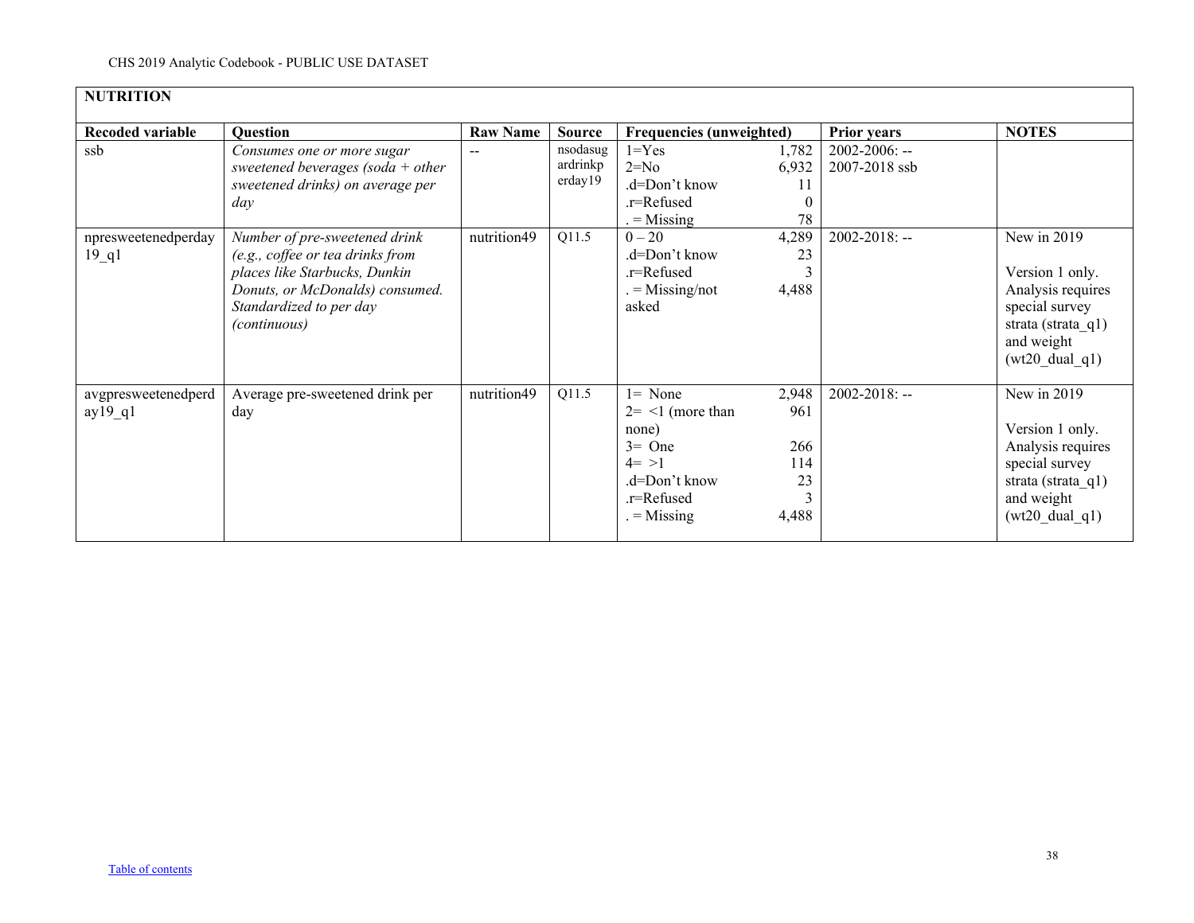CHS 2019 Analytic Codebook - PUBLIC USE DATASET

## NUTRITION

| Recoded variable | Question | Raw Name | Source | Frequencies (unweighted) | Prior years | NOTES |
|---|---|---|---|---|---|---|
| ssb | *Consumes one or more sugar sweetened beverages (soda + other sweetened drinks) on average per day* | -- | nsodasugardrinkperday19 | 1=Yes 1,782<br>2=No 6,932<br>.d=Don't know 11<br>.r=Refused 0<br>. = Missing 78 | 2002-2006: --<br>2007-2018 ssb | |
| npresweetenedperday19_q1 | *Number of pre-sweetened drink (e.g., coffee or tea drinks from places like Starbucks, Dunkin Donuts, or McDonalds) consumed. Standardized to per day (continuous)* | nutrition49 | Q11.5 | 0 – 20 4,289<br>.d=Don't know 23<br>.r=Refused 3<br>. = Missing/not asked 4,488 | 2002-2018: -- | New in 2019<br><br>Version 1 only. Analysis requires special survey strata (strata_q1) and weight (wt20_dual_q1) |
| avgpresweetenedperday19_q1 | Average pre-sweetened drink per day | nutrition49 | Q11.5 | 1= None 2,948<br>2= <1 (more than none) 961<br>3= One 266<br>4= >1 114<br>.d=Don't know 23<br>.r=Refused 3<br>. = Missing 4,488 | 2002-2018: -- | New in 2019<br><br>Version 1 only. Analysis requires special survey strata (strata_q1) and weight (wt20_dual_q1) |

Table of contents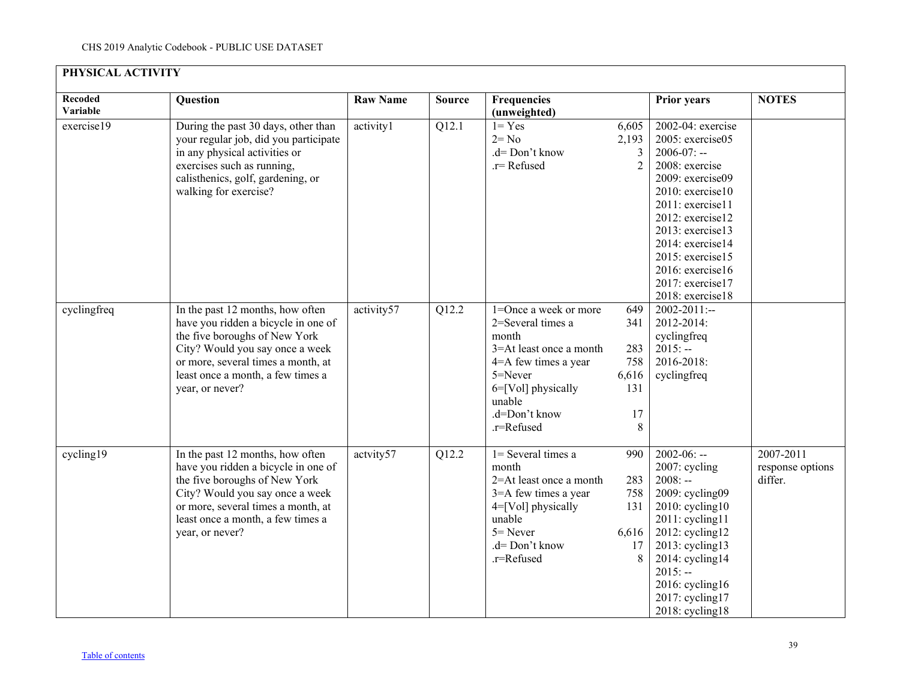## PHYSICAL ACTIVITY

| Recoded Variable | Question | Raw Name | Source | Frequencies (unweighted) | | Prior years | NOTES |
|---|---|---|---|---|---|---|---|
| exercise19 | During the past 30 days, other than your regular job, did you participate in any physical activities or exercises such as running, calisthenics, golf, gardening, or walking for exercise? | activity1 | Q12.1 | 1= Yes<br>2= No<br>.d= Don't know<br>.r= Refused | 6,605<br>2,193<br>3<br>2 | 2002-04: exercise<br>2005: exercise05<br>2006-07: --<br>2008: exercise<br>2009: exercise09<br>2010: exercise10<br>2011: exercise11<br>2012: exercise12<br>2013: exercise13<br>2014: exercise14<br>2015: exercise15<br>2016: exercise16<br>2017: exercise17<br>2018: exercise18 | |
| cyclingfreq | In the past 12 months, how often have you ridden a bicycle in one of the five boroughs of New York City? Would you say once a week or more, several times a month, at least once a month, a few times a year, or never? | activity57 | Q12.2 | 1=Once a week or more<br>2=Several times a month<br>3=At least once a month<br>4=A few times a year<br>5=Never<br>6=[Vol] physically unable<br>.d=Don't know<br>.r=Refused | 649<br>341<br>283<br>758<br>6,616<br>131<br>17<br>8 | 2002-2011:--<br>2012-2014: cyclingfreq<br>2015: --<br>2016-2018: cyclingfreq | |
| cycling19 | In the past 12 months, how often have you ridden a bicycle in one of the five boroughs of New York City? Would you say once a week or more, several times a month, at least once a month, a few times a year, or never? | actvity57 | Q12.2 | 1= Several times a month<br>2=At least once a month<br>3=A few times a year<br>4=[Vol] physically unable<br>5= Never<br>.d= Don't know<br>.r=Refused | 990<br>283<br>758<br>131<br>6,616<br>17<br>8 | 2002-06: --<br>2007: cycling<br>2008: --<br>2009: cycling09<br>2010: cycling10<br>2011: cycling11<br>2012: cycling12<br>2013: cycling13<br>2014: cycling14<br>2015: --<br>2016: cycling16<br>2017: cycling17<br>2018: cycling18 | 2007-2011 response options differ. |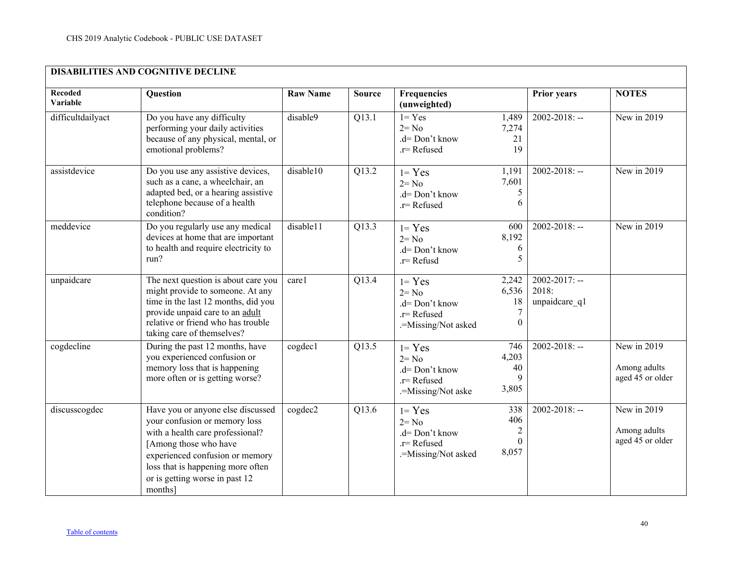| DISABILITIES AND COGNITIVE DECLINE | | | | | | |
|---|---|---|---|---|---|---|
| **Recoded Variable** | **Question** | **Raw Name** | **Source** | **Frequencies (unweighted)** | **Prior years** | **NOTES** |
| difficultdailyact | Do you have any difficulty performing your daily activities because of any physical, mental, or emotional problems? | disable9 | Q13.1 | 1= Yes 1,489<br>2= No 7,274<br>.d= Don't know 21<br>.r= Refused 19 | 2002-2018: -- | New in 2019 |
| assistdevice | Do you use any assistive devices, such as a cane, a wheelchair, an adapted bed, or a hearing assistive telephone because of a health condition? | disable10 | Q13.2 | 1= Yes 1,191<br>2= No 7,601<br>.d= Don't know 5<br>.r= Refused 6 | 2002-2018: -- | New in 2019 |
| meddevice | Do you regularly use any medical devices at home that are important to health and require electricity to run? | disable11 | Q13.3 | 1= Yes 600<br>2= No 8,192<br>.d= Don't know 6<br>.r= Refusd 5 | 2002-2018: -- | New in 2019 |
| unpaidcare | The next question is about care you might provide to someone. At any time in the last 12 months, did you provide unpaid care to an <u>adult</u> relative or friend who has trouble taking care of themselves? | care1 | Q13.4 | 1= Yes 2,242<br>2= No 6,536<br>.d= Don't know 18<br>.r= Refused 7<br>.=Missing/Not asked 0 | 2002-2017: --<br>2018: unpaidcare_q1 | |
| cogdecline | During the past 12 months, have you experienced confusion or memory loss that is happening more often or is getting worse? | cogdec1 | Q13.5 | 1= Yes 746<br>2= No 4,203<br>.d= Don't know 40<br>.r= Refused 9<br>.=Missing/Not aske 3,805 | 2002-2018: -- | New in 2019<br><br>Among adults aged 45 or older |
| discusscogdec | Have you or anyone else discussed your confusion or memory loss with a health care professional? [Among those who have experienced confusion or memory loss that is happening more often or is getting worse in past 12 months] | cogdec2 | Q13.6 | 1= Yes 338<br>2= No 406<br>.d= Don't know 2<br>.r= Refused 0<br>.=Missing/Not asked 8,057 | 2002-2018: -- | New in 2019<br><br>Among adults aged 45 or older |

Table of contents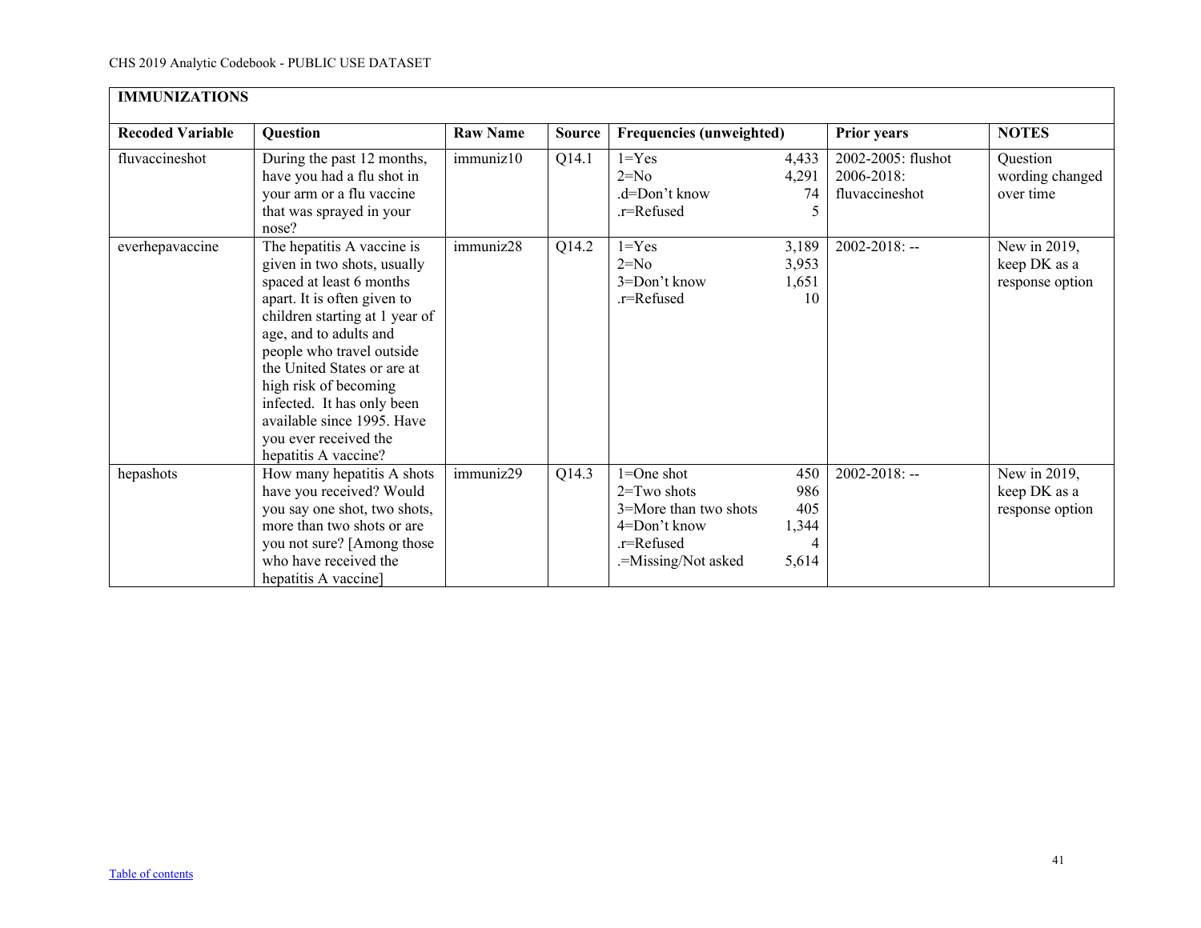## IMMUNIZATIONS

| Recoded Variable | Question | Raw Name | Source | Frequencies (unweighted) | | Prior years | NOTES |
|---|---|---|---|---|---|---|---|
| fluvaccineshot | During the past 12 months, have you had a flu shot in your arm or a flu vaccine that was sprayed in your nose? | immuniz10 | Q14.1 | 1=Yes<br>2=No<br>.d=Don't know<br>.r=Refused | 4,433<br>4,291<br>74<br>5 | 2002-2005: flushot<br>2006-2018: fluvaccineshot | Question wording changed over time |
| everhepavaccine | The hepatitis A vaccine is given in two shots, usually spaced at least 6 months apart. It is often given to children starting at 1 year of age, and to adults and people who travel outside the United States or are at high risk of becoming infected. It has only been available since 1995. Have you ever received the hepatitis A vaccine? | immuniz28 | Q14.2 | 1=Yes<br>2=No<br>3=Don't know<br>.r=Refused | 3,189<br>3,953<br>1,651<br>10 | 2002-2018: -- | New in 2019, keep DK as a response option |
| hepashots | How many hepatitis A shots have you received? Would you say one shot, two shots, more than two shots or are you not sure? [Among those who have received the hepatitis A vaccine] | immuniz29 | Q14.3 | 1=One shot<br>2=Two shots<br>3=More than two shots<br>4=Don't know<br>.r=Refused<br>.=Missing/Not asked | 450<br>986<br>405<br>1,344<br>4<br>5,614 | 2002-2018: -- | New in 2019, keep DK as a response option |

Table of contents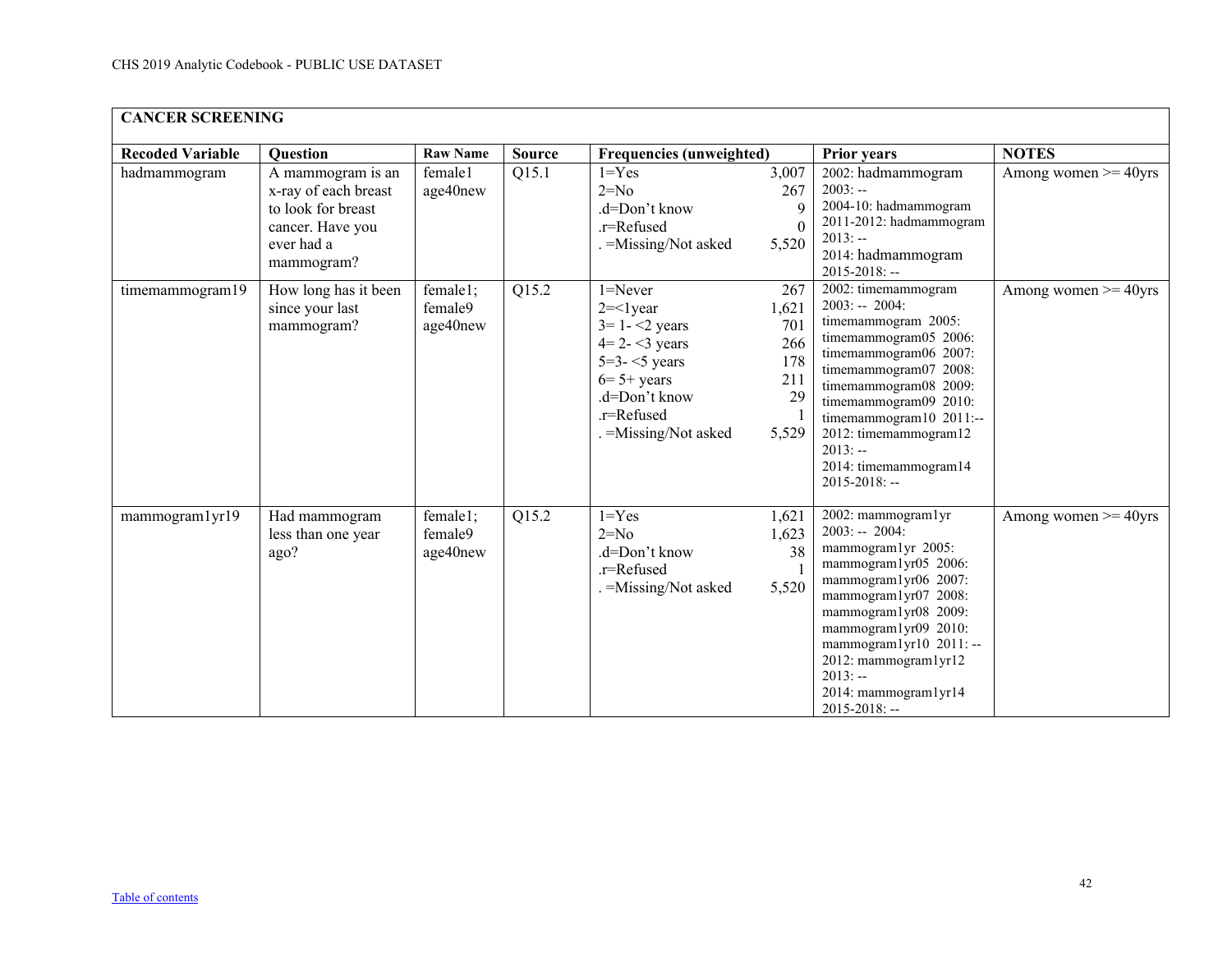| CANCER SCREENING | | | | | | | |
|---|---|---|---|---|---|---|---|
| **Recoded Variable** | **Question** | **Raw Name** | **Source** | **Frequencies (unweighted)** | | **Prior years** | **NOTES** |
| hadmammogram | A mammogram is an x-ray of each breast to look for breast cancer. Have you ever had a mammogram? | female1 age40new | Q15.1 | 1=Yes<br>2=No<br>.d=Don't know<br>.r=Refused<br>. =Missing/Not asked | 3,007<br>267<br>9<br>0<br>5,520 | 2002: hadmammogram<br>2003: --<br>2004-10: hadmammogram<br>2011-2012: hadmammogram<br>2013: --<br>2014: hadmammogram<br>2015-2018: -- | Among women >= 40yrs |
| timemammogram19 | How long has it been since your last mammogram? | female1; female9 age40new | Q15.2 | 1=Never<br>2=<1year<br>3= 1- <2 years<br>4= 2- <3 years<br>5=3- <5 years<br>6= 5+ years<br>.d=Don't know<br>.r=Refused<br>. =Missing/Not asked | 267<br>1,621<br>701<br>266<br>178<br>211<br>29<br>1<br>5,529 | 2002: timemammogram<br>2003: -- 2004: timemammogram 2005: timemammogram05 2006: timemammogram06 2007: timemammogram07 2008: timemammogram08 2009: timemammogram09 2010: timemammogram10 2011:--<br>2012: timemammogram12<br>2013: --<br>2014: timemammogram14<br>2015-2018: -- | Among women >= 40yrs |
| mammogram1yr19 | Had mammogram less than one year ago? | female1; female9 age40new | Q15.2 | 1=Yes<br>2=No<br>.d=Don't know<br>.r=Refused<br>. =Missing/Not asked | 1,621<br>1,623<br>38<br>1<br>5,520 | 2002: mammogram1yr<br>2003: -- 2004: mammogram1yr 2005: mammogram1yr05 2006: mammogram1yr06 2007: mammogram1yr07 2008: mammogram1yr08 2009: mammogram1yr09 2010: mammogram1yr10 2011: --<br>2012: mammogram1yr12<br>2013: --<br>2014: mammogram1yr14<br>2015-2018: -- | Among women >= 40yrs |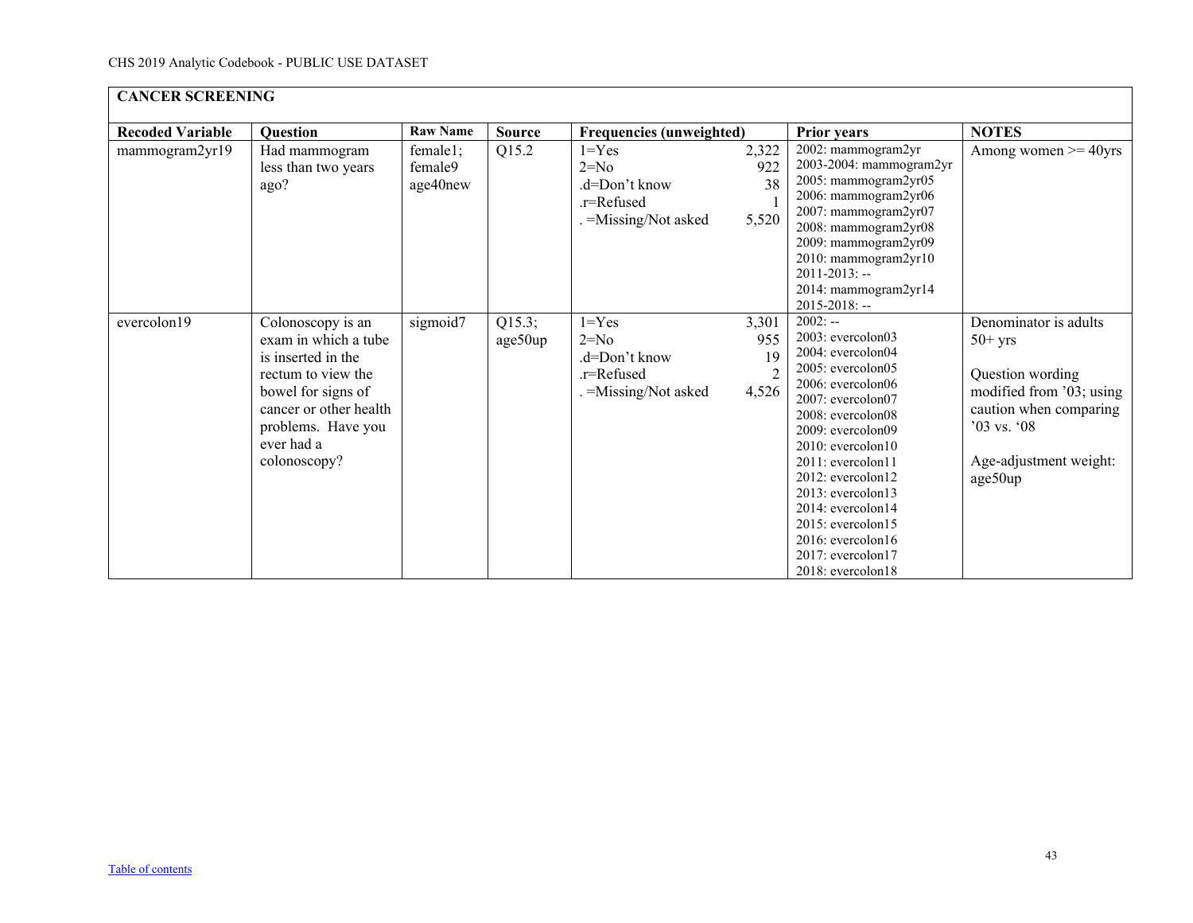## CANCER SCREENING

| Recoded Variable | Question | Raw Name | Source | Frequencies (unweighted) | | Prior years | NOTES |
|---|---|---|---|---|---|---|---|
| mammogram2yr19 | Had mammogram less than two years ago? | female1; female9 age40new | Q15.2 | 1=Yes<br>2=No<br>.d=Don't know<br>.r=Refused<br>. =Missing/Not asked | 2,322<br>922<br>38<br>1<br>5,520 | 2002: mammogram2yr<br>2003-2004: mammogram2yr<br>2005: mammogram2yr05<br>2006: mammogram2yr06<br>2007: mammogram2yr07<br>2008: mammogram2yr08<br>2009: mammogram2yr09<br>2010: mammogram2yr10<br>2011-2013: --<br>2014: mammogram2yr14<br>2015-2018: -- | Among women >= 40yrs |
| evercolon19 | Colonoscopy is an exam in which a tube is inserted in the rectum to view the bowel for signs of cancer or other health problems. Have you ever had a colonoscopy? | sigmoid7 | Q15.3; age50up | 1=Yes<br>2=No<br>.d=Don't know<br>.r=Refused<br>. =Missing/Not asked | 3,301<br>955<br>19<br>2<br>4,526 | 2002: --<br>2003: evercolon03<br>2004: evercolon04<br>2005: evercolon05<br>2006: evercolon06<br>2007: evercolon07<br>2008: evercolon08<br>2009: evercolon09<br>2010: evercolon10<br>2011: evercolon11<br>2012: evercolon12<br>2013: evercolon13<br>2014: evercolon14<br>2015: evercolon15<br>2016: evercolon16<br>2017: evercolon17<br>2018: evercolon18 | Denominator is adults 50+ yrs<br><br>Question wording modified from '03; using caution when comparing '03 vs. '08<br><br>Age-adjustment weight: age50up |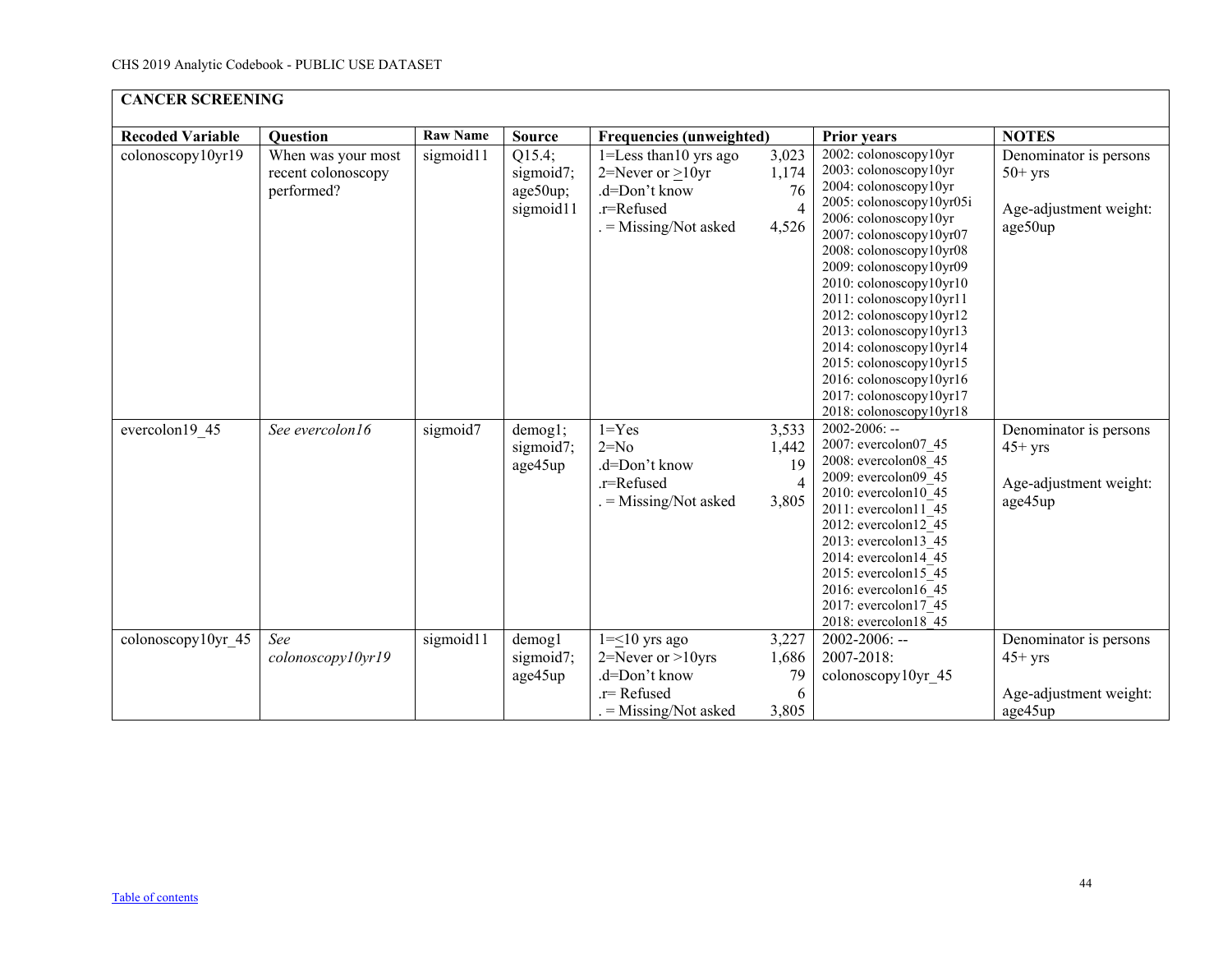CHS 2019 Analytic Codebook - PUBLIC USE DATASET

## CANCER SCREENING

| Recoded Variable | Question | Raw Name | Source | Frequencies (unweighted) | | Prior years | NOTES |
|---|---|---|---|---|---|---|---|
| colonoscopy10yr19 | When was your most recent colonoscopy performed? | sigmoid11 | Q15.4; sigmoid7; age50up; sigmoid11 | 1=Less than10 yrs ago<br>2=Never or ≥10yr<br>.d=Don't know<br>.r=Refused<br>. = Missing/Not asked | 3,023<br>1,174<br>76<br>4<br>4,526 | 2002: colonoscopy10yr<br>2003: colonoscopy10yr<br>2004: colonoscopy10yr<br>2005: colonoscopy10yr05i<br>2006: colonoscopy10yr<br>2007: colonoscopy10yr07<br>2008: colonoscopy10yr08<br>2009: colonoscopy10yr09<br>2010: colonoscopy10yr10<br>2011: colonoscopy10yr11<br>2012: colonoscopy10yr12<br>2013: colonoscopy10yr13<br>2014: colonoscopy10yr14<br>2015: colonoscopy10yr15<br>2016: colonoscopy10yr16<br>2017: colonoscopy10yr17<br>2018: colonoscopy10yr18 | Denominator is persons 50+ yrs<br><br>Age-adjustment weight: age50up |
| evercolon19_45 | *See evercolon16* | sigmoid7 | demog1; sigmoid7; age45up | 1=Yes<br>2=No<br>.d=Don't know<br>.r=Refused<br>. = Missing/Not asked | 3,533<br>1,442<br>19<br>4<br>3,805 | 2002-2006: --<br>2007: evercolon07_45<br>2008: evercolon08_45<br>2009: evercolon09_45<br>2010: evercolon10_45<br>2011: evercolon11_45<br>2012: evercolon12_45<br>2013: evercolon13_45<br>2014: evercolon14_45<br>2015: evercolon15_45<br>2016: evercolon16_45<br>2017: evercolon17_45<br>2018: evercolon18_45 | Denominator is persons 45+ yrs<br><br>Age-adjustment weight: age45up |
| colonoscopy10yr_45 | *See colonoscopy10yr19* | sigmoid11 | demog1 sigmoid7; age45up | 1=≤10 yrs ago<br>2=Never or >10yrs<br>.d=Don't know<br>.r= Refused<br>. = Missing/Not asked | 3,227<br>1,686<br>79<br>6<br>3,805 | 2002-2006: --<br>2007-2018: colonoscopy10yr_45 | Denominator is persons 45+ yrs<br><br>Age-adjustment weight: age45up |

Table of contents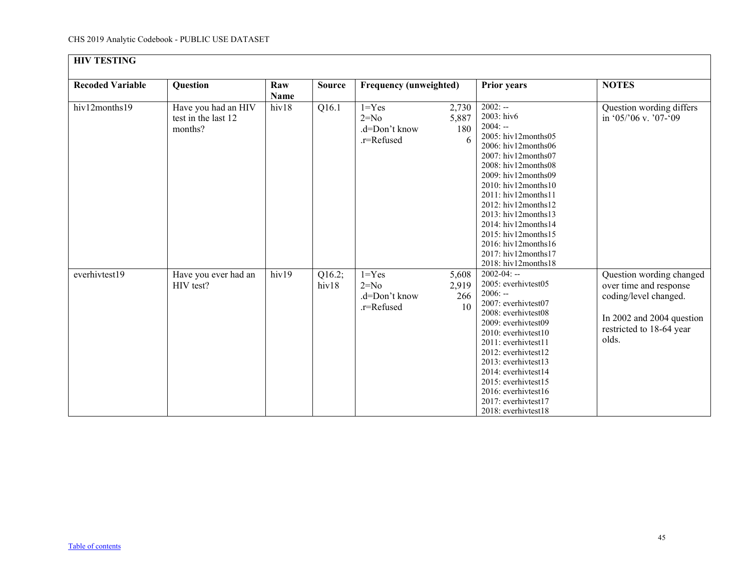| **HIV TESTING** | | | | | | |
|---|---|---|---|---|---|---|
| **Recoded Variable** | **Question** | **Raw Name** | **Source** | **Frequency (unweighted)** | **Prior years** | **NOTES** |
| hiv12months19 | Have you had an HIV test in the last 12 months? | hiv18 | Q16.1 | 1=Yes 2,730<br>2=No 5,887<br>.d=Don't know 180<br>.r=Refused 6 | 2002: --<br>2003: hiv6<br>2004: --<br>2005: hiv12months05<br>2006: hiv12months06<br>2007: hiv12months07<br>2008: hiv12months08<br>2009: hiv12months09<br>2010: hiv12months10<br>2011: hiv12months11<br>2012: hiv12months12<br>2013: hiv12months13<br>2014: hiv12months14<br>2015: hiv12months15<br>2016: hiv12months16<br>2017: hiv12months17<br>2018: hiv12months18 | Question wording differs in '05/'06 v. '07-'09 |
| everhivtest19 | Have you ever had an HIV test? | hiv19 | Q16.2; hiv18 | 1=Yes 5,608<br>2=No 2,919<br>.d=Don't know 266<br>.r=Refused 10 | 2002-04: --<br>2005: everhivtest05<br>2006: --<br>2007: everhivtest07<br>2008: everhivtest08<br>2009: everhivtest09<br>2010: everhivtest10<br>2011: everhivtest11<br>2012: everhivtest12<br>2013: everhivtest13<br>2014: everhivtest14<br>2015: everhivtest15<br>2016: everhivtest16<br>2017: everhivtest17<br>2018: everhivtest18 | Question wording changed over time and response coding/level changed.<br><br>In 2002 and 2004 question restricted to 18-64 year olds. |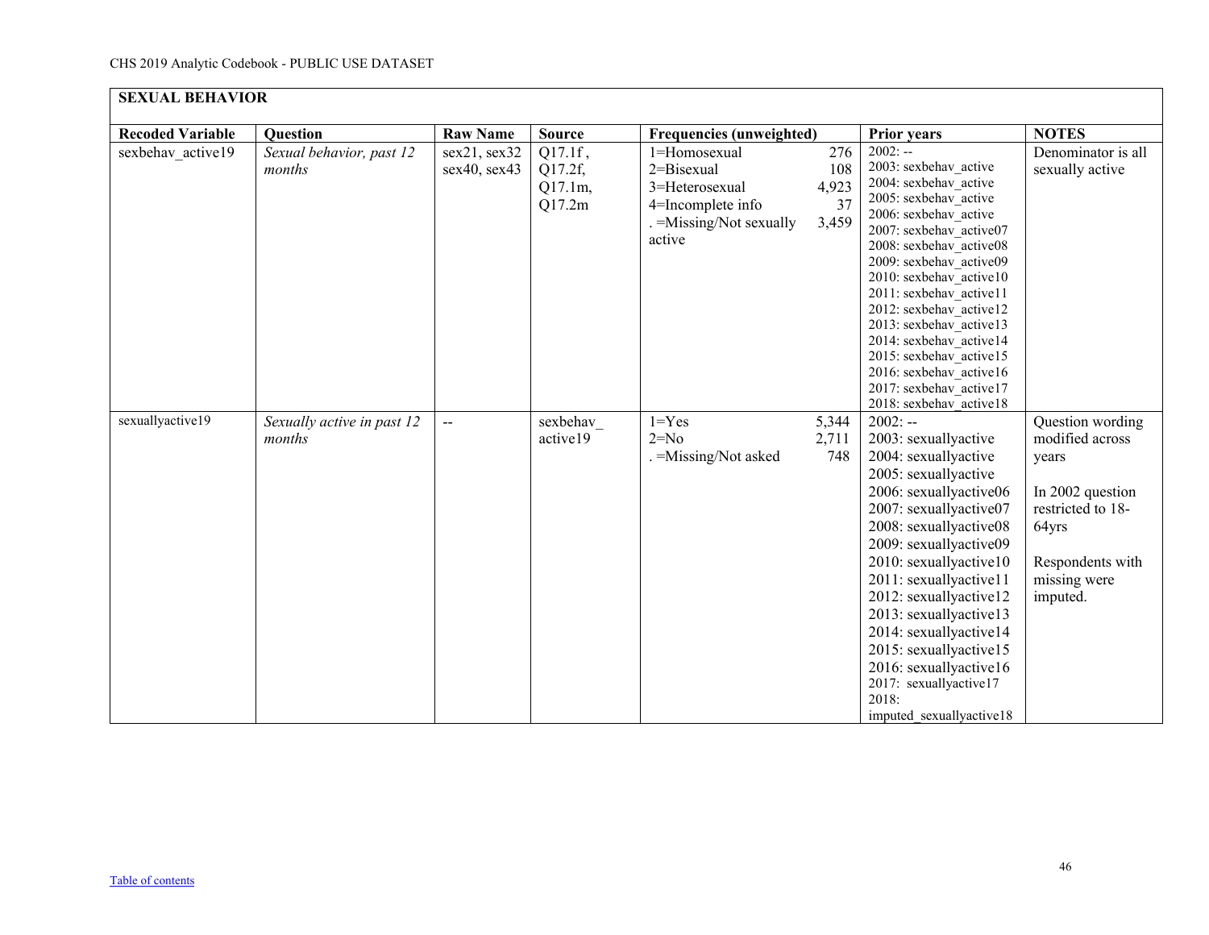**SEXUAL BEHAVIOR**

| Recoded Variable | Question | Raw Name | Source | Frequencies (unweighted) | | Prior years | NOTES |
|---|---|---|---|---|---|---|---|
| sexbehav_active19 | *Sexual behavior, past 12 months* | sex21, sex32 sex40, sex43 | Q17.1f , Q17.2f, Q17.1m, Q17.2m | 1=Homosexual<br>2=Bisexual<br>3=Heterosexual<br>4=Incomplete info<br>. =Missing/Not sexually active | 276<br>108<br>4,923<br>37<br>3,459 | 2002: --<br>2003: sexbehav_active<br>2004: sexbehav_active<br>2005: sexbehav_active<br>2006: sexbehav_active<br>2007: sexbehav_active07<br>2008: sexbehav_active08<br>2009: sexbehav_active09<br>2010: sexbehav_active10<br>2011: sexbehav_active11<br>2012: sexbehav_active12<br>2013: sexbehav_active13<br>2014: sexbehav_active14<br>2015: sexbehav_active15<br>2016: sexbehav_active16<br>2017: sexbehav_active17<br>2018: sexbehav_active18 | Denominator is all sexually active |
| sexuallyactive19 | *Sexually active in past 12 months* | -- | sexbehav_ active19 | 1=Yes<br>2=No<br>. =Missing/Not asked | 5,344<br>2,711<br>748 | 2002: --<br>2003: sexuallyactive<br>2004: sexuallyactive<br>2005: sexuallyactive<br>2006: sexuallyactive06<br>2007: sexuallyactive07<br>2008: sexuallyactive08<br>2009: sexuallyactive09<br>2010: sexuallyactive10<br>2011: sexuallyactive11<br>2012: sexuallyactive12<br>2013: sexuallyactive13<br>2014: sexuallyactive14<br>2015: sexuallyactive15<br>2016: sexuallyactive16<br>2017: sexuallyactive17<br>2018: imputed_sexuallyactive18 | Question wording modified across years<br><br>In 2002 question restricted to 18-64yrs<br><br>Respondents with missing were imputed. |

Table of contents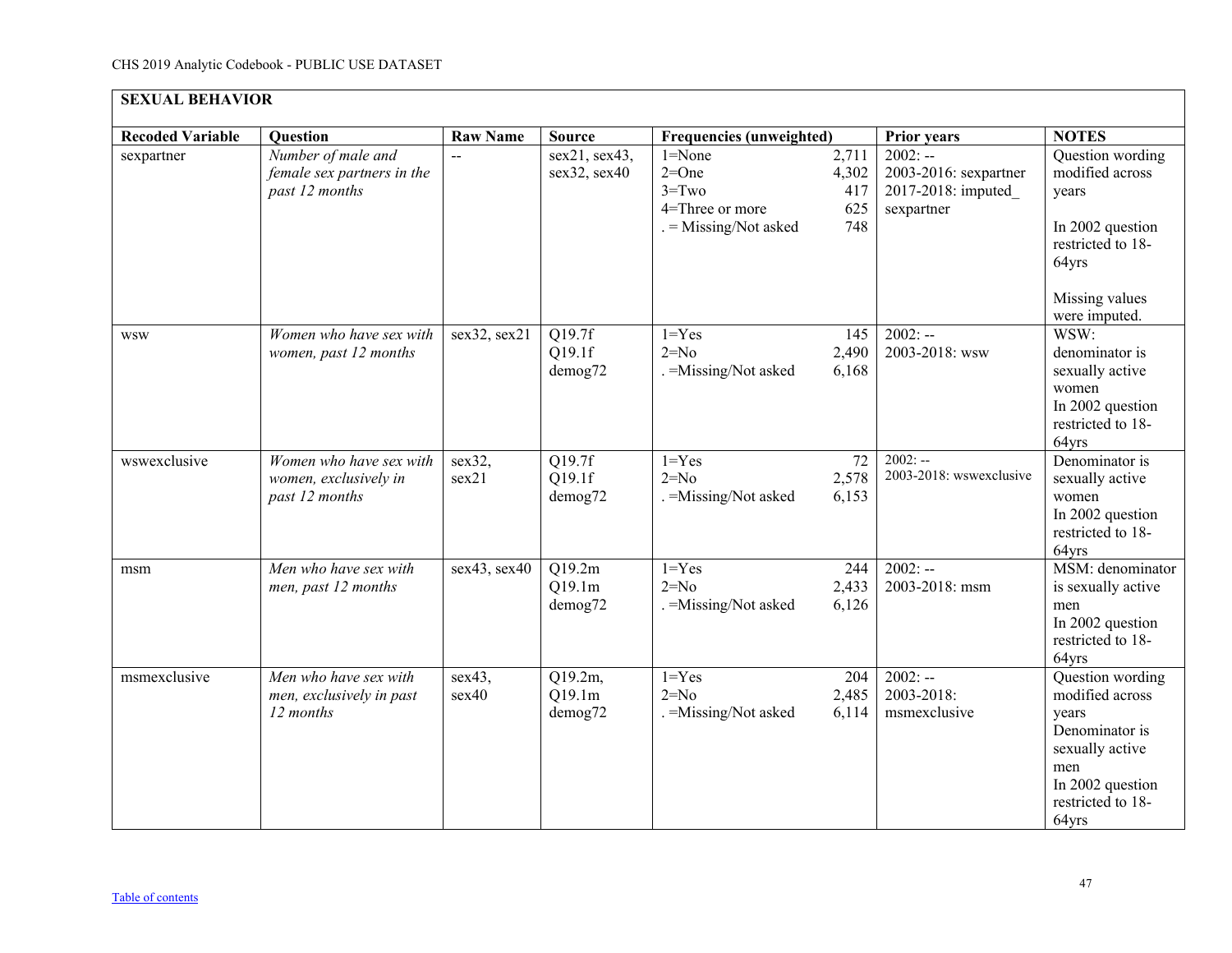## SEXUAL BEHAVIOR

| Recoded Variable | Question | Raw Name | Source | Frequencies (unweighted) | | Prior years | NOTES |
|---|---|---|---|---|---|---|---|
| sexpartner | *Number of male and female sex partners in the past 12 months* | -- | sex21, sex43, sex32, sex40 | 1=None<br>2=One<br>3=Two<br>4=Three or more<br>. = Missing/Not asked | 2,711<br>4,302<br>417<br>625<br>748 | 2002: --<br>2003-2016: sexpartner<br>2017-2018: imputed_ sexpartner | Question wording modified across years<br><br>In 2002 question restricted to 18-64yrs<br><br>Missing values were imputed. |
| wsw | *Women who have sex with women, past 12 months* | sex32, sex21 | Q19.7f<br>Q19.1f<br>demog72 | 1=Yes<br>2=No<br>. =Missing/Not asked | 145<br>2,490<br>6,168 | 2002: --<br>2003-2018: wsw | WSW: denominator is sexually active women<br>In 2002 question restricted to 18-64yrs |
| wswexclusive | *Women who have sex with women, exclusively in past 12 months* | sex32, sex21 | Q19.7f<br>Q19.1f<br>demog72 | 1=Yes<br>2=No<br>. =Missing/Not asked | 72<br>2,578<br>6,153 | 2002: --<br>2003-2018: wswexclusive | Denominator is sexually active women<br>In 2002 question restricted to 18-64yrs |
| msm | *Men who have sex with men, past 12 months* | sex43, sex40 | Q19.2m<br>Q19.1m<br>demog72 | 1=Yes<br>2=No<br>. =Missing/Not asked | 244<br>2,433<br>6,126 | 2002: --<br>2003-2018: msm | MSM: denominator is sexually active men<br>In 2002 question restricted to 18-64yrs |
| msmexclusive | *Men who have sex with men, exclusively in past 12 months* | sex43, sex40 | Q19.2m,<br>Q19.1m<br>demog72 | 1=Yes<br>2=No<br>. =Missing/Not asked | 204<br>2,485<br>6,114 | 2002: --<br>2003-2018: msmexclusive | Question wording modified across years<br>Denominator is sexually active men<br>In 2002 question restricted to 18-64yrs |

Table of contents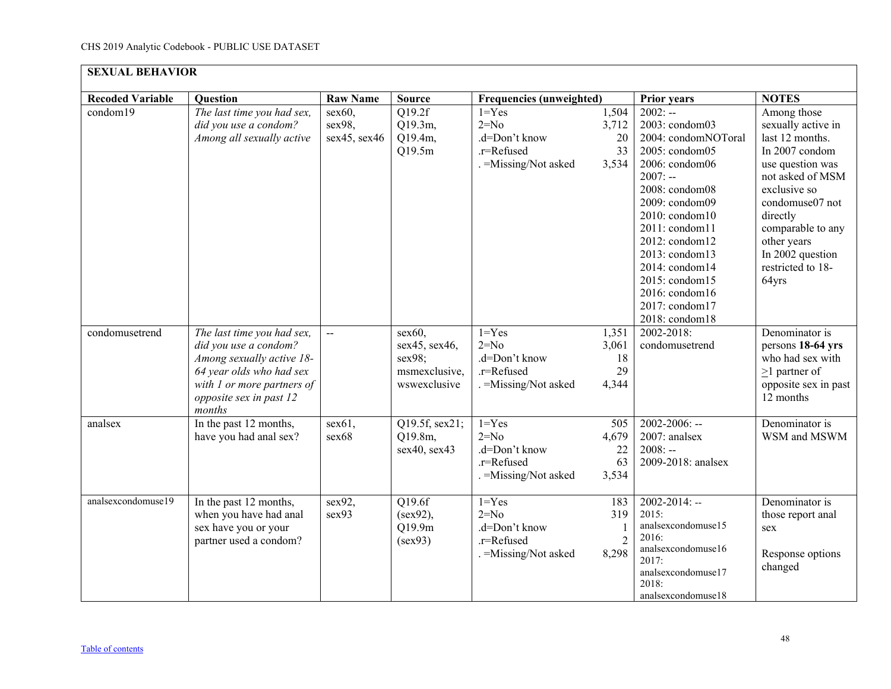## SEXUAL BEHAVIOR

| Recoded Variable | Question | Raw Name | Source | Frequencies (unweighted) | | Prior years | NOTES |
|---|---|---|---|---|---|---|---|
| condom19 | *The last time you had sex, did you use a condom? Among all sexually active* | sex60, sex98, sex45, sex46 | Q19.2f Q19.3m, Q19.4m, Q19.5m | 1=Yes<br>2=No<br>.d=Don't know<br>.r=Refused<br>. =Missing/Not asked | 1,504<br>3,712<br>20<br>33<br>3,534 | 2002: --<br>2003: condom03<br>2004: condomNOToral<br>2005: condom05<br>2006: condom06<br>2007: --<br>2008: condom08<br>2009: condom09<br>2010: condom10<br>2011: condom11<br>2012: condom12<br>2013: condom13<br>2014: condom14<br>2015: condom15<br>2016: condom16<br>2017: condom17<br>2018: condom18 | Among those sexually active in last 12 months. In 2007 condom use question was not asked of MSM exclusive so condomuse07 not directly comparable to any other years In 2002 question restricted to 18-64yrs |
| condomusetrend | *The last time you had sex, did you use a condom? Among sexually active 18-64 year olds who had sex with 1 or more partners of opposite sex in past 12 months* | -- | sex60, sex45, sex46, sex98; msmexclusive, wswexclusive | 1=Yes<br>2=No<br>.d=Don't know<br>.r=Refused<br>. =Missing/Not asked | 1,351<br>3,061<br>18<br>29<br>4,344 | 2002-2018: condomusetrend | Denominator is persons **18-64 yrs** who had sex with ≥1 partner of opposite sex in past 12 months |
| analsex | In the past 12 months, have you had anal sex? | sex61, sex68 | Q19.5f, sex21; Q19.8m, sex40, sex43 | 1=Yes<br>2=No<br>.d=Don't know<br>.r=Refused<br>. =Missing/Not asked | 505<br>4,679<br>22<br>63<br>3,534 | 2002-2006: --<br>2007: analsex<br>2008: --<br>2009-2018: analsex | Denominator is WSM and MSWM |
| analsexcondomuse19 | In the past 12 months, when you have had anal sex have you or your partner used a condom? | sex92, sex93 | Q19.6f (sex92), Q19.9m (sex93) | 1=Yes<br>2=No<br>.d=Don't know<br>.r=Refused<br>. =Missing/Not asked | 183<br>319<br>1<br>2<br>8,298 | 2002-2014: --<br>2015: analsexcondomuse15<br>2016: analsexcondomuse16<br>2017: analsexcondomuse17<br>2018: analsexcondomuse18 | Denominator is those report anal sex<br><br>Response options changed |

Table of contents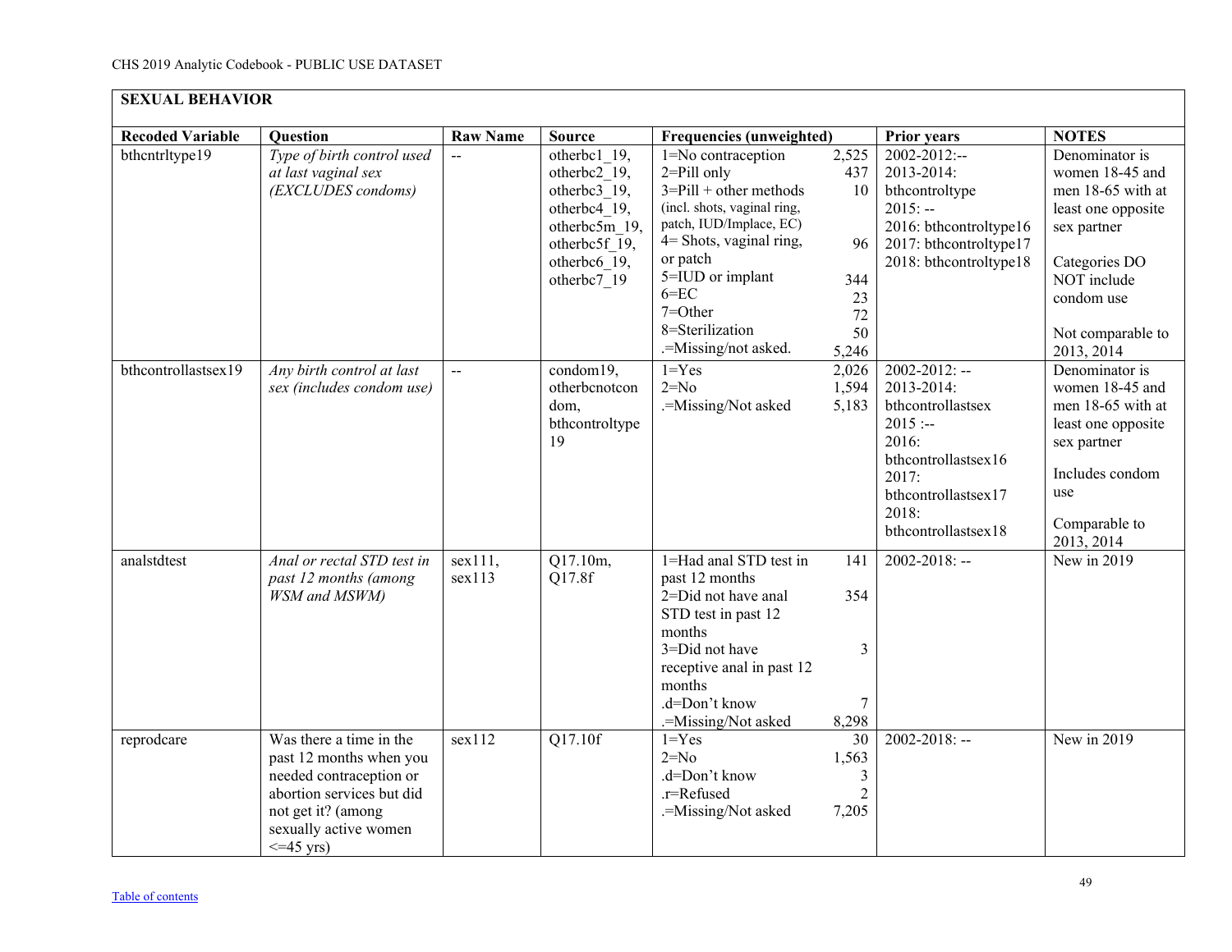**SEXUAL BEHAVIOR**

| Recoded Variable | Question | Raw Name | Source | Frequencies (unweighted) | | Prior years | NOTES |
|---|---|---|---|---|---|---|---|
| bthcntrltype19 | *Type of birth control used at last vaginal sex (EXCLUDES condoms)* | -- | otherbc1_19, otherbc2_19, otherbc3_19, otherbc4_19, otherbc5m_19, otherbc5f_19, otherbc6_19, otherbc7_19 | 1=No contraception<br>2=Pill only<br>3=Pill + other methods (incl. shots, vaginal ring, patch, IUD/Implace, EC)<br>4= Shots, vaginal ring, or patch<br>5=IUD or implant<br>6=EC<br>7=Other<br>8=Sterilization<br>.=Missing/not asked. | 2,525<br>437<br>10<br><br>96<br>344<br>23<br>72<br>50<br>5,246 | 2002-2012:--<br>2013-2014: bthcontroltype<br>2015: --<br>2016: bthcontroltype16<br>2017: bthcontroltype17<br>2018: bthcontroltype18 | Denominator is women 18-45 and men 18-65 with at least one opposite sex partner<br><br>Categories DO NOT include condom use<br><br>Not comparable to 2013, 2014 |
| bthcontrollastsex19 | *Any birth control at last sex (includes condom use)* | -- | condom19, otherbcnotcon dom, bthcontroltype 19 | 1=Yes<br>2=No<br>.=Missing/Not asked | 2,026<br>1,594<br>5,183 | 2002-2012: --<br>2013-2014: bthcontrollastsex<br>2015 :--<br>2016: bthcontrollastsex16<br>2017: bthcontrollastsex17<br>2018: bthcontrollastsex18 | Denominator is women 18-45 and men 18-65 with at least one opposite sex partner<br><br>Includes condom use<br><br>Comparable to 2013, 2014 |
| analstdtest | *Anal or rectal STD test in past 12 months (among WSM and MSWM)* | sex111, sex113 | Q17.10m, Q17.8f | 1=Had anal STD test in past 12 months<br>2=Did not have anal STD test in past 12 months<br>3=Did not have receptive anal in past 12 months<br>.d=Don't know<br>.=Missing/Not asked | 141<br>354<br>3<br>7<br>8,298 | 2002-2018: -- | New in 2019 |
| reprodcare | Was there a time in the past 12 months when you needed contraception or abortion services but did not get it? (among sexually active women <=45 yrs) | sex112 | Q17.10f | 1=Yes<br>2=No<br>.d=Don't know<br>.r=Refused<br>.=Missing/Not asked | 30<br>1,563<br>3<br>2<br>7,205 | 2002-2018: -- | New in 2019 |

Table of contents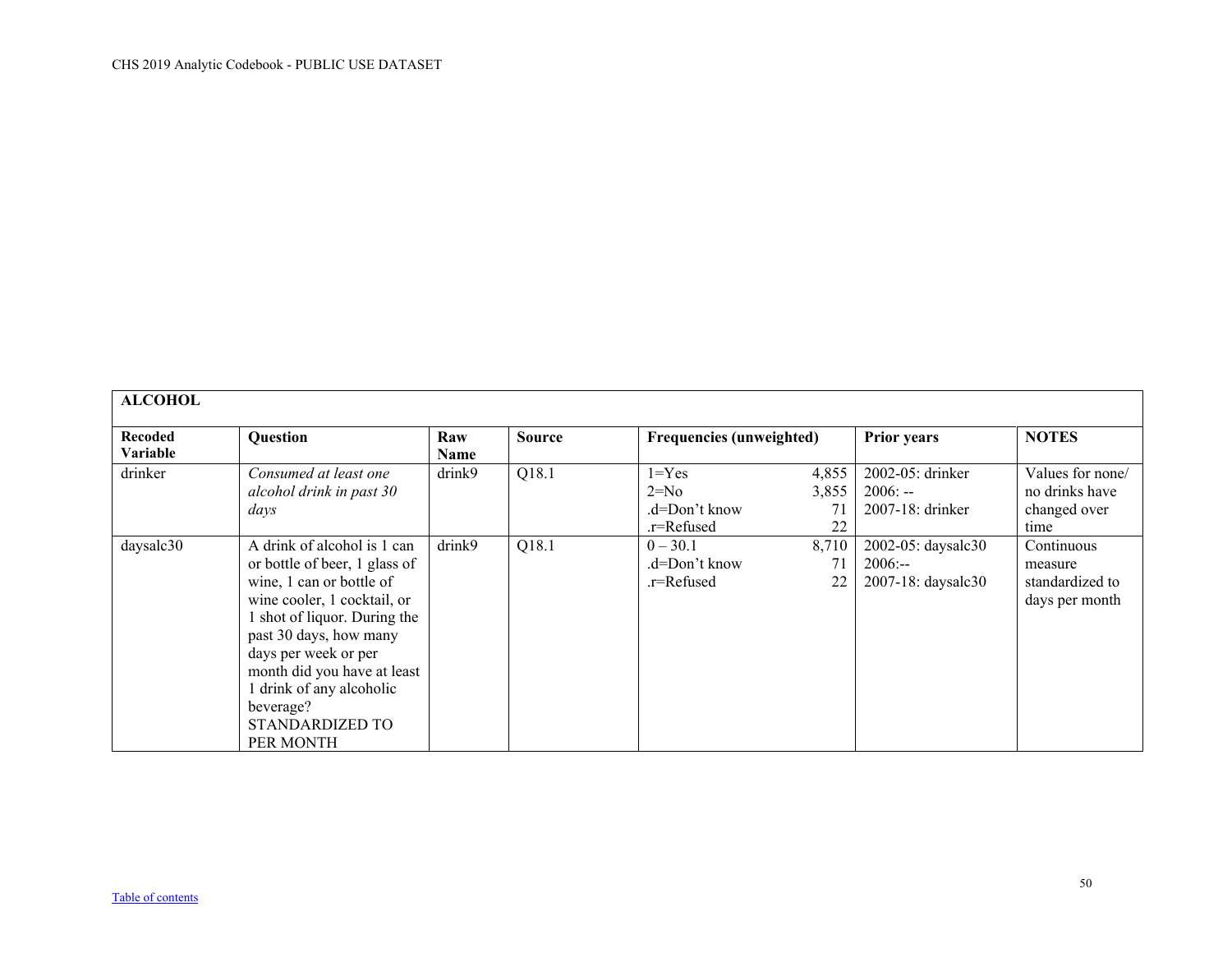| ALCOHOL | | | | | | | |
|---|---|---|---|---|---|---|---|
| **Recoded Variable** | **Question** | **Raw Name** | **Source** | **Frequencies (unweighted)** | | **Prior years** | **NOTES** |
| drinker | *Consumed at least one alcohol drink in past 30 days* | drink9 | Q18.1 | 1=Yes<br>2=No<br>.d=Don't know<br>.r=Refused | 4,855<br>3,855<br>71<br>22 | 2002-05: drinker<br>2006: --<br>2007-18: drinker | Values for none/ no drinks have changed over time |
| daysalc30 | A drink of alcohol is 1 can or bottle of beer, 1 glass of wine, 1 can or bottle of wine cooler, 1 cocktail, or 1 shot of liquor. During the past 30 days, how many days per week or per month did you have at least 1 drink of any alcoholic beverage? STANDARDIZED TO PER MONTH | drink9 | Q18.1 | 0 – 30.1<br>.d=Don't know<br>.r=Refused | 8,710<br>71<br>22 | 2002-05: daysalc30<br>2006:--<br>2007-18: daysalc30 | Continuous measure standardized to days per month |

Table of contents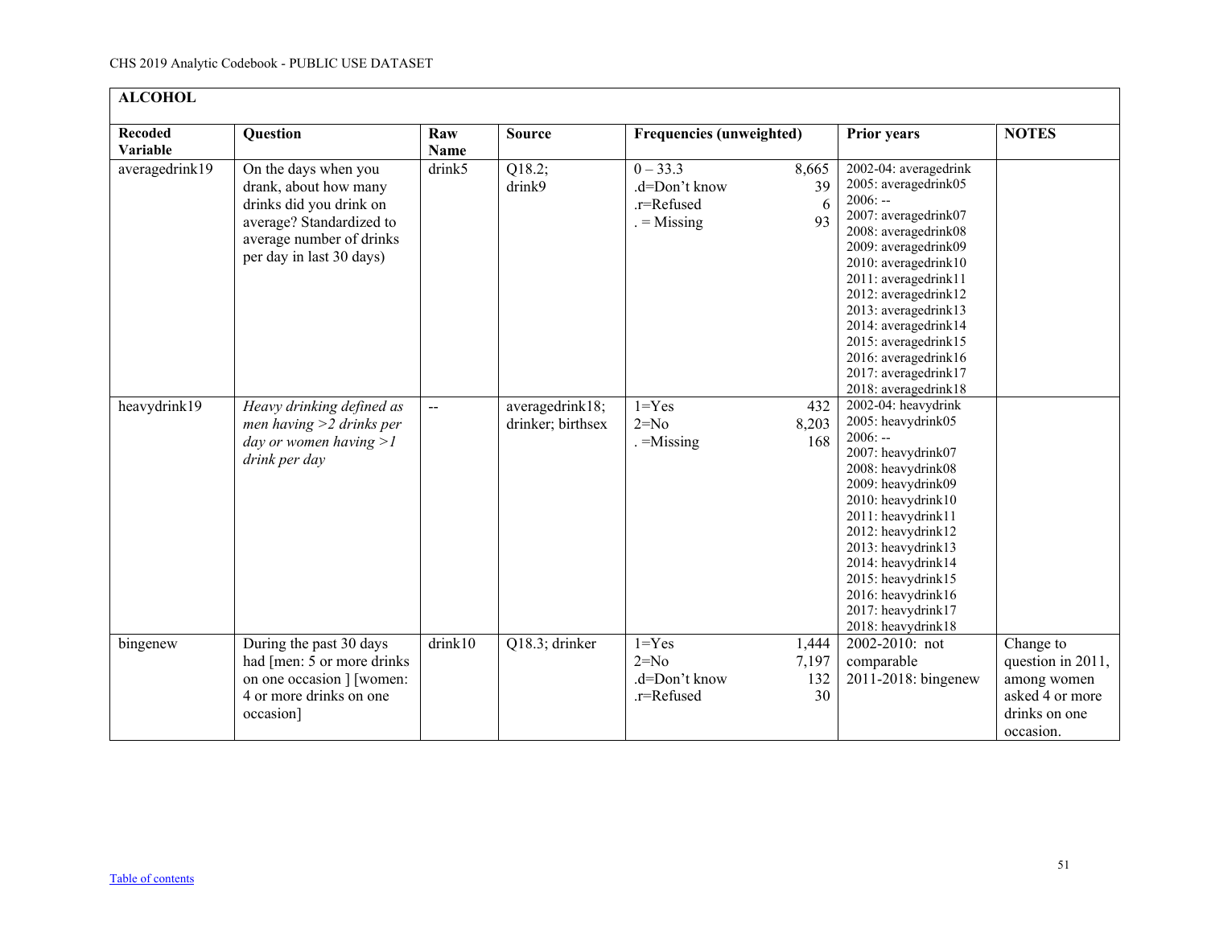## ALCOHOL

| Recoded Variable | Question | Raw Name | Source | Frequencies (unweighted) | | Prior years | NOTES |
|---|---|---|---|---|---|---|---|
| averagedrink19 | On the days when you drank, about how many drinks did you drink on average? Standardized to average number of drinks per day in last 30 days) | drink5 | Q18.2; drink9 | 0 – 33.3<br>.d=Don't know<br>.r=Refused<br>. = Missing | 8,665<br>39<br>6<br>93 | 2002-04: averagedrink<br>2005: averagedrink05<br>2006: --<br>2007: averagedrink07<br>2008: averagedrink08<br>2009: averagedrink09<br>2010: averagedrink10<br>2011: averagedrink11<br>2012: averagedrink12<br>2013: averagedrink13<br>2014: averagedrink14<br>2015: averagedrink15<br>2016: averagedrink16<br>2017: averagedrink17<br>2018: averagedrink18 | |
| heavydrink19 | *Heavy drinking defined as men having >2 drinks per day or women having >1 drink per day* | -- | averagedrink18; drinker; birthsex | 1=Yes<br>2=No<br>. =Missing | 432<br>8,203<br>168 | 2002-04: heavydrink<br>2005: heavydrink05<br>2006: --<br>2007: heavydrink07<br>2008: heavydrink08<br>2009: heavydrink09<br>2010: heavydrink10<br>2011: heavydrink11<br>2012: heavydrink12<br>2013: heavydrink13<br>2014: heavydrink14<br>2015: heavydrink15<br>2016: heavydrink16<br>2017: heavydrink17<br>2018: heavydrink18 | |
| bingenew | During the past 30 days had [men: 5 or more drinks on one occasion ] [women: 4 or more drinks on one occasion] | drink10 | Q18.3; drinker | 1=Yes<br>2=No<br>.d=Don't know<br>.r=Refused | 1,444<br>7,197<br>132<br>30 | 2002-2010: not comparable<br>2011-2018: bingenew | Change to question in 2011, among women asked 4 or more drinks on one occasion. |

[Table of contents](#)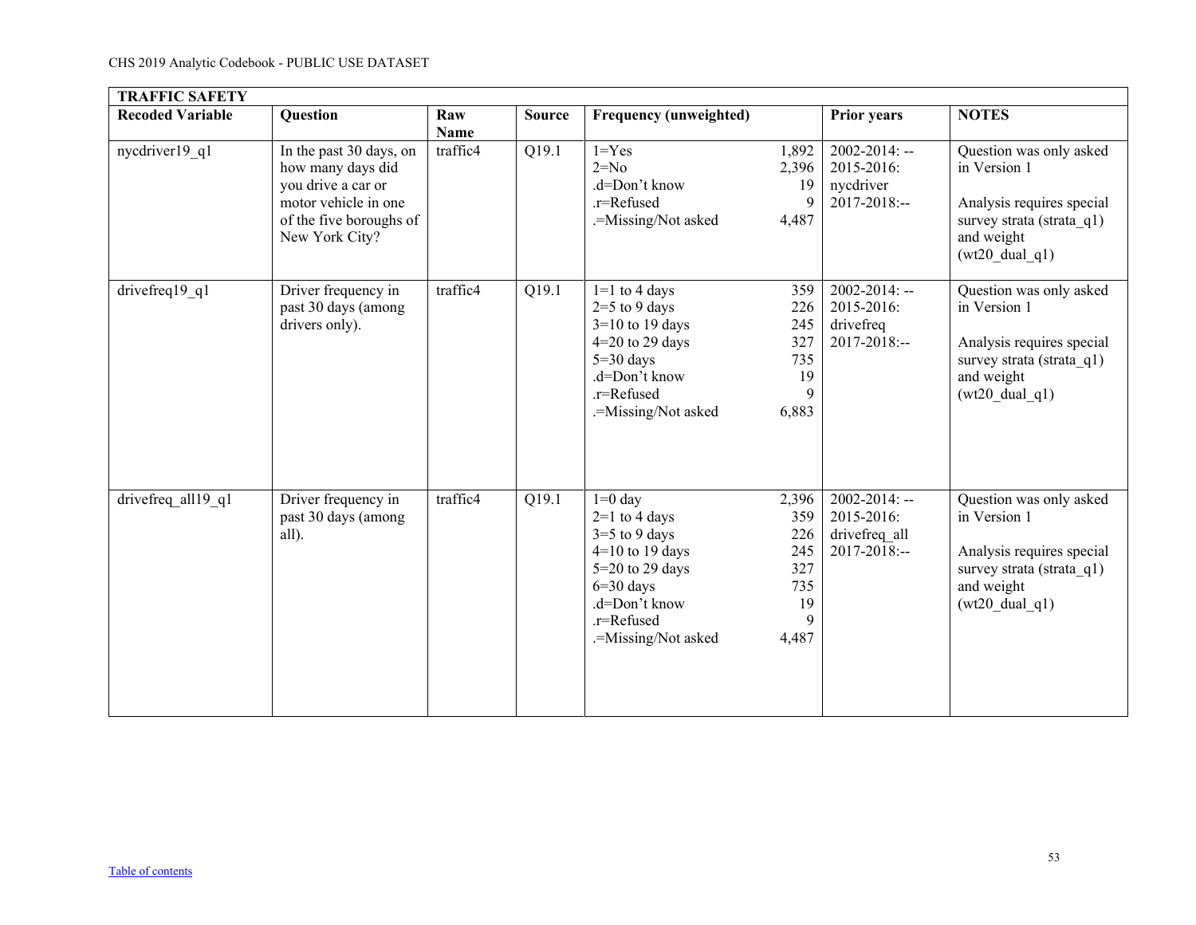| TRAFFIC SAFETY | | | | | | |
|---|---|---|---|---|---|---|
| **Recoded Variable** | **Question** | **Raw Name** | **Source** | **Frequency (unweighted)** | **Prior years** | **NOTES** |
| nycdriver19_q1 | In the past 30 days, on how many days did you drive a car or motor vehicle in one of the five boroughs of New York City? | traffic4 | Q19.1 | 1=Yes 1,892<br>2=No 2,396<br>.d=Don't know 19<br>.r=Refused 9<br>.=Missing/Not asked 4,487 | 2002-2014: --<br>2015-2016: nycdriver<br>2017-2018:-- | Question was only asked in Version 1<br><br>Analysis requires special survey strata (strata_q1) and weight (wt20_dual_q1) |
| drivefreq19_q1 | Driver frequency in past 30 days (among drivers only). | traffic4 | Q19.1 | 1=1 to 4 days 359<br>2=5 to 9 days 226<br>3=10 to 19 days 245<br>4=20 to 29 days 327<br>5=30 days 735<br>.d=Don't know 19<br>.r=Refused 9<br>.=Missing/Not asked 6,883 | 2002-2014: --<br>2015-2016: drivefreq<br>2017-2018:-- | Question was only asked in Version 1<br><br>Analysis requires special survey strata (strata_q1) and weight (wt20_dual_q1) |
| drivefreq_all19_q1 | Driver frequency in past 30 days (among all). | traffic4 | Q19.1 | 1=0 day 2,396<br>2=1 to 4 days 359<br>3=5 to 9 days 226<br>4=10 to 19 days 245<br>5=20 to 29 days 327<br>6=30 days 735<br>.d=Don't know 19<br>.r=Refused 9<br>.=Missing/Not asked 4,487 | 2002-2014: --<br>2015-2016: drivefreq_all<br>2017-2018:-- | Question was only asked in Version 1<br><br>Analysis requires special survey strata (strata_q1) and weight (wt20_dual_q1) |

Table of contents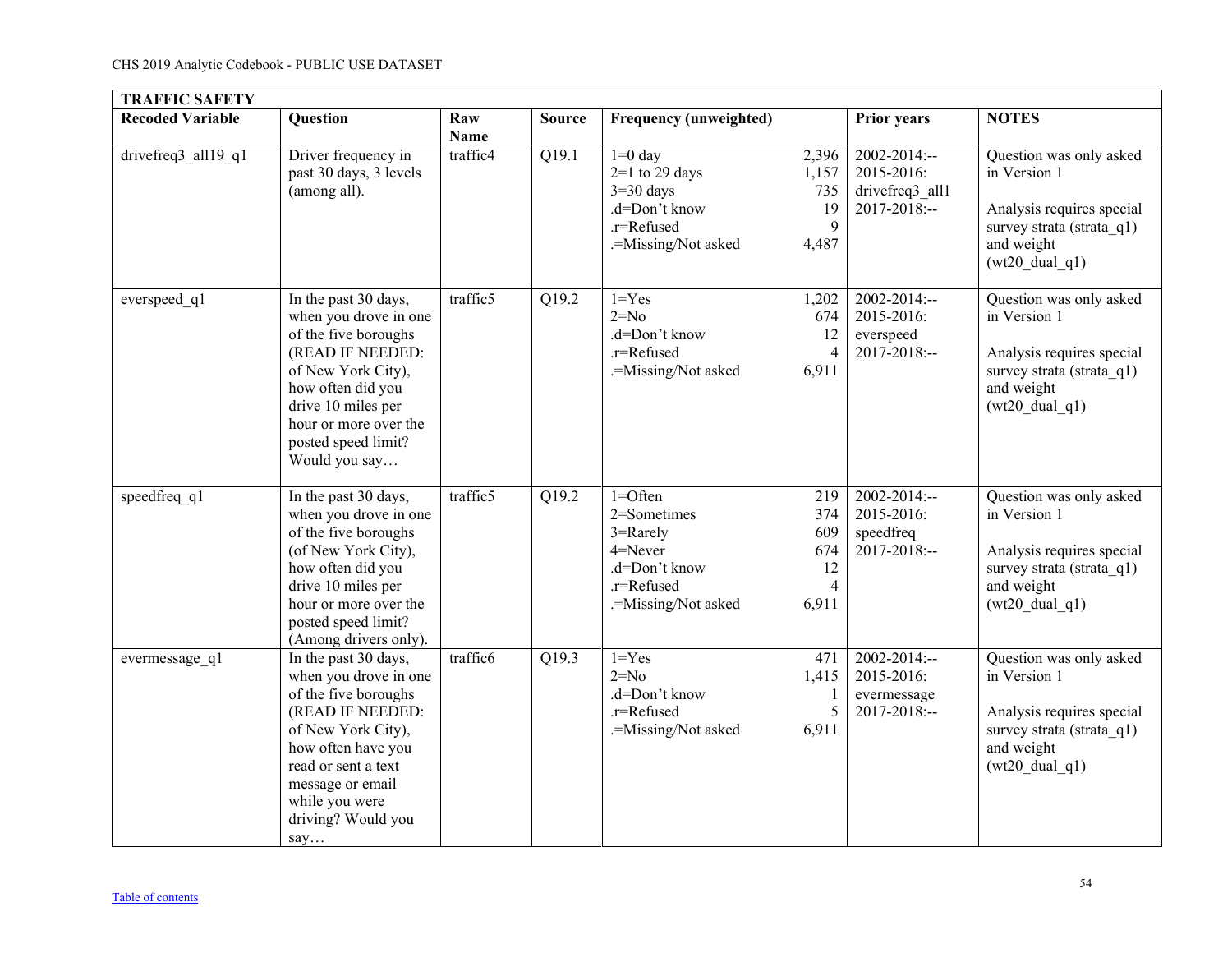| TRAFFIC SAFETY | | | | | | | |
|---|---|---|---|---|---|---|---|
| **Recoded Variable** | **Question** | **Raw Name** | **Source** | **Frequency (unweighted)** | | **Prior years** | **NOTES** |
| drivefreq3_all19_q1 | Driver frequency in past 30 days, 3 levels (among all). | traffic4 | Q19.1 | 1=0 day<br>2=1 to 29 days<br>3=30 days<br>.d=Don't know<br>.r=Refused<br>.=Missing/Not asked | 2,396<br>1,157<br>735<br>19<br>9<br>4,487 | 2002-2014:--<br>2015-2016: drivefreq3_all1<br>2017-2018:-- | Question was only asked in Version 1<br><br>Analysis requires special survey strata (strata_q1) and weight (wt20_dual_q1) |
| everspeed_q1 | In the past 30 days, when you drove in one of the five boroughs (READ IF NEEDED: of New York City), how often did you drive 10 miles per hour or more over the posted speed limit? Would you say… | traffic5 | Q19.2 | 1=Yes<br>2=No<br>.d=Don't know<br>.r=Refused<br>.=Missing/Not asked | 1,202<br>674<br>12<br>4<br>6,911 | 2002-2014:--<br>2015-2016: everspeed<br>2017-2018:-- | Question was only asked in Version 1<br><br>Analysis requires special survey strata (strata_q1) and weight (wt20_dual_q1) |
| speedfreq_q1 | In the past 30 days, when you drove in one of the five boroughs (of New York City), how often did you drive 10 miles per hour or more over the posted speed limit? (Among drivers only). | traffic5 | Q19.2 | 1=Often<br>2=Sometimes<br>3=Rarely<br>4=Never<br>.d=Don't know<br>.r=Refused<br>.=Missing/Not asked | 219<br>374<br>609<br>674<br>12<br>4<br>6,911 | 2002-2014:--<br>2015-2016: speedfreq<br>2017-2018:-- | Question was only asked in Version 1<br><br>Analysis requires special survey strata (strata_q1) and weight (wt20_dual_q1) |
| evermessage_q1 | In the past 30 days, when you drove in one of the five boroughs (READ IF NEEDED: of New York City), how often have you read or sent a text message or email while you were driving? Would you say… | traffic6 | Q19.3 | 1=Yes<br>2=No<br>.d=Don't know<br>.r=Refused<br>.=Missing/Not asked | 471<br>1,415<br>1<br>5<br>6,911 | 2002-2014:--<br>2015-2016: evermessage<br>2017-2018:-- | Question was only asked in Version 1<br><br>Analysis requires special survey strata (strata_q1) and weight (wt20_dual_q1) |

Table of contents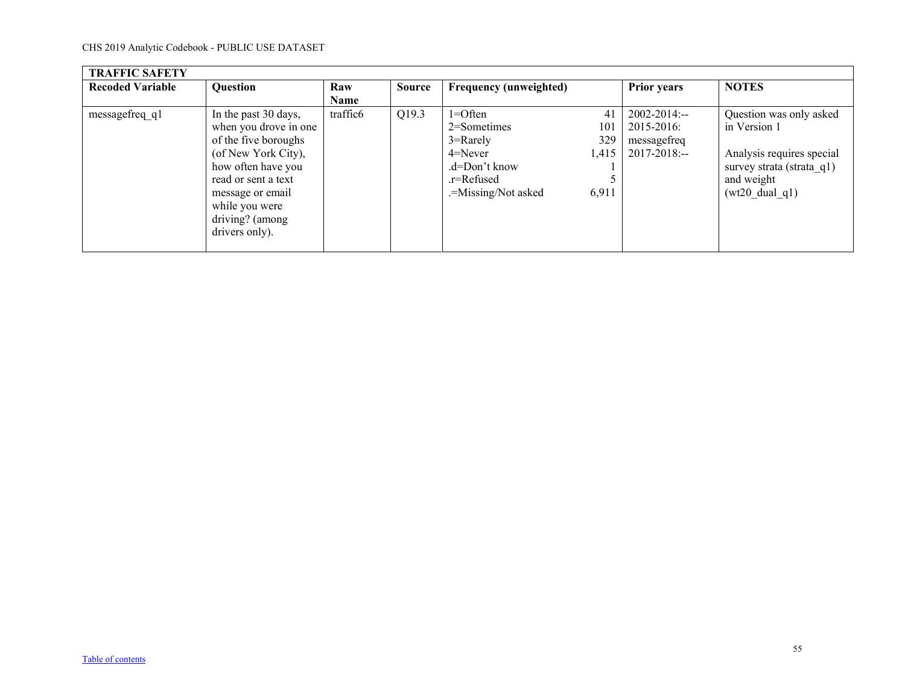| TRAFFIC SAFETY | | | | | | |
|---|---|---|---|---|---|---|
| **Recoded Variable** | **Question** | **Raw Name** | **Source** | **Frequency (unweighted)** | **Prior years** | **NOTES** |
| messagefreq_q1 | In the past 30 days, when you drove in one of the five boroughs (of New York City), how often have you read or sent a text message or email while you were driving? (among drivers only). | traffic6 | Q19.3 | 1=Often 41<br>2=Sometimes 101<br>3=Rarely 329<br>4=Never 1,415<br>.d=Don't know 1<br>.r=Refused 5<br>.=Missing/Not asked 6,911 | 2002-2014:--<br>2015-2016: messagefreq<br>2017-2018:-- | Question was only asked in Version 1<br><br>Analysis requires special survey strata (strata_q1) and weight (wt20_dual_q1) |

Table of contents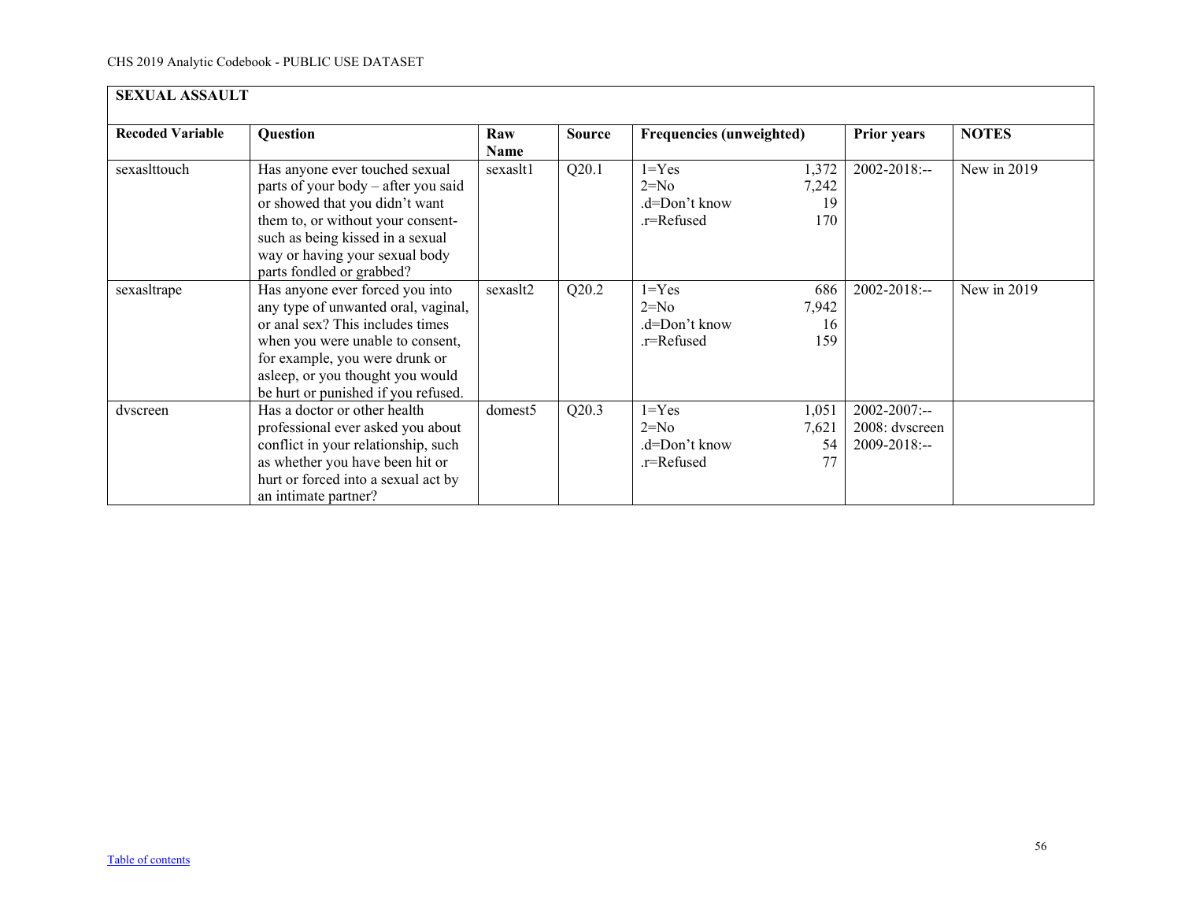## SEXUAL ASSAULT

| Recoded Variable | Question | Raw Name | Source | Frequencies (unweighted) | | Prior years | NOTES |
|---|---|---|---|---|---|---|---|
| sexaslttouch | Has anyone ever touched sexual parts of your body – after you said or showed that you didn't want them to, or without your consent- such as being kissed in a sexual way or having your sexual body parts fondled or grabbed? | sexaslt1 | Q20.1 | 1=Yes<br>2=No<br>.d=Don't know<br>.r=Refused | 1,372<br>7,242<br>19<br>170 | 2002-2018:-- | New in 2019 |
| sexasltrape | Has anyone ever forced you into any type of unwanted oral, vaginal, or anal sex? This includes times when you were unable to consent, for example, you were drunk or asleep, or you thought you would be hurt or punished if you refused. | sexaslt2 | Q20.2 | 1=Yes<br>2=No<br>.d=Don't know<br>.r=Refused | 686<br>7,942<br>16<br>159 | 2002-2018:-- | New in 2019 |
| dvscreen | Has a doctor or other health professional ever asked you about conflict in your relationship, such as whether you have been hit or hurt or forced into a sexual act by an intimate partner? | domest5 | Q20.3 | 1=Yes<br>2=No<br>.d=Don't know<br>.r=Refused | 1,051<br>7,621<br>54<br>77 | 2002-2007:--<br>2008: dvscreen<br>2009-2018:-- | |

Table of contents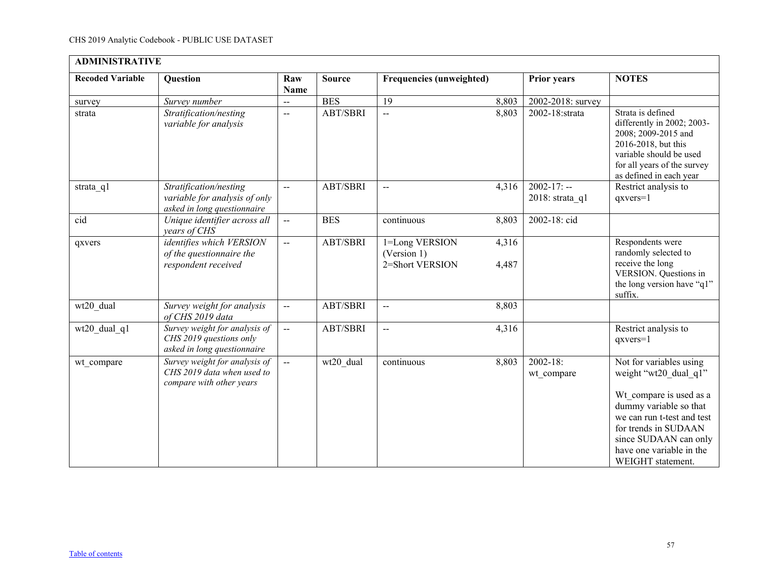| ADMINISTRATIVE | | | | | | |
|---|---|---|---|---|---|---|
| **Recoded Variable** | **Question** | **Raw Name** | **Source** | **Frequencies (unweighted)** | **Prior years** | **NOTES** |
| survey | *Survey number* | -- | BES | 19 8,803 | 2002-2018: survey | |
| strata | *Stratification/nesting variable for analysis* | -- | ABT/SBRI | -- 8,803 | 2002-18:strata | Strata is defined differently in 2002; 2003-2008; 2009-2015 and 2016-2018, but this variable should be used for all years of the survey as defined in each year |
| strata_q1 | *Stratification/nesting variable for analysis of only asked in long questionnaire* | -- | ABT/SBRI | -- 4,316 | 2002-17: --<br>2018: strata_q1 | Restrict analysis to qxvers=1 |
| cid | *Unique identifier across all years of CHS* | -- | BES | continuous 8,803 | 2002-18: cid | |
| qxvers | *identifies which VERSION of the questionnaire the respondent received* | -- | ABT/SBRI | 1=Long VERSION (Version 1) 4,316<br>2=Short VERSION 4,487 | | Respondents were randomly selected to receive the long VERSION. Questions in the long version have "q1" suffix. |
| wt20_dual | *Survey weight for analysis of CHS 2019 data* | -- | ABT/SBRI | -- 8,803 | | |
| wt20_dual_q1 | *Survey weight for analysis of CHS 2019 questions only asked in long questionnaire* | -- | ABT/SBRI | -- 4,316 | | Restrict analysis to qxvers=1 |
| wt_compare | *Survey weight for analysis of CHS 2019 data when used to compare with other years* | -- | wt20_dual | continuous 8,803 | 2002-18: wt_compare | Not for variables using weight "wt20_dual_q1"<br><br>Wt_compare is used as a dummy variable so that we can run t-test and test for trends in SUDAAN since SUDAAN can only have one variable in the WEIGHT statement. |

[Table of contents]